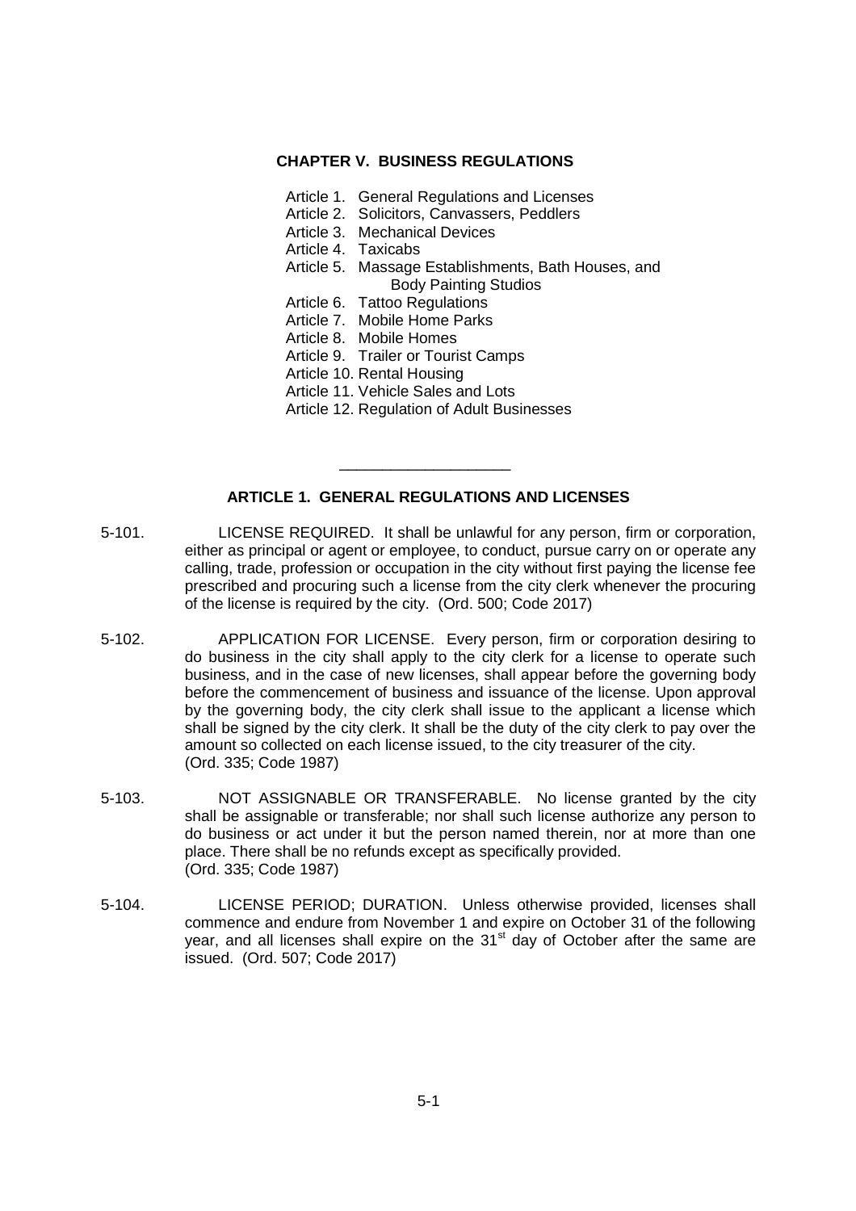# CHAPTER V. BUSINESS REGULATIONS

Article 1. General Regulations and Licenses
Article 2. Solicitors, Canvassers, Peddlers
Article 3. Mechanical Devices
Article 4. Taxicabs
Article 5. Massage Establishments, Bath Houses, and Body Painting Studios
Article 6. Tattoo Regulations
Article 7. Mobile Home Parks
Article 8. Mobile Homes
Article 9. Trailer or Tourist Camps
Article 10. Rental Housing
Article 11. Vehicle Sales and Lots
Article 12. Regulation of Adult Businesses

---

## ARTICLE 1. GENERAL REGULATIONS AND LICENSES

5-101. LICENSE REQUIRED. It shall be unlawful for any person, firm or corporation, either as principal or agent or employee, to conduct, pursue carry on or operate any calling, trade, profession or occupation in the city without first paying the license fee prescribed and procuring such a license from the city clerk whenever the procuring of the license is required by the city. (Ord. 500; Code 2017)

5-102. APPLICATION FOR LICENSE. Every person, firm or corporation desiring to do business in the city shall apply to the city clerk for a license to operate such business, and in the case of new licenses, shall appear before the governing body before the commencement of business and issuance of the license. Upon approval by the governing body, the city clerk shall issue to the applicant a license which shall be signed by the city clerk. It shall be the duty of the city clerk to pay over the amount so collected on each license issued, to the city treasurer of the city. (Ord. 335; Code 1987)

5-103. NOT ASSIGNABLE OR TRANSFERABLE. No license granted by the city shall be assignable or transferable; nor shall such license authorize any person to do business or act under it but the person named therein, nor at more than one place. There shall be no refunds except as specifically provided. (Ord. 335; Code 1987)

5-104. LICENSE PERIOD; DURATION. Unless otherwise provided, licenses shall commence and endure from November 1 and expire on October 31 of the following year, and all licenses shall expire on the 31st day of October after the same are issued. (Ord. 507; Code 2017)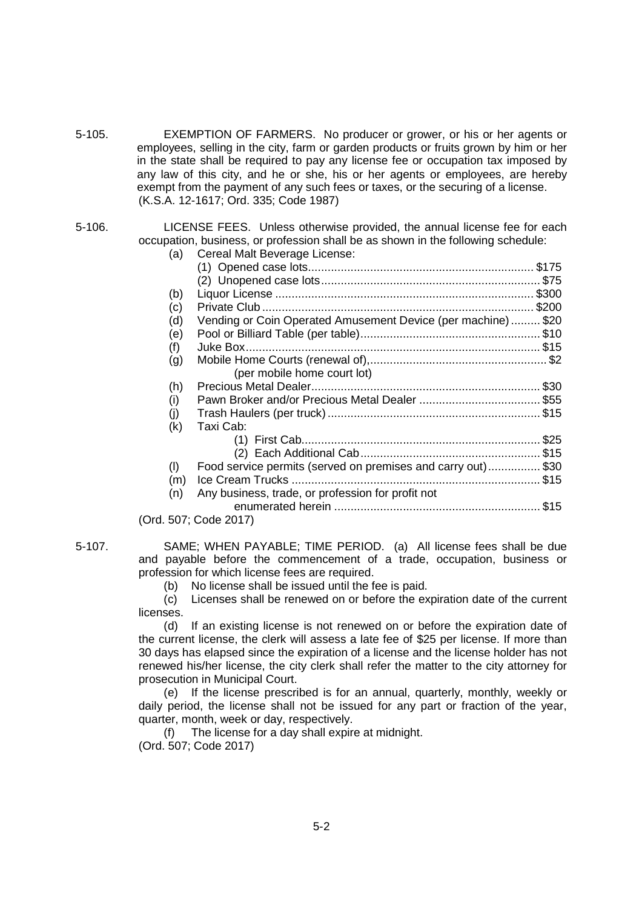5-105. EXEMPTION OF FARMERS. No producer or grower, or his or her agents or employees, selling in the city, farm or garden products or fruits grown by him or her in the state shall be required to pay any license fee or occupation tax imposed by any law of this city, and he or she, his or her agents or employees, are hereby exempt from the payment of any such fees or taxes, or the securing of a license.
(K.S.A. 12-1617; Ord. 335; Code 1987)

5-106. LICENSE FEES. Unless otherwise provided, the annual license fee for each occupation, business, or profession shall be as shown in the following schedule:

(a) Cereal Malt Beverage License:
  (1) Opened case lots.................................................................... $175
  (2) Unopened case lots.................................................................. $75
(b) Liquor License .............................................................................. $300
(c) Private Club .................................................................................. $200
(d) Vending or Coin Operated Amusement Device (per machine) ......... $20
(e) Pool or Billiard Table (per table)...................................................... $10
(f) Juke Box......................................................................................... $15
(g) Mobile Home Courts (renewal of),...................................................... $2
  (per mobile home court lot)
(h) Precious Metal Dealer..................................................................... $30
(i) Pawn Broker and/or Precious Metal Dealer ..................................... $55
(j) Trash Haulers (per truck) ................................................................ $15
(k) Taxi Cab:
  (1) First Cab........................................................................ $25
  (2) Each Additional Cab....................................................... $15
(l) Food service permits (served on premises and carry out)................ $30
(m) Ice Cream Trucks ........................................................................... $15
(n) Any business, trade, or profession for profit not enumerated herein .............................................................. $15

(Ord. 507; Code 2017)

5-107. SAME; WHEN PAYABLE; TIME PERIOD. (a) All license fees shall be due and payable before the commencement of a trade, occupation, business or profession for which license fees are required.

(b) No license shall be issued until the fee is paid.

(c) Licenses shall be renewed on or before the expiration date of the current licenses.

(d) If an existing license is not renewed on or before the expiration date of the current license, the clerk will assess a late fee of $25 per license. If more than 30 days has elapsed since the expiration of a license and the license holder has not renewed his/her license, the city clerk shall refer the matter to the city attorney for prosecution in Municipal Court.

(e) If the license prescribed is for an annual, quarterly, monthly, weekly or daily period, the license shall not be issued for any part or fraction of the year, quarter, month, week or day, respectively.

(f) The license for a day shall expire at midnight.

(Ord. 507; Code 2017)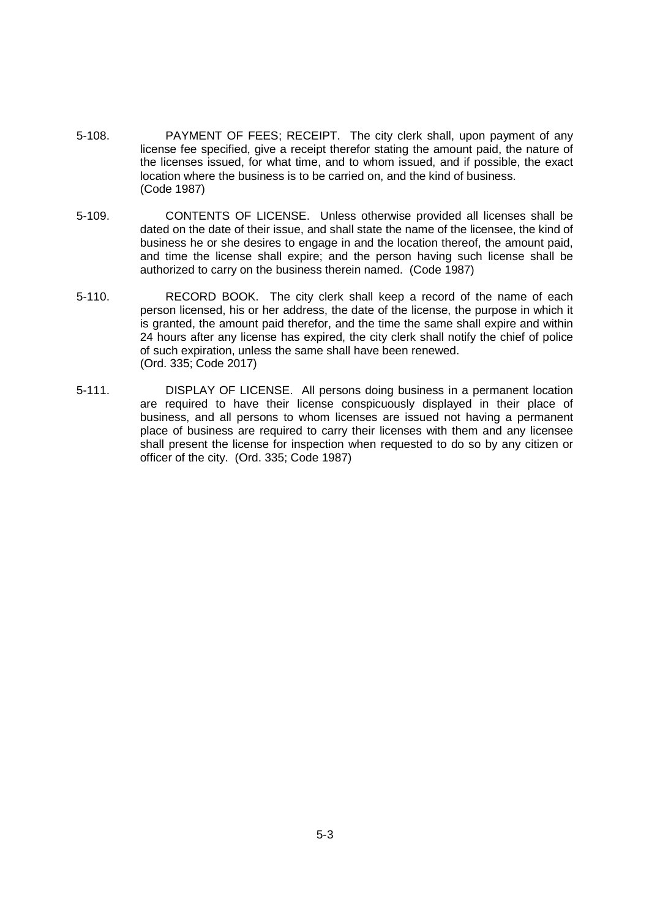5-108. PAYMENT OF FEES; RECEIPT. The city clerk shall, upon payment of any license fee specified, give a receipt therefor stating the amount paid, the nature of the licenses issued, for what time, and to whom issued, and if possible, the exact location where the business is to be carried on, and the kind of business. (Code 1987)

5-109. CONTENTS OF LICENSE. Unless otherwise provided all licenses shall be dated on the date of their issue, and shall state the name of the licensee, the kind of business he or she desires to engage in and the location thereof, the amount paid, and time the license shall expire; and the person having such license shall be authorized to carry on the business therein named. (Code 1987)

5-110. RECORD BOOK. The city clerk shall keep a record of the name of each person licensed, his or her address, the date of the license, the purpose in which it is granted, the amount paid therefor, and the time the same shall expire and within 24 hours after any license has expired, the city clerk shall notify the chief of police of such expiration, unless the same shall have been renewed. (Ord. 335; Code 2017)

5-111. DISPLAY OF LICENSE. All persons doing business in a permanent location are required to have their license conspicuously displayed in their place of business, and all persons to whom licenses are issued not having a permanent place of business are required to carry their licenses with them and any licensee shall present the license for inspection when requested to do so by any citizen or officer of the city. (Ord. 335; Code 1987)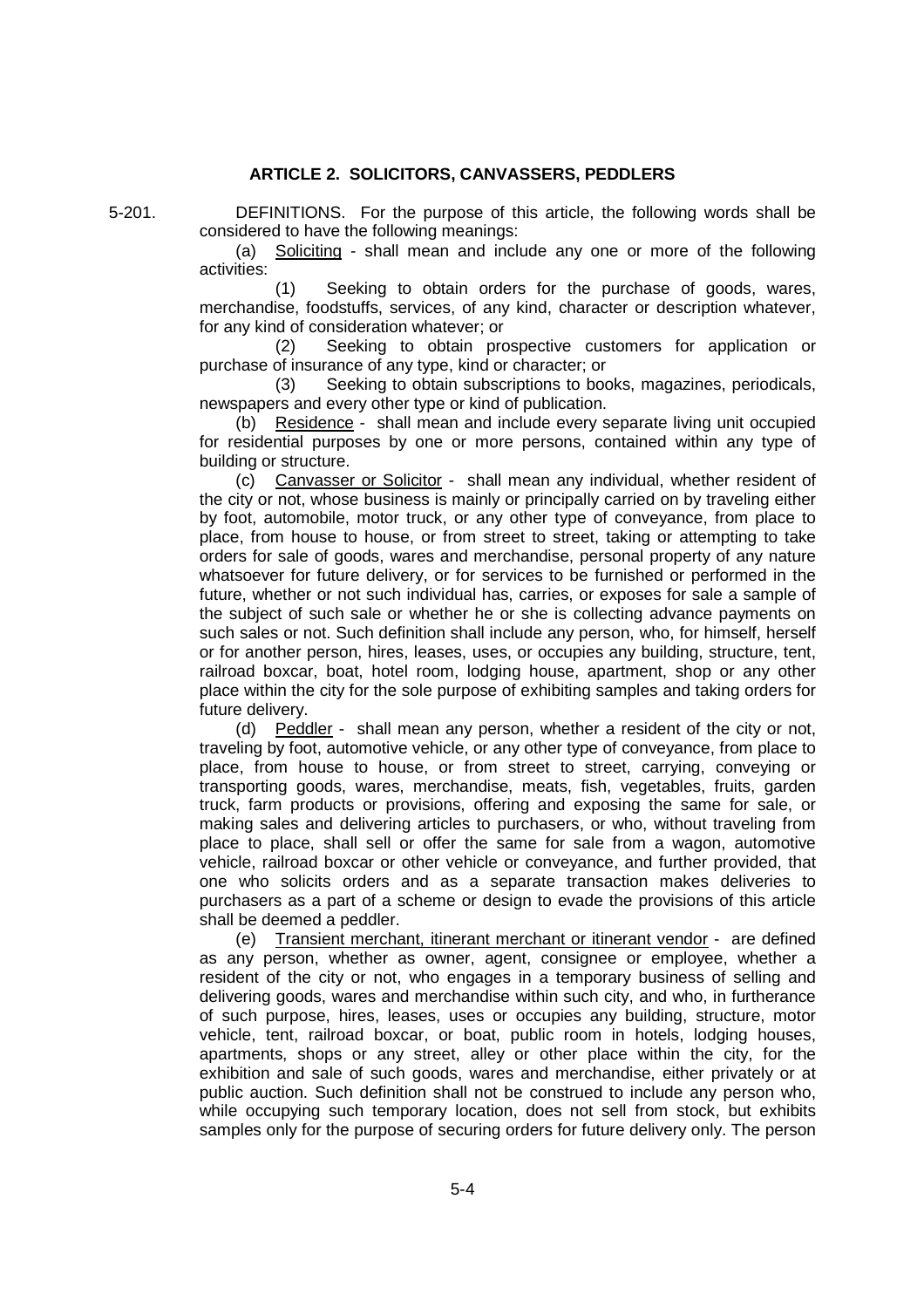## ARTICLE 2. SOLICITORS, CANVASSERS, PEDDLERS

5-201. DEFINITIONS. For the purpose of this article, the following words shall be considered to have the following meanings:

(a) Soliciting - shall mean and include any one or more of the following activities:

(1) Seeking to obtain orders for the purchase of goods, wares, merchandise, foodstuffs, services, of any kind, character or description whatever, for any kind of consideration whatever; or

(2) Seeking to obtain prospective customers for application or purchase of insurance of any type, kind or character; or

(3) Seeking to obtain subscriptions to books, magazines, periodicals, newspapers and every other type or kind of publication.

(b) Residence - shall mean and include every separate living unit occupied for residential purposes by one or more persons, contained within any type of building or structure.

(c) Canvasser or Solicitor - shall mean any individual, whether resident of the city or not, whose business is mainly or principally carried on by traveling either by foot, automobile, motor truck, or any other type of conveyance, from place to place, from house to house, or from street to street, taking or attempting to take orders for sale of goods, wares and merchandise, personal property of any nature whatsoever for future delivery, or for services to be furnished or performed in the future, whether or not such individual has, carries, or exposes for sale a sample of the subject of such sale or whether he or she is collecting advance payments on such sales or not. Such definition shall include any person, who, for himself, herself or for another person, hires, leases, uses, or occupies any building, structure, tent, railroad boxcar, boat, hotel room, lodging house, apartment, shop or any other place within the city for the sole purpose of exhibiting samples and taking orders for future delivery.

(d) Peddler - shall mean any person, whether a resident of the city or not, traveling by foot, automotive vehicle, or any other type of conveyance, from place to place, from house to house, or from street to street, carrying, conveying or transporting goods, wares, merchandise, meats, fish, vegetables, fruits, garden truck, farm products or provisions, offering and exposing the same for sale, or making sales and delivering articles to purchasers, or who, without traveling from place to place, shall sell or offer the same for sale from a wagon, automotive vehicle, railroad boxcar or other vehicle or conveyance, and further provided, that one who solicits orders and as a separate transaction makes deliveries to purchasers as a part of a scheme or design to evade the provisions of this article shall be deemed a peddler.

(e) Transient merchant, itinerant merchant or itinerant vendor - are defined as any person, whether as owner, agent, consignee or employee, whether a resident of the city or not, who engages in a temporary business of selling and delivering goods, wares and merchandise within such city, and who, in furtherance of such purpose, hires, leases, uses or occupies any building, structure, motor vehicle, tent, railroad boxcar, or boat, public room in hotels, lodging houses, apartments, shops or any street, alley or other place within the city, for the exhibition and sale of such goods, wares and merchandise, either privately or at public auction. Such definition shall not be construed to include any person who, while occupying such temporary location, does not sell from stock, but exhibits samples only for the purpose of securing orders for future delivery only. The person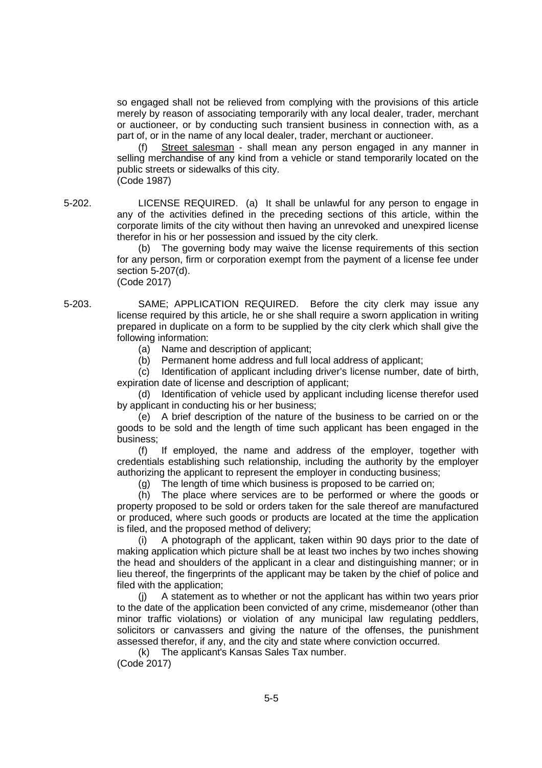so engaged shall not be relieved from complying with the provisions of this article merely by reason of associating temporarily with any local dealer, trader, merchant or auctioneer, or by conducting such transient business in connection with, as a part of, or in the name of any local dealer, trader, merchant or auctioneer.

(f) Street salesman - shall mean any person engaged in any manner in selling merchandise of any kind from a vehicle or stand temporarily located on the public streets or sidewalks of this city.

(Code 1987)

5-202. LICENSE REQUIRED. (a) It shall be unlawful for any person to engage in any of the activities defined in the preceding sections of this article, within the corporate limits of the city without then having an unrevoked and unexpired license therefor in his or her possession and issued by the city clerk.

(b) The governing body may waive the license requirements of this section for any person, firm or corporation exempt from the payment of a license fee under section 5-207(d).

(Code 2017)

5-203. SAME; APPLICATION REQUIRED. Before the city clerk may issue any license required by this article, he or she shall require a sworn application in writing prepared in duplicate on a form to be supplied by the city clerk which shall give the following information:

(a) Name and description of applicant;

(b) Permanent home address and full local address of applicant;

(c) Identification of applicant including driver's license number, date of birth, expiration date of license and description of applicant;

(d) Identification of vehicle used by applicant including license therefor used by applicant in conducting his or her business;

(e) A brief description of the nature of the business to be carried on or the goods to be sold and the length of time such applicant has been engaged in the business;

(f) If employed, the name and address of the employer, together with credentials establishing such relationship, including the authority by the employer authorizing the applicant to represent the employer in conducting business;

(g) The length of time which business is proposed to be carried on;

(h) The place where services are to be performed or where the goods or property proposed to be sold or orders taken for the sale thereof are manufactured or produced, where such goods or products are located at the time the application is filed, and the proposed method of delivery;

(i) A photograph of the applicant, taken within 90 days prior to the date of making application which picture shall be at least two inches by two inches showing the head and shoulders of the applicant in a clear and distinguishing manner; or in lieu thereof, the fingerprints of the applicant may be taken by the chief of police and filed with the application;

(j) A statement as to whether or not the applicant has within two years prior to the date of the application been convicted of any crime, misdemeanor (other than minor traffic violations) or violation of any municipal law regulating peddlers, solicitors or canvassers and giving the nature of the offenses, the punishment assessed therefor, if any, and the city and state where conviction occurred.

(k) The applicant's Kansas Sales Tax number.

(Code 2017)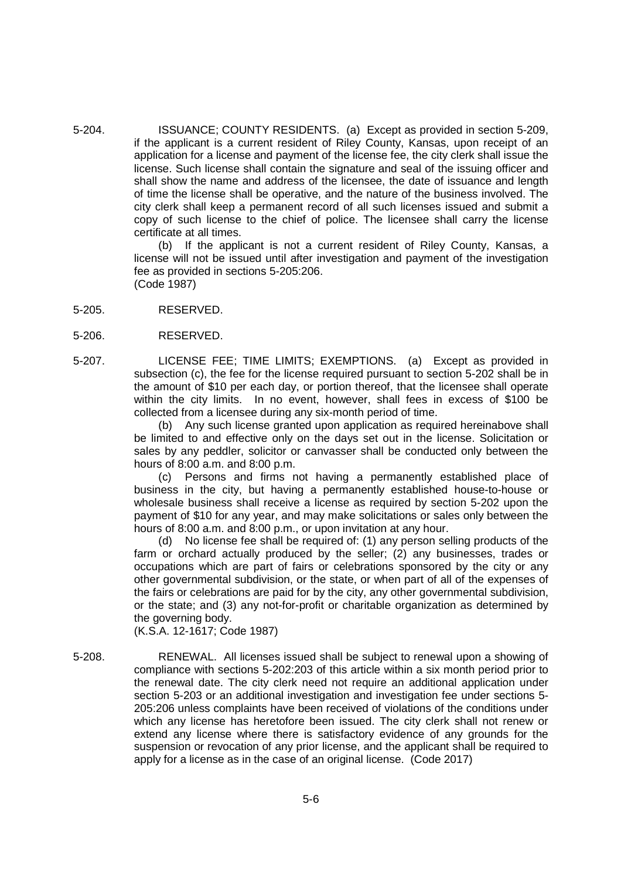5-204. ISSUANCE; COUNTY RESIDENTS. (a) Except as provided in section 5-209, if the applicant is a current resident of Riley County, Kansas, upon receipt of an application for a license and payment of the license fee, the city clerk shall issue the license. Such license shall contain the signature and seal of the issuing officer and shall show the name and address of the licensee, the date of issuance and length of time the license shall be operative, and the nature of the business involved. The city clerk shall keep a permanent record of all such licenses issued and submit a copy of such license to the chief of police. The licensee shall carry the license certificate at all times.

(b) If the applicant is not a current resident of Riley County, Kansas, a license will not be issued until after investigation and payment of the investigation fee as provided in sections 5-205:206.

(Code 1987)

5-205. RESERVED.

5-206. RESERVED.

5-207. LICENSE FEE; TIME LIMITS; EXEMPTIONS. (a) Except as provided in subsection (c), the fee for the license required pursuant to section 5-202 shall be in the amount of $10 per each day, or portion thereof, that the licensee shall operate within the city limits. In no event, however, shall fees in excess of $100 be collected from a licensee during any six-month period of time.

(b) Any such license granted upon application as required hereinabove shall be limited to and effective only on the days set out in the license. Solicitation or sales by any peddler, solicitor or canvasser shall be conducted only between the hours of 8:00 a.m. and 8:00 p.m.

(c) Persons and firms not having a permanently established place of business in the city, but having a permanently established house-to-house or wholesale business shall receive a license as required by section 5-202 upon the payment of $10 for any year, and may make solicitations or sales only between the hours of 8:00 a.m. and 8:00 p.m., or upon invitation at any hour.

(d) No license fee shall be required of: (1) any person selling products of the farm or orchard actually produced by the seller; (2) any businesses, trades or occupations which are part of fairs or celebrations sponsored by the city or any other governmental subdivision, or the state, or when part of all of the expenses of the fairs or celebrations are paid for by the city, any other governmental subdivision, or the state; and (3) any not-for-profit or charitable organization as determined by the governing body.

(K.S.A. 12-1617; Code 1987)

5-208. RENEWAL. All licenses issued shall be subject to renewal upon a showing of compliance with sections 5-202:203 of this article within a six month period prior to the renewal date. The city clerk need not require an additional application under section 5-203 or an additional investigation and investigation fee under sections 5-205:206 unless complaints have been received of violations of the conditions under which any license has heretofore been issued. The city clerk shall not renew or extend any license where there is satisfactory evidence of any grounds for the suspension or revocation of any prior license, and the applicant shall be required to apply for a license as in the case of an original license. (Code 2017)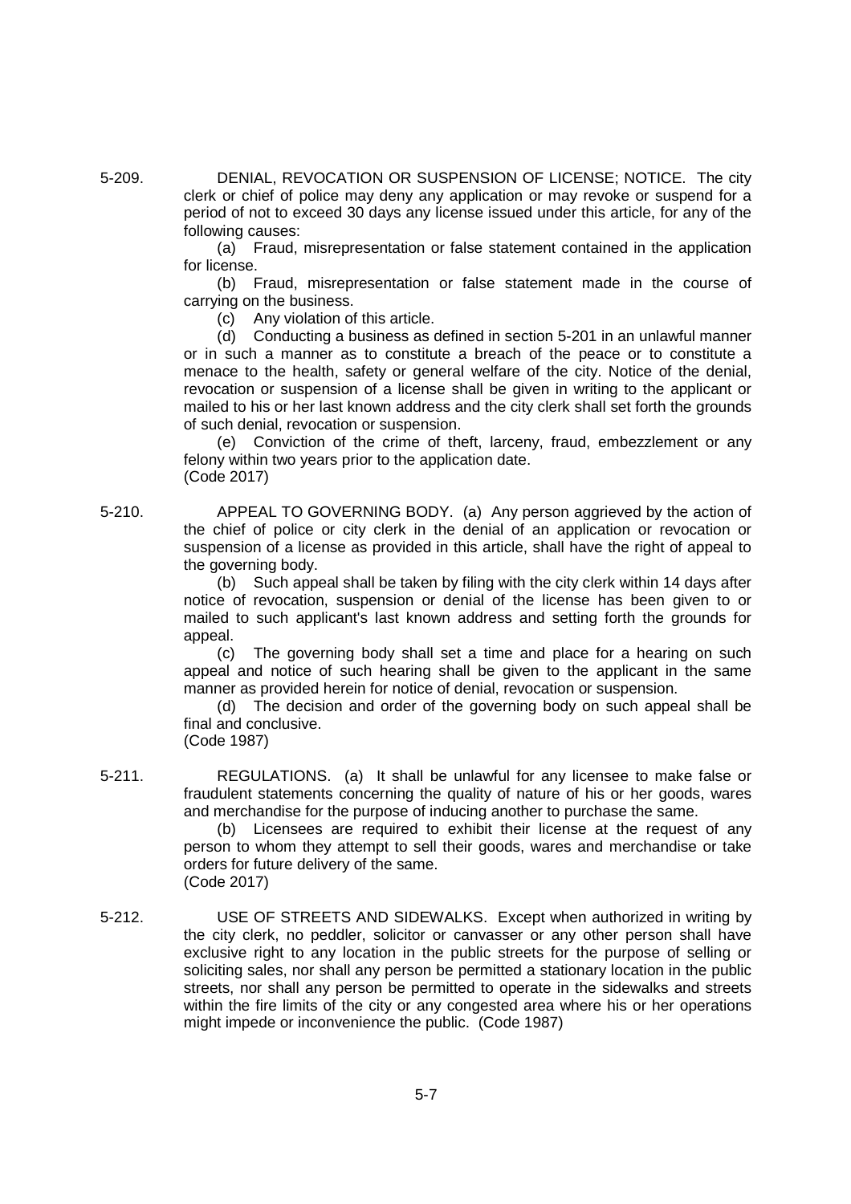5-209. DENIAL, REVOCATION OR SUSPENSION OF LICENSE; NOTICE. The city clerk or chief of police may deny any application or may revoke or suspend for a period of not to exceed 30 days any license issued under this article, for any of the following causes:

(a) Fraud, misrepresentation or false statement contained in the application for license.

(b) Fraud, misrepresentation or false statement made in the course of carrying on the business.

(c) Any violation of this article.

(d) Conducting a business as defined in section 5-201 in an unlawful manner or in such a manner as to constitute a breach of the peace or to constitute a menace to the health, safety or general welfare of the city. Notice of the denial, revocation or suspension of a license shall be given in writing to the applicant or mailed to his or her last known address and the city clerk shall set forth the grounds of such denial, revocation or suspension.

(e) Conviction of the crime of theft, larceny, fraud, embezzlement or any felony within two years prior to the application date.

(Code 2017)

5-210. APPEAL TO GOVERNING BODY. (a) Any person aggrieved by the action of the chief of police or city clerk in the denial of an application or revocation or suspension of a license as provided in this article, shall have the right of appeal to the governing body.

(b) Such appeal shall be taken by filing with the city clerk within 14 days after notice of revocation, suspension or denial of the license has been given to or mailed to such applicant's last known address and setting forth the grounds for appeal.

(c) The governing body shall set a time and place for a hearing on such appeal and notice of such hearing shall be given to the applicant in the same manner as provided herein for notice of denial, revocation or suspension.

(d) The decision and order of the governing body on such appeal shall be final and conclusive.

(Code 1987)

5-211. REGULATIONS. (a) It shall be unlawful for any licensee to make false or fraudulent statements concerning the quality of nature of his or her goods, wares and merchandise for the purpose of inducing another to purchase the same.

(b) Licensees are required to exhibit their license at the request of any person to whom they attempt to sell their goods, wares and merchandise or take orders for future delivery of the same.

(Code 2017)

5-212. USE OF STREETS AND SIDEWALKS. Except when authorized in writing by the city clerk, no peddler, solicitor or canvasser or any other person shall have exclusive right to any location in the public streets for the purpose of selling or soliciting sales, nor shall any person be permitted a stationary location in the public streets, nor shall any person be permitted to operate in the sidewalks and streets within the fire limits of the city or any congested area where his or her operations might impede or inconvenience the public. (Code 1987)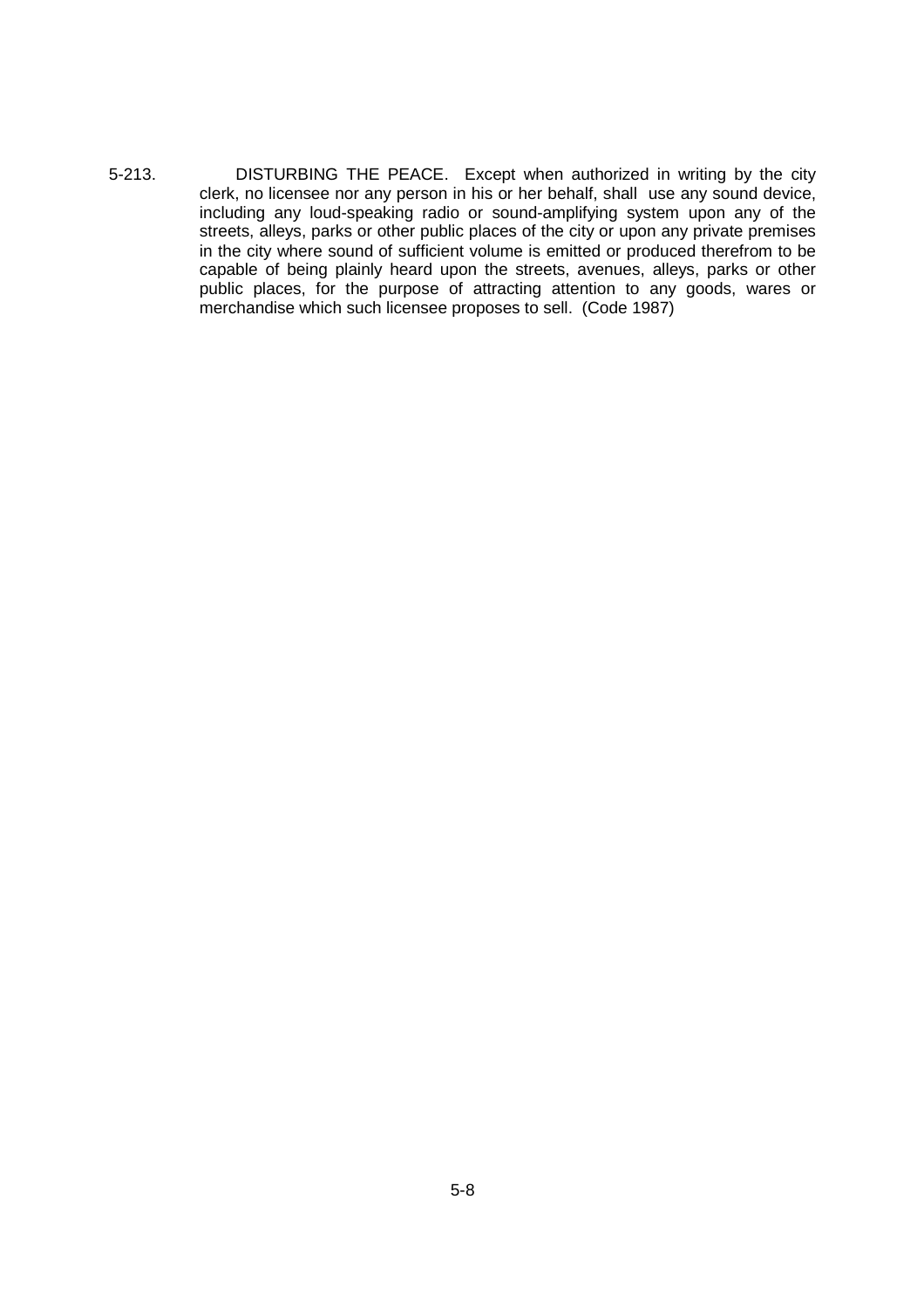5-213. DISTURBING THE PEACE. Except when authorized in writing by the city clerk, no licensee nor any person in his or her behalf, shall use any sound device, including any loud-speaking radio or sound-amplifying system upon any of the streets, alleys, parks or other public places of the city or upon any private premises in the city where sound of sufficient volume is emitted or produced therefrom to be capable of being plainly heard upon the streets, avenues, alleys, parks or other public places, for the purpose of attracting attention to any goods, wares or merchandise which such licensee proposes to sell. (Code 1987)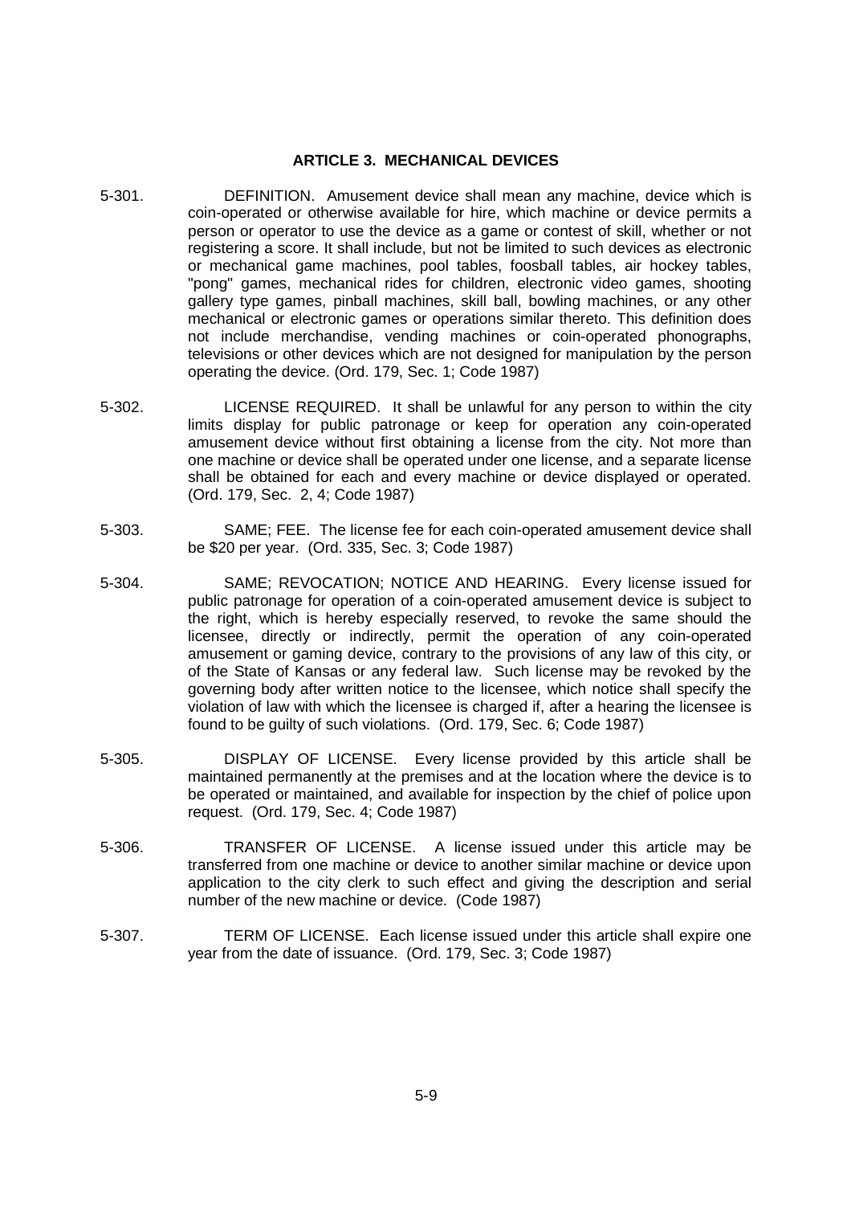## ARTICLE 3. MECHANICAL DEVICES

5-301. DEFINITION. Amusement device shall mean any machine, device which is coin-operated or otherwise available for hire, which machine or device permits a person or operator to use the device as a game or contest of skill, whether or not registering a score. It shall include, but not be limited to such devices as electronic or mechanical game machines, pool tables, foosball tables, air hockey tables, "pong" games, mechanical rides for children, electronic video games, shooting gallery type games, pinball machines, skill ball, bowling machines, or any other mechanical or electronic games or operations similar thereto. This definition does not include merchandise, vending machines or coin-operated phonographs, televisions or other devices which are not designed for manipulation by the person operating the device. (Ord. 179, Sec. 1; Code 1987)

5-302. LICENSE REQUIRED. It shall be unlawful for any person to within the city limits display for public patronage or keep for operation any coin-operated amusement device without first obtaining a license from the city. Not more than one machine or device shall be operated under one license, and a separate license shall be obtained for each and every machine or device displayed or operated. (Ord. 179, Sec. 2, 4; Code 1987)

5-303. SAME; FEE. The license fee for each coin-operated amusement device shall be $20 per year. (Ord. 335, Sec. 3; Code 1987)

5-304. SAME; REVOCATION; NOTICE AND HEARING. Every license issued for public patronage for operation of a coin-operated amusement device is subject to the right, which is hereby especially reserved, to revoke the same should the licensee, directly or indirectly, permit the operation of any coin-operated amusement or gaming device, contrary to the provisions of any law of this city, or of the State of Kansas or any federal law. Such license may be revoked by the governing body after written notice to the licensee, which notice shall specify the violation of law with which the licensee is charged if, after a hearing the licensee is found to be guilty of such violations. (Ord. 179, Sec. 6; Code 1987)

5-305. DISPLAY OF LICENSE. Every license provided by this article shall be maintained permanently at the premises and at the location where the device is to be operated or maintained, and available for inspection by the chief of police upon request. (Ord. 179, Sec. 4; Code 1987)

5-306. TRANSFER OF LICENSE. A license issued under this article may be transferred from one machine or device to another similar machine or device upon application to the city clerk to such effect and giving the description and serial number of the new machine or device. (Code 1987)

5-307. TERM OF LICENSE. Each license issued under this article shall expire one year from the date of issuance. (Ord. 179, Sec. 3; Code 1987)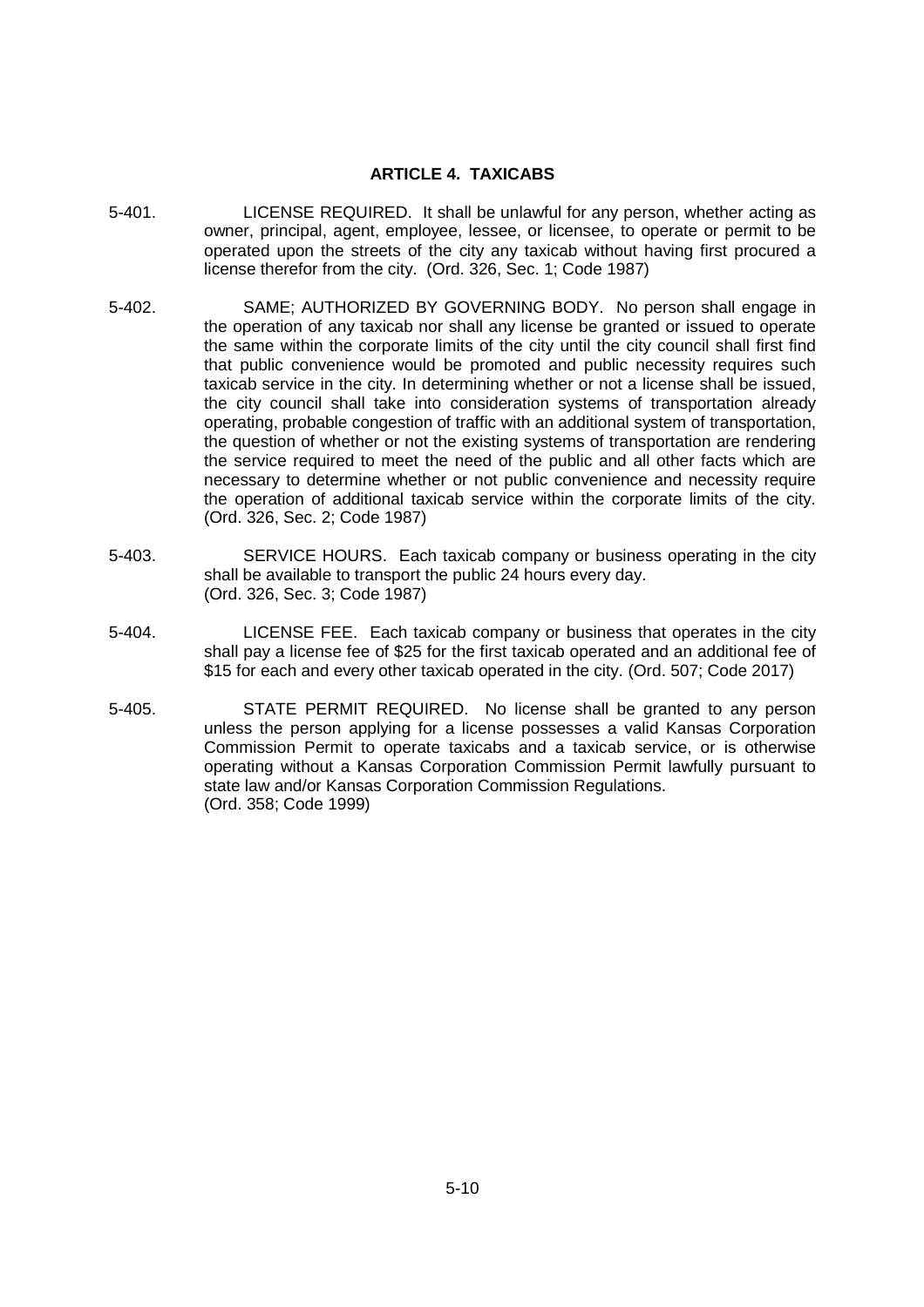## ARTICLE 4. TAXICABS

5-401. LICENSE REQUIRED. It shall be unlawful for any person, whether acting as owner, principal, agent, employee, lessee, or licensee, to operate or permit to be operated upon the streets of the city any taxicab without having first procured a license therefor from the city. (Ord. 326, Sec. 1; Code 1987)

5-402. SAME; AUTHORIZED BY GOVERNING BODY. No person shall engage in the operation of any taxicab nor shall any license be granted or issued to operate the same within the corporate limits of the city until the city council shall first find that public convenience would be promoted and public necessity requires such taxicab service in the city. In determining whether or not a license shall be issued, the city council shall take into consideration systems of transportation already operating, probable congestion of traffic with an additional system of transportation, the question of whether or not the existing systems of transportation are rendering the service required to meet the need of the public and all other facts which are necessary to determine whether or not public convenience and necessity require the operation of additional taxicab service within the corporate limits of the city. (Ord. 326, Sec. 2; Code 1987)

5-403. SERVICE HOURS. Each taxicab company or business operating in the city shall be available to transport the public 24 hours every day. (Ord. 326, Sec. 3; Code 1987)

5-404. LICENSE FEE. Each taxicab company or business that operates in the city shall pay a license fee of $25 for the first taxicab operated and an additional fee of $15 for each and every other taxicab operated in the city. (Ord. 507; Code 2017)

5-405. STATE PERMIT REQUIRED. No license shall be granted to any person unless the person applying for a license possesses a valid Kansas Corporation Commission Permit to operate taxicabs and a taxicab service, or is otherwise operating without a Kansas Corporation Commission Permit lawfully pursuant to state law and/or Kansas Corporation Commission Regulations. (Ord. 358; Code 1999)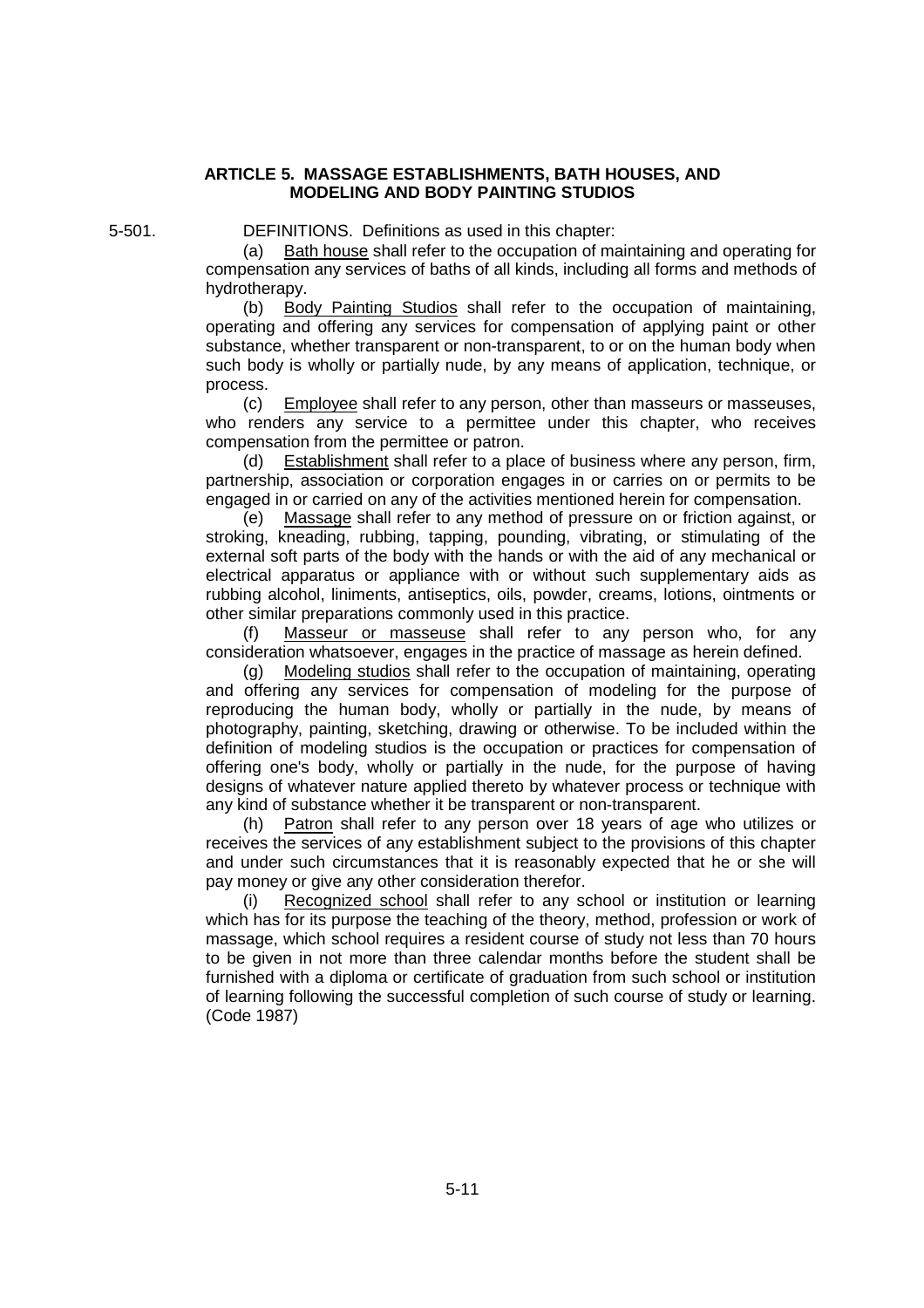## ARTICLE 5. MASSAGE ESTABLISHMENTS, BATH HOUSES, AND MODELING AND BODY PAINTING STUDIOS

5-501. DEFINITIONS. Definitions as used in this chapter:

(a) Bath house shall refer to the occupation of maintaining and operating for compensation any services of baths of all kinds, including all forms and methods of hydrotherapy.

(b) Body Painting Studios shall refer to the occupation of maintaining, operating and offering any services for compensation of applying paint or other substance, whether transparent or non-transparent, to or on the human body when such body is wholly or partially nude, by any means of application, technique, or process.

(c) Employee shall refer to any person, other than masseurs or masseuses, who renders any service to a permittee under this chapter, who receives compensation from the permittee or patron.

(d) Establishment shall refer to a place of business where any person, firm, partnership, association or corporation engages in or carries on or permits to be engaged in or carried on any of the activities mentioned herein for compensation.

(e) Massage shall refer to any method of pressure on or friction against, or stroking, kneading, rubbing, tapping, pounding, vibrating, or stimulating of the external soft parts of the body with the hands or with the aid of any mechanical or electrical apparatus or appliance with or without such supplementary aids as rubbing alcohol, liniments, antiseptics, oils, powder, creams, lotions, ointments or other similar preparations commonly used in this practice.

(f) Masseur or masseuse shall refer to any person who, for any consideration whatsoever, engages in the practice of massage as herein defined.

(g) Modeling studios shall refer to the occupation of maintaining, operating and offering any services for compensation of modeling for the purpose of reproducing the human body, wholly or partially in the nude, by means of photography, painting, sketching, drawing or otherwise. To be included within the definition of modeling studios is the occupation or practices for compensation of offering one's body, wholly or partially in the nude, for the purpose of having designs of whatever nature applied thereto by whatever process or technique with any kind of substance whether it be transparent or non-transparent.

(h) Patron shall refer to any person over 18 years of age who utilizes or receives the services of any establishment subject to the provisions of this chapter and under such circumstances that it is reasonably expected that he or she will pay money or give any other consideration therefor.

(i) Recognized school shall refer to any school or institution or learning which has for its purpose the teaching of the theory, method, profession or work of massage, which school requires a resident course of study not less than 70 hours to be given in not more than three calendar months before the student shall be furnished with a diploma or certificate of graduation from such school or institution of learning following the successful completion of such course of study or learning. (Code 1987)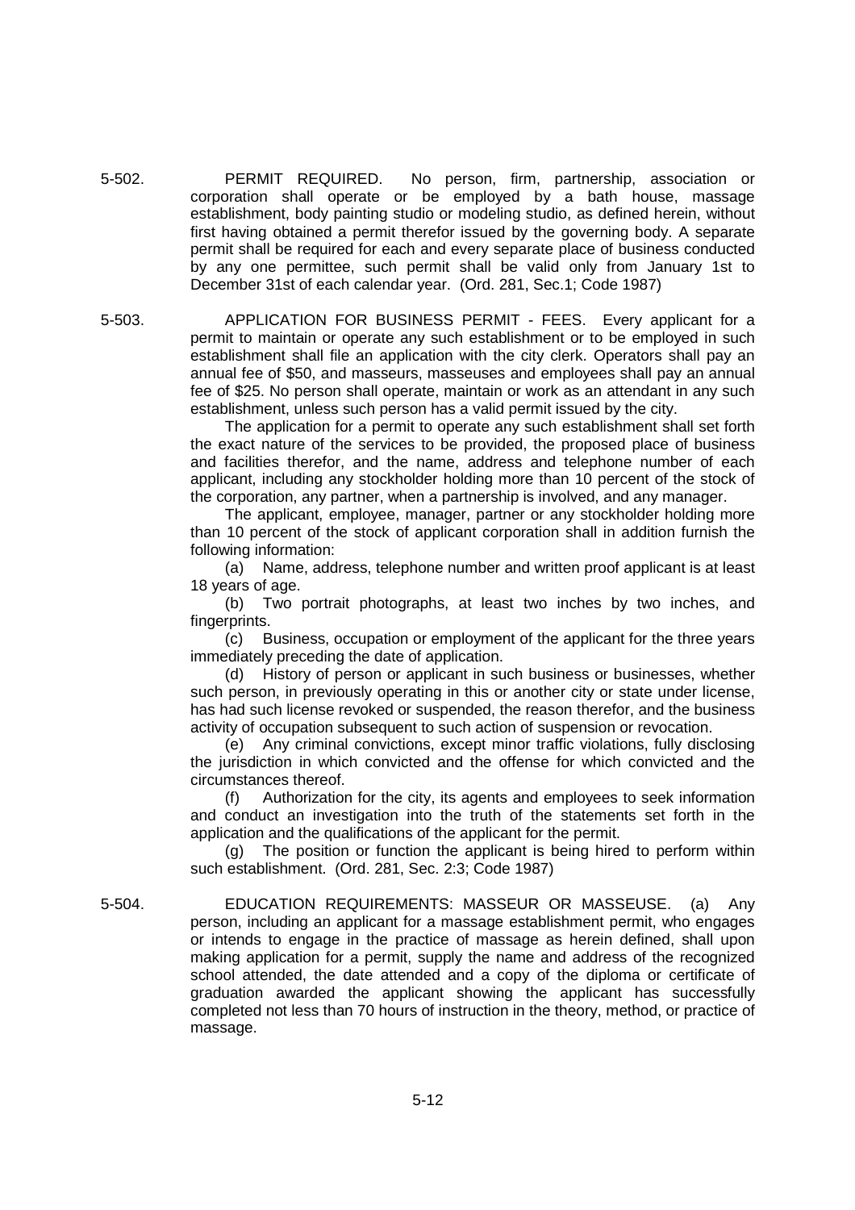5-502. PERMIT REQUIRED. No person, firm, partnership, association or corporation shall operate or be employed by a bath house, massage establishment, body painting studio or modeling studio, as defined herein, without first having obtained a permit therefor issued by the governing body. A separate permit shall be required for each and every separate place of business conducted by any one permittee, such permit shall be valid only from January 1st to December 31st of each calendar year. (Ord. 281, Sec.1; Code 1987)

5-503. APPLICATION FOR BUSINESS PERMIT - FEES. Every applicant for a permit to maintain or operate any such establishment or to be employed in such establishment shall file an application with the city clerk. Operators shall pay an annual fee of $50, and masseurs, masseuses and employees shall pay an annual fee of $25. No person shall operate, maintain or work as an attendant in any such establishment, unless such person has a valid permit issued by the city.

The application for a permit to operate any such establishment shall set forth the exact nature of the services to be provided, the proposed place of business and facilities therefor, and the name, address and telephone number of each applicant, including any stockholder holding more than 10 percent of the stock of the corporation, any partner, when a partnership is involved, and any manager.

The applicant, employee, manager, partner or any stockholder holding more than 10 percent of the stock of applicant corporation shall in addition furnish the following information:

(a) Name, address, telephone number and written proof applicant is at least 18 years of age.

(b) Two portrait photographs, at least two inches by two inches, and fingerprints.

(c) Business, occupation or employment of the applicant for the three years immediately preceding the date of application.

(d) History of person or applicant in such business or businesses, whether such person, in previously operating in this or another city or state under license, has had such license revoked or suspended, the reason therefor, and the business activity of occupation subsequent to such action of suspension or revocation.

(e) Any criminal convictions, except minor traffic violations, fully disclosing the jurisdiction in which convicted and the offense for which convicted and the circumstances thereof.

(f) Authorization for the city, its agents and employees to seek information and conduct an investigation into the truth of the statements set forth in the application and the qualifications of the applicant for the permit.

(g) The position or function the applicant is being hired to perform within such establishment. (Ord. 281, Sec. 2:3; Code 1987)

5-504. EDUCATION REQUIREMENTS: MASSEUR OR MASSEUSE. (a) Any person, including an applicant for a massage establishment permit, who engages or intends to engage in the practice of massage as herein defined, shall upon making application for a permit, supply the name and address of the recognized school attended, the date attended and a copy of the diploma or certificate of graduation awarded the applicant showing the applicant has successfully completed not less than 70 hours of instruction in the theory, method, or practice of massage.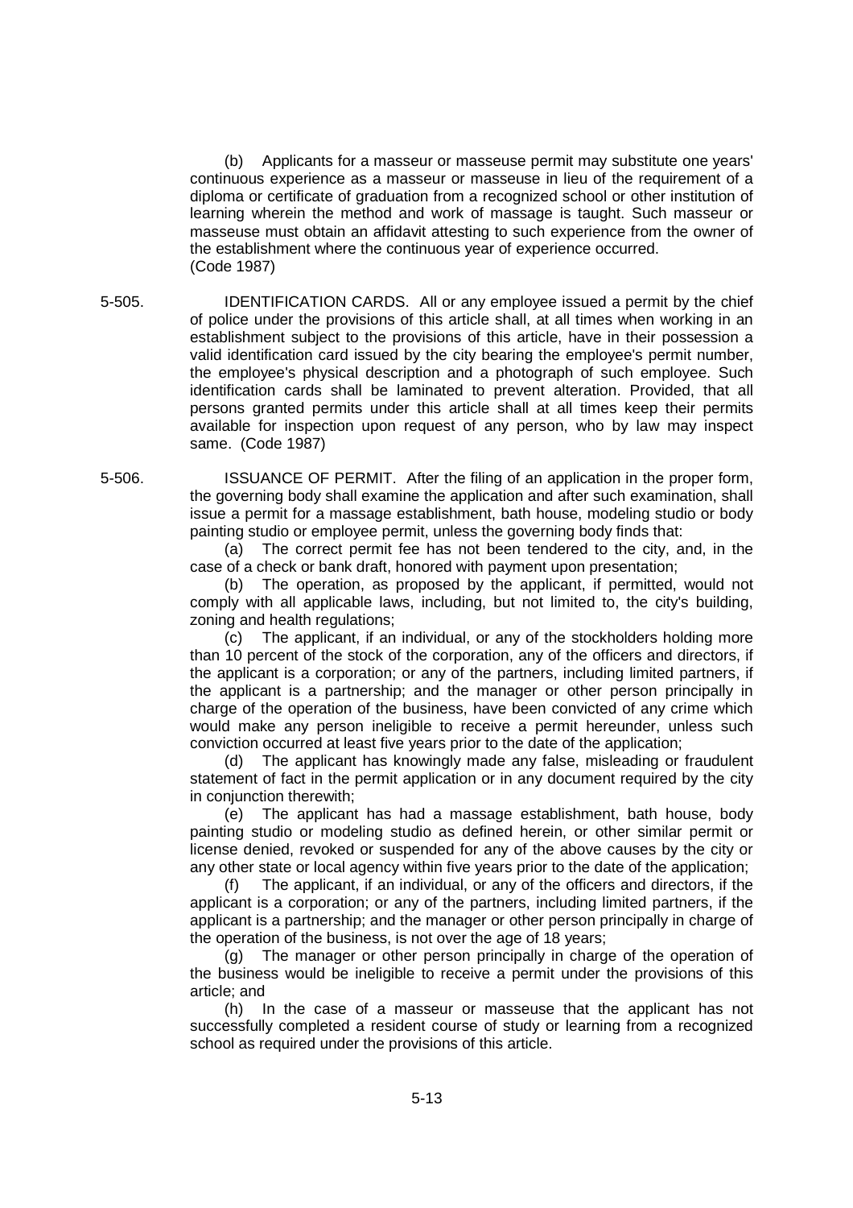(b) Applicants for a masseur or masseuse permit may substitute one years' continuous experience as a masseur or masseuse in lieu of the requirement of a diploma or certificate of graduation from a recognized school or other institution of learning wherein the method and work of massage is taught. Such masseur or masseuse must obtain an affidavit attesting to such experience from the owner of the establishment where the continuous year of experience occurred.
(Code 1987)

**5-505. IDENTIFICATION CARDS.** All or any employee issued a permit by the chief of police under the provisions of this article shall, at all times when working in an establishment subject to the provisions of this article, have in their possession a valid identification card issued by the city bearing the employee's permit number, the employee's physical description and a photograph of such employee. Such identification cards shall be laminated to prevent alteration. Provided, that all persons granted permits under this article shall at all times keep their permits available for inspection upon request of any person, who by law may inspect same. (Code 1987)

**5-506. ISSUANCE OF PERMIT.** After the filing of an application in the proper form, the governing body shall examine the application and after such examination, shall issue a permit for a massage establishment, bath house, modeling studio or body painting studio or employee permit, unless the governing body finds that:

(a) The correct permit fee has not been tendered to the city, and, in the case of a check or bank draft, honored with payment upon presentation;

(b) The operation, as proposed by the applicant, if permitted, would not comply with all applicable laws, including, but not limited to, the city's building, zoning and health regulations;

(c) The applicant, if an individual, or any of the stockholders holding more than 10 percent of the stock of the corporation, any of the officers and directors, if the applicant is a corporation; or any of the partners, including limited partners, if the applicant is a partnership; and the manager or other person principally in charge of the operation of the business, have been convicted of any crime which would make any person ineligible to receive a permit hereunder, unless such conviction occurred at least five years prior to the date of the application;

(d) The applicant has knowingly made any false, misleading or fraudulent statement of fact in the permit application or in any document required by the city in conjunction therewith;

(e) The applicant has had a massage establishment, bath house, body painting studio or modeling studio as defined herein, or other similar permit or license denied, revoked or suspended for any of the above causes by the city or any other state or local agency within five years prior to the date of the application;

(f) The applicant, if an individual, or any of the officers and directors, if the applicant is a corporation; or any of the partners, including limited partners, if the applicant is a partnership; and the manager or other person principally in charge of the operation of the business, is not over the age of 18 years;

(g) The manager or other person principally in charge of the operation of the business would be ineligible to receive a permit under the provisions of this article; and

(h) In the case of a masseur or masseuse that the applicant has not successfully completed a resident course of study or learning from a recognized school as required under the provisions of this article.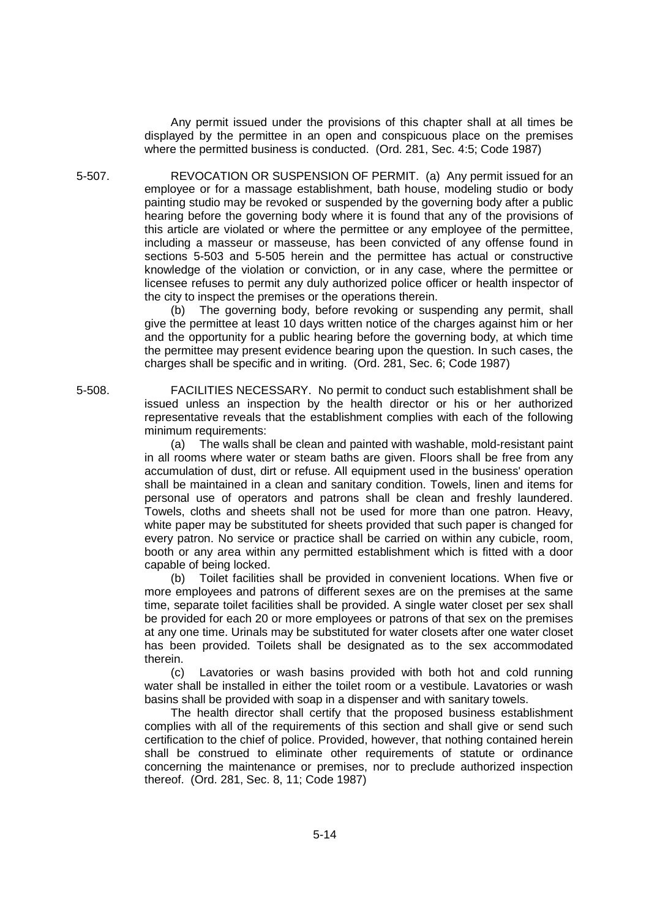Any permit issued under the provisions of this chapter shall at all times be displayed by the permittee in an open and conspicuous place on the premises where the permitted business is conducted. (Ord. 281, Sec. 4:5; Code 1987)

**5-507. REVOCATION OR SUSPENSION OF PERMIT.** (a) Any permit issued for an employee or for a massage establishment, bath house, modeling studio or body painting studio may be revoked or suspended by the governing body after a public hearing before the governing body where it is found that any of the provisions of this article are violated or where the permittee or any employee of the permittee, including a masseur or masseuse, has been convicted of any offense found in sections 5-503 and 5-505 herein and the permittee has actual or constructive knowledge of the violation or conviction, or in any case, where the permittee or licensee refuses to permit any duly authorized police officer or health inspector of the city to inspect the premises or the operations therein.

(b) The governing body, before revoking or suspending any permit, shall give the permittee at least 10 days written notice of the charges against him or her and the opportunity for a public hearing before the governing body, at which time the permittee may present evidence bearing upon the question. In such cases, the charges shall be specific and in writing. (Ord. 281, Sec. 6; Code 1987)

**5-508. FACILITIES NECESSARY.** No permit to conduct such establishment shall be issued unless an inspection by the health director or his or her authorized representative reveals that the establishment complies with each of the following minimum requirements:

(a) The walls shall be clean and painted with washable, mold-resistant paint in all rooms where water or steam baths are given. Floors shall be free from any accumulation of dust, dirt or refuse. All equipment used in the business' operation shall be maintained in a clean and sanitary condition. Towels, linen and items for personal use of operators and patrons shall be clean and freshly laundered. Towels, cloths and sheets shall not be used for more than one patron. Heavy, white paper may be substituted for sheets provided that such paper is changed for every patron. No service or practice shall be carried on within any cubicle, room, booth or any area within any permitted establishment which is fitted with a door capable of being locked.

(b) Toilet facilities shall be provided in convenient locations. When five or more employees and patrons of different sexes are on the premises at the same time, separate toilet facilities shall be provided. A single water closet per sex shall be provided for each 20 or more employees or patrons of that sex on the premises at any one time. Urinals may be substituted for water closets after one water closet has been provided. Toilets shall be designated as to the sex accommodated therein.

(c) Lavatories or wash basins provided with both hot and cold running water shall be installed in either the toilet room or a vestibule. Lavatories or wash basins shall be provided with soap in a dispenser and with sanitary towels.

The health director shall certify that the proposed business establishment complies with all of the requirements of this section and shall give or send such certification to the chief of police. Provided, however, that nothing contained herein shall be construed to eliminate other requirements of statute or ordinance concerning the maintenance or premises, nor to preclude authorized inspection thereof. (Ord. 281, Sec. 8, 11; Code 1987)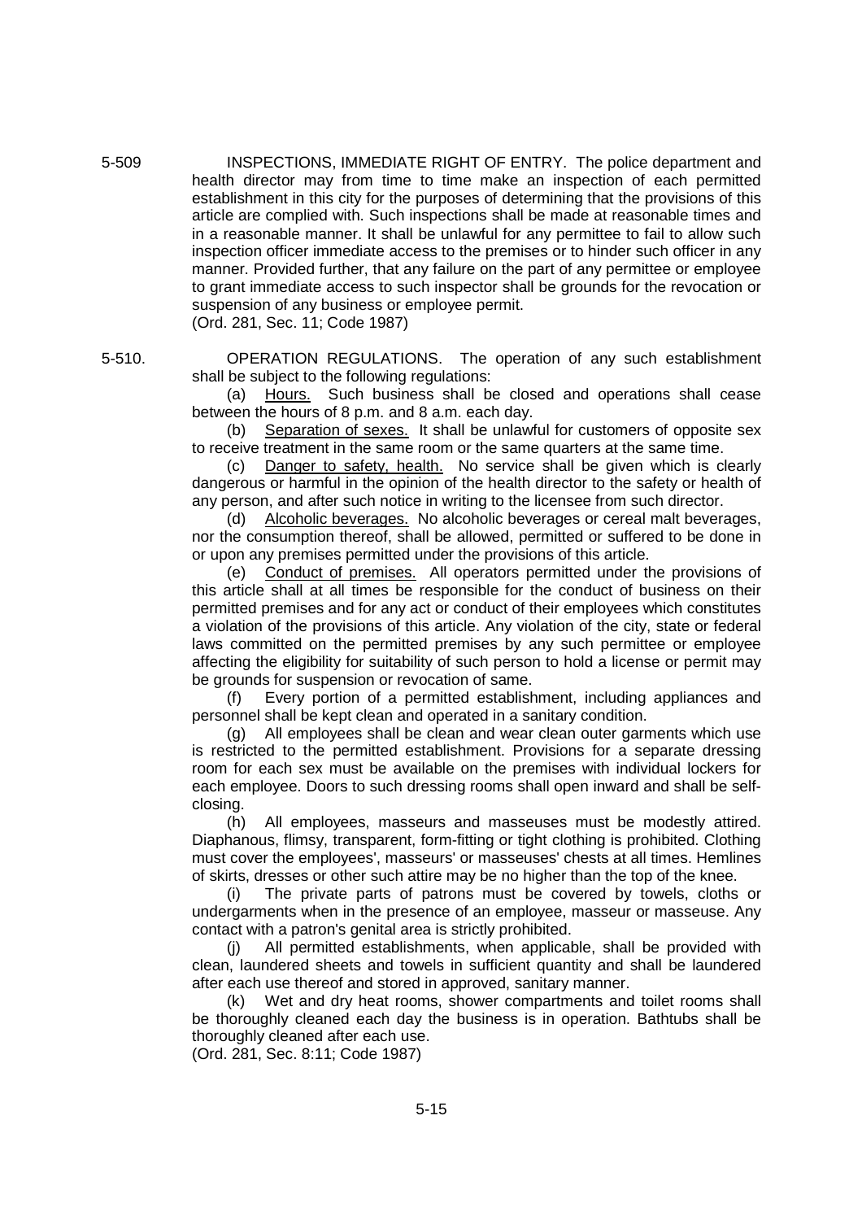5-509 INSPECTIONS, IMMEDIATE RIGHT OF ENTRY. The police department and health director may from time to time make an inspection of each permitted establishment in this city for the purposes of determining that the provisions of this article are complied with. Such inspections shall be made at reasonable times and in a reasonable manner. It shall be unlawful for any permittee to fail to allow such inspection officer immediate access to the premises or to hinder such officer in any manner. Provided further, that any failure on the part of any permittee or employee to grant immediate access to such inspector shall be grounds for the revocation or suspension of any business or employee permit.
(Ord. 281, Sec. 11; Code 1987)

5-510. OPERATION REGULATIONS. The operation of any such establishment shall be subject to the following regulations:

(a) Hours. Such business shall be closed and operations shall cease between the hours of 8 p.m. and 8 a.m. each day.

(b) Separation of sexes. It shall be unlawful for customers of opposite sex to receive treatment in the same room or the same quarters at the same time.

(c) Danger to safety, health. No service shall be given which is clearly dangerous or harmful in the opinion of the health director to the safety or health of any person, and after such notice in writing to the licensee from such director.

(d) Alcoholic beverages. No alcoholic beverages or cereal malt beverages, nor the consumption thereof, shall be allowed, permitted or suffered to be done in or upon any premises permitted under the provisions of this article.

(e) Conduct of premises. All operators permitted under the provisions of this article shall at all times be responsible for the conduct of business on their permitted premises and for any act or conduct of their employees which constitutes a violation of the provisions of this article. Any violation of the city, state or federal laws committed on the permitted premises by any such permittee or employee affecting the eligibility for suitability of such person to hold a license or permit may be grounds for suspension or revocation of same.

(f) Every portion of a permitted establishment, including appliances and personnel shall be kept clean and operated in a sanitary condition.

(g) All employees shall be clean and wear clean outer garments which use is restricted to the permitted establishment. Provisions for a separate dressing room for each sex must be available on the premises with individual lockers for each employee. Doors to such dressing rooms shall open inward and shall be self-closing.

(h) All employees, masseurs and masseuses must be modestly attired. Diaphanous, flimsy, transparent, form-fitting or tight clothing is prohibited. Clothing must cover the employees', masseurs' or masseuses' chests at all times. Hemlines of skirts, dresses or other such attire may be no higher than the top of the knee.

(i) The private parts of patrons must be covered by towels, cloths or undergarments when in the presence of an employee, masseur or masseuse. Any contact with a patron's genital area is strictly prohibited.

(j) All permitted establishments, when applicable, shall be provided with clean, laundered sheets and towels in sufficient quantity and shall be laundered after each use thereof and stored in approved, sanitary manner.

(k) Wet and dry heat rooms, shower compartments and toilet rooms shall be thoroughly cleaned each day the business is in operation. Bathtubs shall be thoroughly cleaned after each use.
(Ord. 281, Sec. 8:11; Code 1987)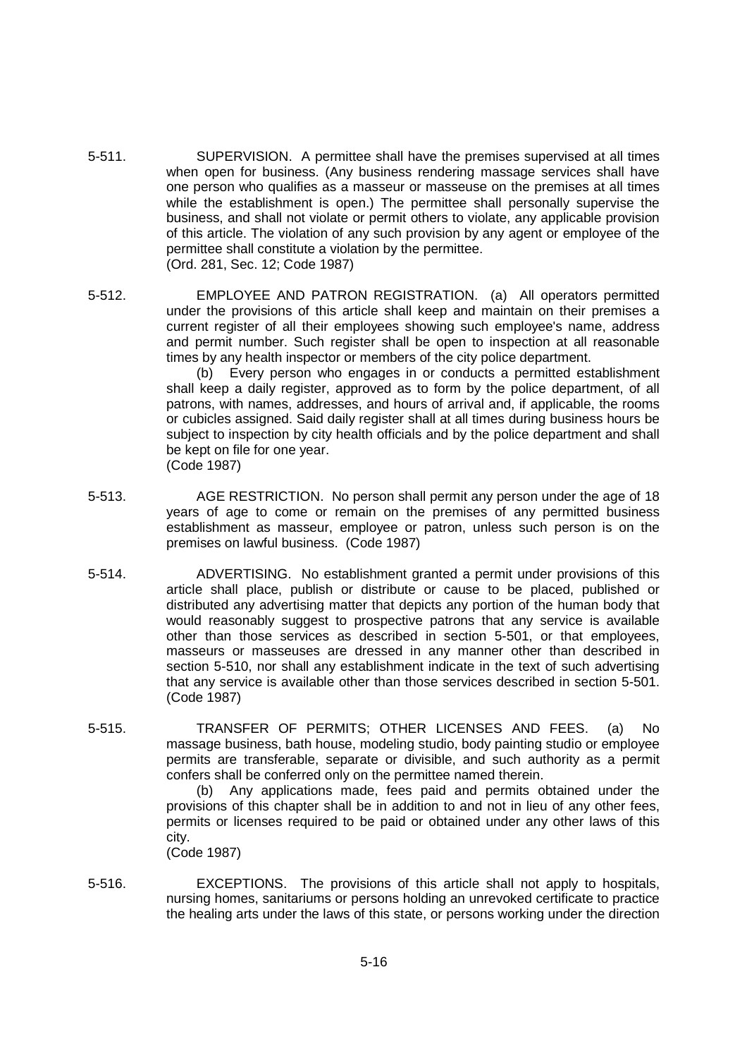5-511. SUPERVISION. A permittee shall have the premises supervised at all times when open for business. (Any business rendering massage services shall have one person who qualifies as a masseur or masseuse on the premises at all times while the establishment is open.) The permittee shall personally supervise the business, and shall not violate or permit others to violate, any applicable provision of this article. The violation of any such provision by any agent or employee of the permittee shall constitute a violation by the permittee.
(Ord. 281, Sec. 12; Code 1987)

5-512. EMPLOYEE AND PATRON REGISTRATION. (a) All operators permitted under the provisions of this article shall keep and maintain on their premises a current register of all their employees showing such employee's name, address and permit number. Such register shall be open to inspection at all reasonable times by any health inspector or members of the city police department.

(b) Every person who engages in or conducts a permitted establishment shall keep a daily register, approved as to form by the police department, of all patrons, with names, addresses, and hours of arrival and, if applicable, the rooms or cubicles assigned. Said daily register shall at all times during business hours be subject to inspection by city health officials and by the police department and shall be kept on file for one year.
(Code 1987)

5-513. AGE RESTRICTION. No person shall permit any person under the age of 18 years of age to come or remain on the premises of any permitted business establishment as masseur, employee or patron, unless such person is on the premises on lawful business. (Code 1987)

5-514. ADVERTISING. No establishment granted a permit under provisions of this article shall place, publish or distribute or cause to be placed, published or distributed any advertising matter that depicts any portion of the human body that would reasonably suggest to prospective patrons that any service is available other than those services as described in section 5-501, or that employees, masseurs or masseuses are dressed in any manner other than described in section 5-510, nor shall any establishment indicate in the text of such advertising that any service is available other than those services described in section 5-501.
(Code 1987)

5-515. TRANSFER OF PERMITS; OTHER LICENSES AND FEES. (a) No massage business, bath house, modeling studio, body painting studio or employee permits are transferable, separate or divisible, and such authority as a permit confers shall be conferred only on the permittee named therein.

(b) Any applications made, fees paid and permits obtained under the provisions of this chapter shall be in addition to and not in lieu of any other fees, permits or licenses required to be paid or obtained under any other laws of this city.
(Code 1987)

5-516. EXCEPTIONS. The provisions of this article shall not apply to hospitals, nursing homes, sanitariums or persons holding an unrevoked certificate to practice the healing arts under the laws of this state, or persons working under the direction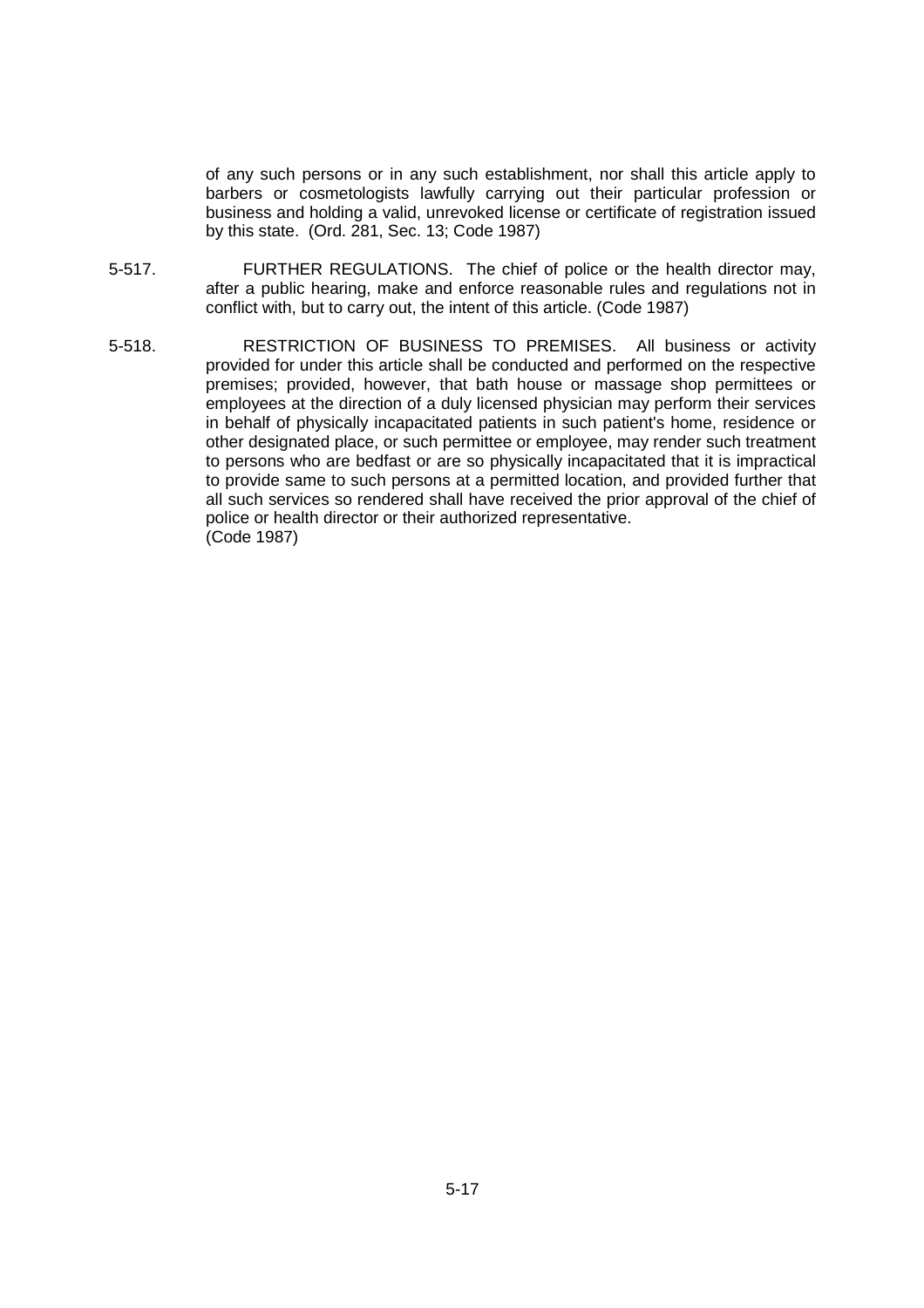of any such persons or in any such establishment, nor shall this article apply to barbers or cosmetologists lawfully carrying out their particular profession or business and holding a valid, unrevoked license or certificate of registration issued by this state. (Ord. 281, Sec. 13; Code 1987)

5-517. FURTHER REGULATIONS. The chief of police or the health director may, after a public hearing, make and enforce reasonable rules and regulations not in conflict with, but to carry out, the intent of this article. (Code 1987)

5-518. RESTRICTION OF BUSINESS TO PREMISES. All business or activity provided for under this article shall be conducted and performed on the respective premises; provided, however, that bath house or massage shop permittees or employees at the direction of a duly licensed physician may perform their services in behalf of physically incapacitated patients in such patient's home, residence or other designated place, or such permittee or employee, may render such treatment to persons who are bedfast or are so physically incapacitated that it is impractical to provide same to such persons at a permitted location, and provided further that all such services so rendered shall have received the prior approval of the chief of police or health director or their authorized representative.
(Code 1987)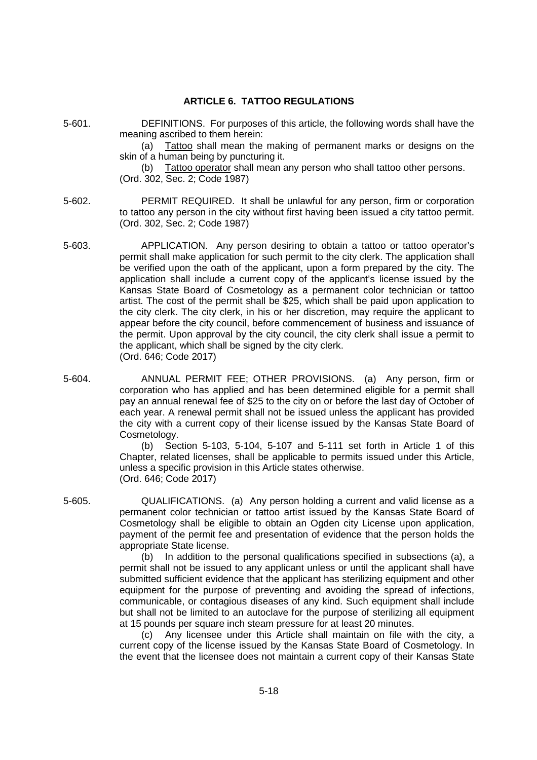## ARTICLE 6. TATTOO REGULATIONS

5-601. DEFINITIONS. For purposes of this article, the following words shall have the meaning ascribed to them herein:

(a) Tattoo shall mean the making of permanent marks or designs on the skin of a human being by puncturing it.

(b) Tattoo operator shall mean any person who shall tattoo other persons.

(Ord. 302, Sec. 2; Code 1987)

5-602. PERMIT REQUIRED. It shall be unlawful for any person, firm or corporation to tattoo any person in the city without first having been issued a city tattoo permit.
(Ord. 302, Sec. 2; Code 1987)

5-603. APPLICATION. Any person desiring to obtain a tattoo or tattoo operator's permit shall make application for such permit to the city clerk. The application shall be verified upon the oath of the applicant, upon a form prepared by the city. The application shall include a current copy of the applicant's license issued by the Kansas State Board of Cosmetology as a permanent color technician or tattoo artist. The cost of the permit shall be $25, which shall be paid upon application to the city clerk. The city clerk, in his or her discretion, may require the applicant to appear before the city council, before commencement of business and issuance of the permit. Upon approval by the city council, the city clerk shall issue a permit to the applicant, which shall be signed by the city clerk.
(Ord. 646; Code 2017)

5-604. ANNUAL PERMIT FEE; OTHER PROVISIONS. (a) Any person, firm or corporation who has applied and has been determined eligible for a permit shall pay an annual renewal fee of $25 to the city on or before the last day of October of each year. A renewal permit shall not be issued unless the applicant has provided the city with a current copy of their license issued by the Kansas State Board of Cosmetology.

(b) Section 5-103, 5-104, 5-107 and 5-111 set forth in Article 1 of this Chapter, related licenses, shall be applicable to permits issued under this Article, unless a specific provision in this Article states otherwise.
(Ord. 646; Code 2017)

5-605. QUALIFICATIONS. (a) Any person holding a current and valid license as a permanent color technician or tattoo artist issued by the Kansas State Board of Cosmetology shall be eligible to obtain an Ogden city License upon application, payment of the permit fee and presentation of evidence that the person holds the appropriate State license.

(b) In addition to the personal qualifications specified in subsections (a), a permit shall not be issued to any applicant unless or until the applicant shall have submitted sufficient evidence that the applicant has sterilizing equipment and other equipment for the purpose of preventing and avoiding the spread of infections, communicable, or contagious diseases of any kind. Such equipment shall include but shall not be limited to an autoclave for the purpose of sterilizing all equipment at 15 pounds per square inch steam pressure for at least 20 minutes.

(c) Any licensee under this Article shall maintain on file with the city, a current copy of the license issued by the Kansas State Board of Cosmetology. In the event that the licensee does not maintain a current copy of their Kansas State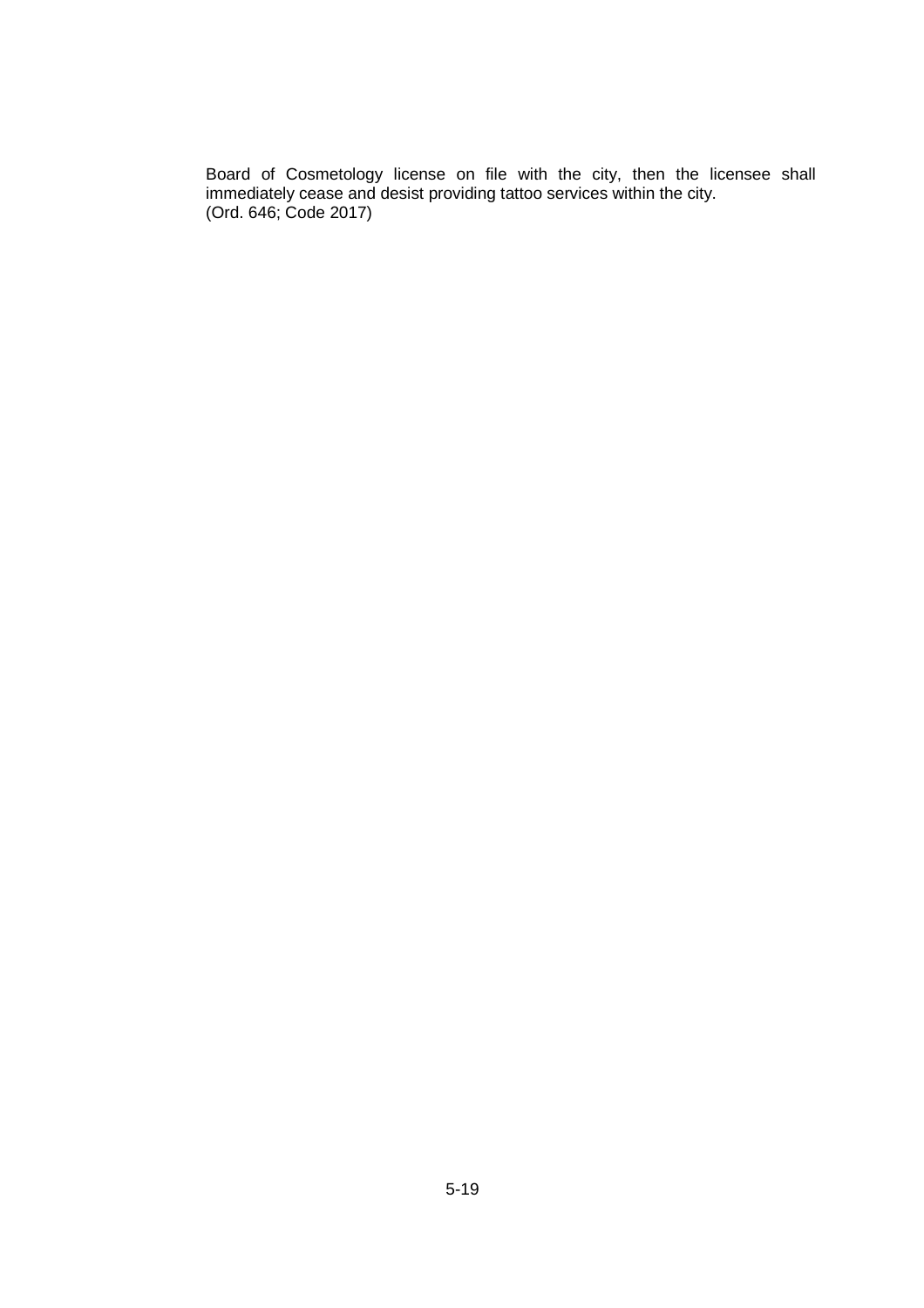Board of Cosmetology license on file with the city, then the licensee shall immediately cease and desist providing tattoo services within the city.
(Ord. 646; Code 2017)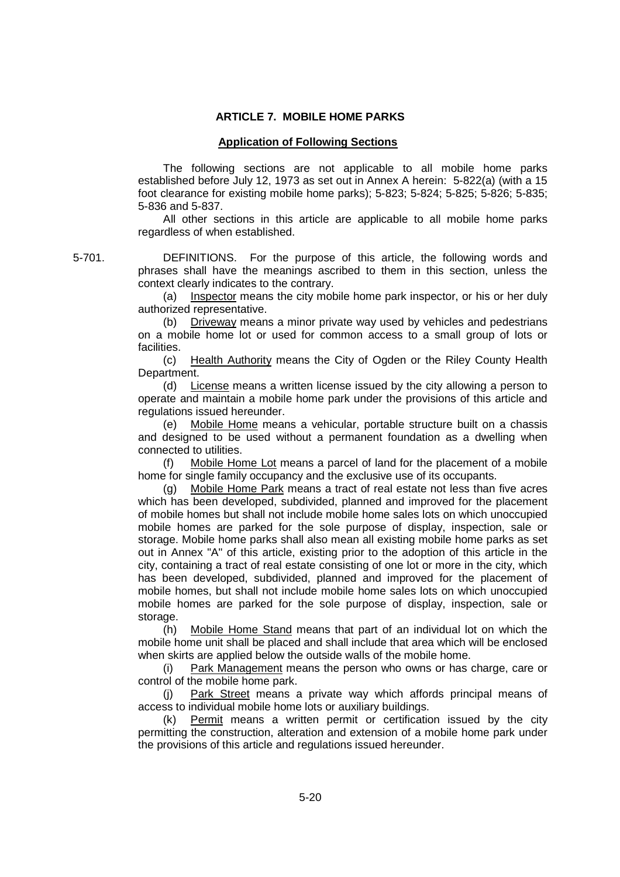## ARTICLE 7. MOBILE HOME PARKS

### Application of Following Sections

The following sections are not applicable to all mobile home parks established before July 12, 1973 as set out in Annex A herein: 5-822(a) (with a 15 foot clearance for existing mobile home parks); 5-823; 5-824; 5-825; 5-826; 5-835; 5-836 and 5-837.

All other sections in this article are applicable to all mobile home parks regardless of when established.

5-701. DEFINITIONS. For the purpose of this article, the following words and phrases shall have the meanings ascribed to them in this section, unless the context clearly indicates to the contrary.

(a) Inspector means the city mobile home park inspector, or his or her duly authorized representative.

(b) Driveway means a minor private way used by vehicles and pedestrians on a mobile home lot or used for common access to a small group of lots or facilities.

(c) Health Authority means the City of Ogden or the Riley County Health Department.

(d) License means a written license issued by the city allowing a person to operate and maintain a mobile home park under the provisions of this article and regulations issued hereunder.

(e) Mobile Home means a vehicular, portable structure built on a chassis and designed to be used without a permanent foundation as a dwelling when connected to utilities.

(f) Mobile Home Lot means a parcel of land for the placement of a mobile home for single family occupancy and the exclusive use of its occupants.

(g) Mobile Home Park means a tract of real estate not less than five acres which has been developed, subdivided, planned and improved for the placement of mobile homes but shall not include mobile home sales lots on which unoccupied mobile homes are parked for the sole purpose of display, inspection, sale or storage. Mobile home parks shall also mean all existing mobile home parks as set out in Annex "A" of this article, existing prior to the adoption of this article in the city, containing a tract of real estate consisting of one lot or more in the city, which has been developed, subdivided, planned and improved for the placement of mobile homes, but shall not include mobile home sales lots on which unoccupied mobile homes are parked for the sole purpose of display, inspection, sale or storage.

(h) Mobile Home Stand means that part of an individual lot on which the mobile home unit shall be placed and shall include that area which will be enclosed when skirts are applied below the outside walls of the mobile home.

(i) Park Management means the person who owns or has charge, care or control of the mobile home park.

(j) Park Street means a private way which affords principal means of access to individual mobile home lots or auxiliary buildings.

(k) Permit means a written permit or certification issued by the city permitting the construction, alteration and extension of a mobile home park under the provisions of this article and regulations issued hereunder.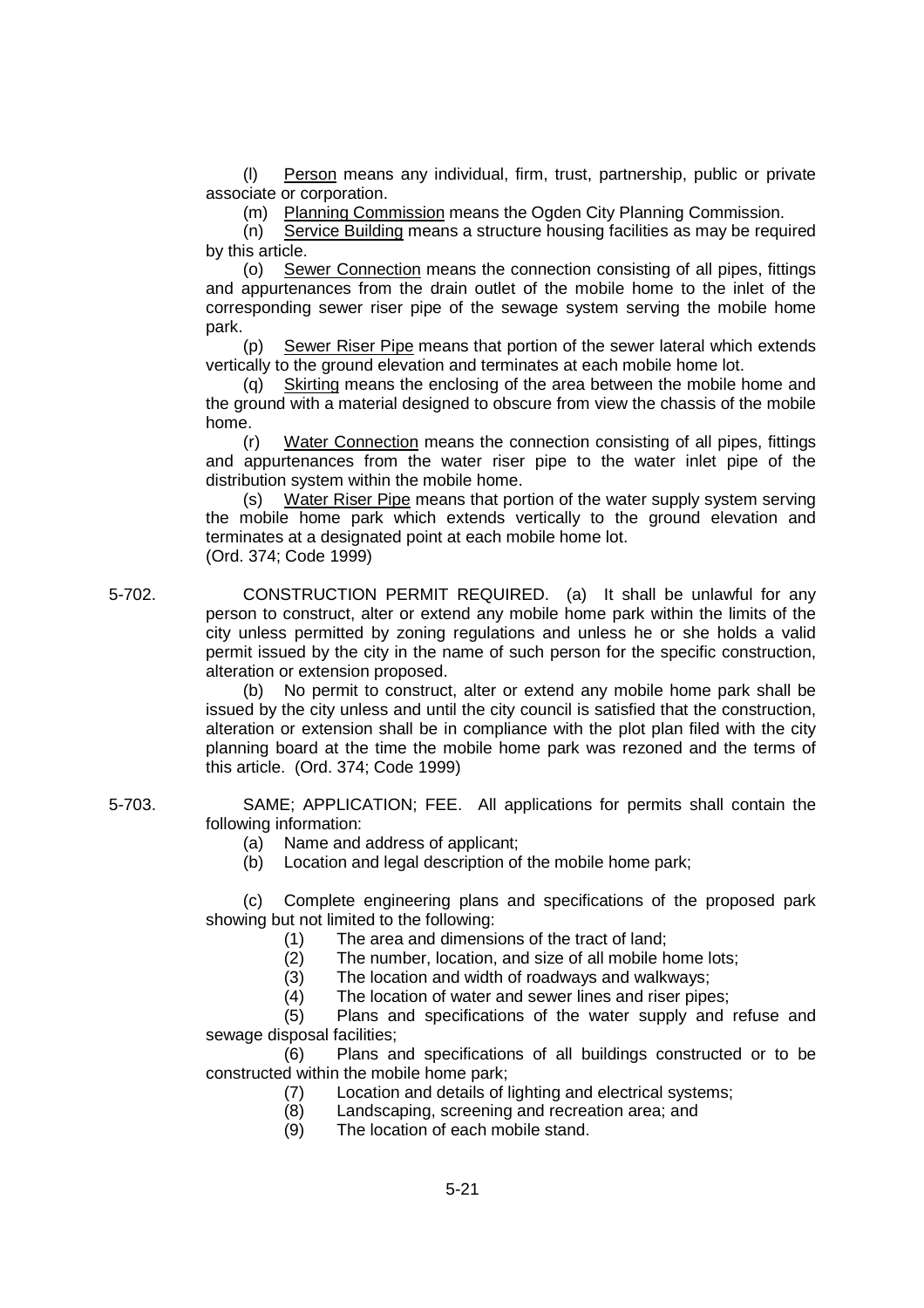(l) Person means any individual, firm, trust, partnership, public or private associate or corporation.

(m) Planning Commission means the Ogden City Planning Commission.

(n) Service Building means a structure housing facilities as may be required by this article.

(o) Sewer Connection means the connection consisting of all pipes, fittings and appurtenances from the drain outlet of the mobile home to the inlet of the corresponding sewer riser pipe of the sewage system serving the mobile home park.

(p) Sewer Riser Pipe means that portion of the sewer lateral which extends vertically to the ground elevation and terminates at each mobile home lot.

(q) Skirting means the enclosing of the area between the mobile home and the ground with a material designed to obscure from view the chassis of the mobile home.

(r) Water Connection means the connection consisting of all pipes, fittings and appurtenances from the water riser pipe to the water inlet pipe of the distribution system within the mobile home.

(s) Water Riser Pipe means that portion of the water supply system serving the mobile home park which extends vertically to the ground elevation and terminates at a designated point at each mobile home lot.

(Ord. 374; Code 1999)

5-702. CONSTRUCTION PERMIT REQUIRED. (a) It shall be unlawful for any person to construct, alter or extend any mobile home park within the limits of the city unless permitted by zoning regulations and unless he or she holds a valid permit issued by the city in the name of such person for the specific construction, alteration or extension proposed.

(b) No permit to construct, alter or extend any mobile home park shall be issued by the city unless and until the city council is satisfied that the construction, alteration or extension shall be in compliance with the plot plan filed with the city planning board at the time the mobile home park was rezoned and the terms of this article. (Ord. 374; Code 1999)

5-703. SAME; APPLICATION; FEE. All applications for permits shall contain the following information:

(a) Name and address of applicant;

(b) Location and legal description of the mobile home park;

(c) Complete engineering plans and specifications of the proposed park showing but not limited to the following:

(1) The area and dimensions of the tract of land;

(2) The number, location, and size of all mobile home lots;

(3) The location and width of roadways and walkways;

(4) The location of water and sewer lines and riser pipes;

(5) Plans and specifications of the water supply and refuse and sewage disposal facilities;

(6) Plans and specifications of all buildings constructed or to be constructed within the mobile home park;

(7) Location and details of lighting and electrical systems;

(8) Landscaping, screening and recreation area; and

(9) The location of each mobile stand.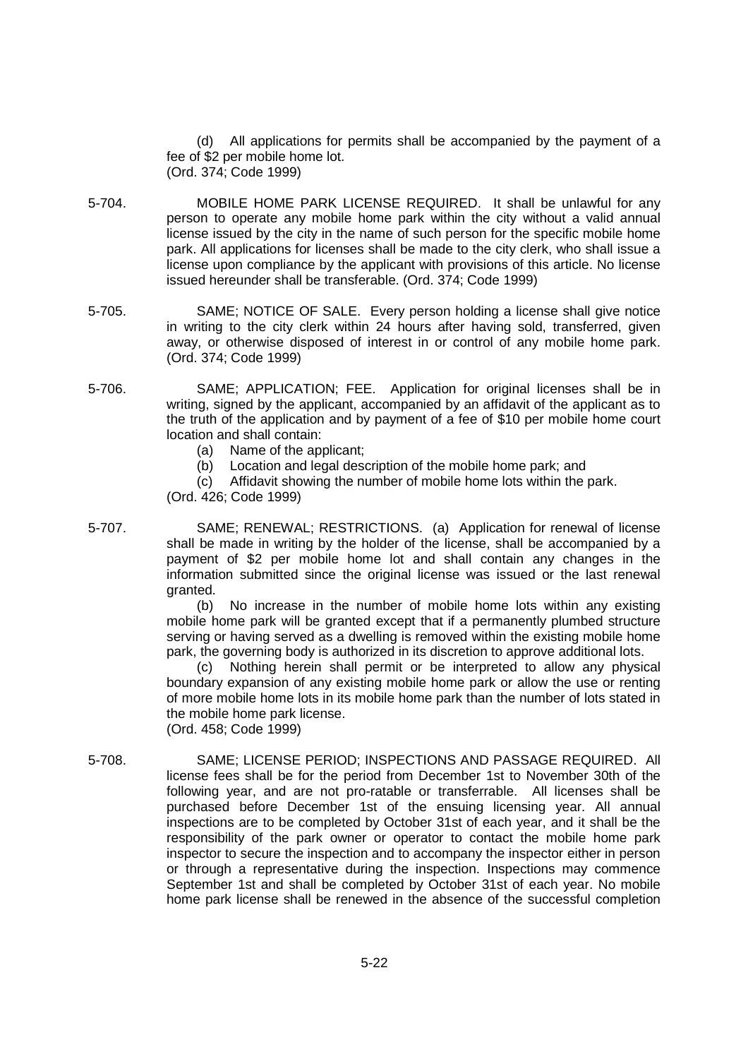(d) All applications for permits shall be accompanied by the payment of a fee of $2 per mobile home lot.
(Ord. 374; Code 1999)

5-704. MOBILE HOME PARK LICENSE REQUIRED. It shall be unlawful for any person to operate any mobile home park within the city without a valid annual license issued by the city in the name of such person for the specific mobile home park. All applications for licenses shall be made to the city clerk, who shall issue a license upon compliance by the applicant with provisions of this article. No license issued hereunder shall be transferable. (Ord. 374; Code 1999)

5-705. SAME; NOTICE OF SALE. Every person holding a license shall give notice in writing to the city clerk within 24 hours after having sold, transferred, given away, or otherwise disposed of interest in or control of any mobile home park. (Ord. 374; Code 1999)

5-706. SAME; APPLICATION; FEE. Application for original licenses shall be in writing, signed by the applicant, accompanied by an affidavit of the applicant as to the truth of the application and by payment of a fee of $10 per mobile home court location and shall contain:

(a) Name of the applicant;
(b) Location and legal description of the mobile home park; and
(c) Affidavit showing the number of mobile home lots within the park.

(Ord. 426; Code 1999)

5-707. SAME; RENEWAL; RESTRICTIONS. (a) Application for renewal of license shall be made in writing by the holder of the license, shall be accompanied by a payment of $2 per mobile home lot and shall contain any changes in the information submitted since the original license was issued or the last renewal granted.

(b) No increase in the number of mobile home lots within any existing mobile home park will be granted except that if a permanently plumbed structure serving or having served as a dwelling is removed within the existing mobile home park, the governing body is authorized in its discretion to approve additional lots.

(c) Nothing herein shall permit or be interpreted to allow any physical boundary expansion of any existing mobile home park or allow the use or renting of more mobile home lots in its mobile home park than the number of lots stated in the mobile home park license.

(Ord. 458; Code 1999)

5-708. SAME; LICENSE PERIOD; INSPECTIONS AND PASSAGE REQUIRED. All license fees shall be for the period from December 1st to November 30th of the following year, and are not pro-ratable or transferrable. All licenses shall be purchased before December 1st of the ensuing licensing year. All annual inspections are to be completed by October 31st of each year, and it shall be the responsibility of the park owner or operator to contact the mobile home park inspector to secure the inspection and to accompany the inspector either in person or through a representative during the inspection. Inspections may commence September 1st and shall be completed by October 31st of each year. No mobile home park license shall be renewed in the absence of the successful completion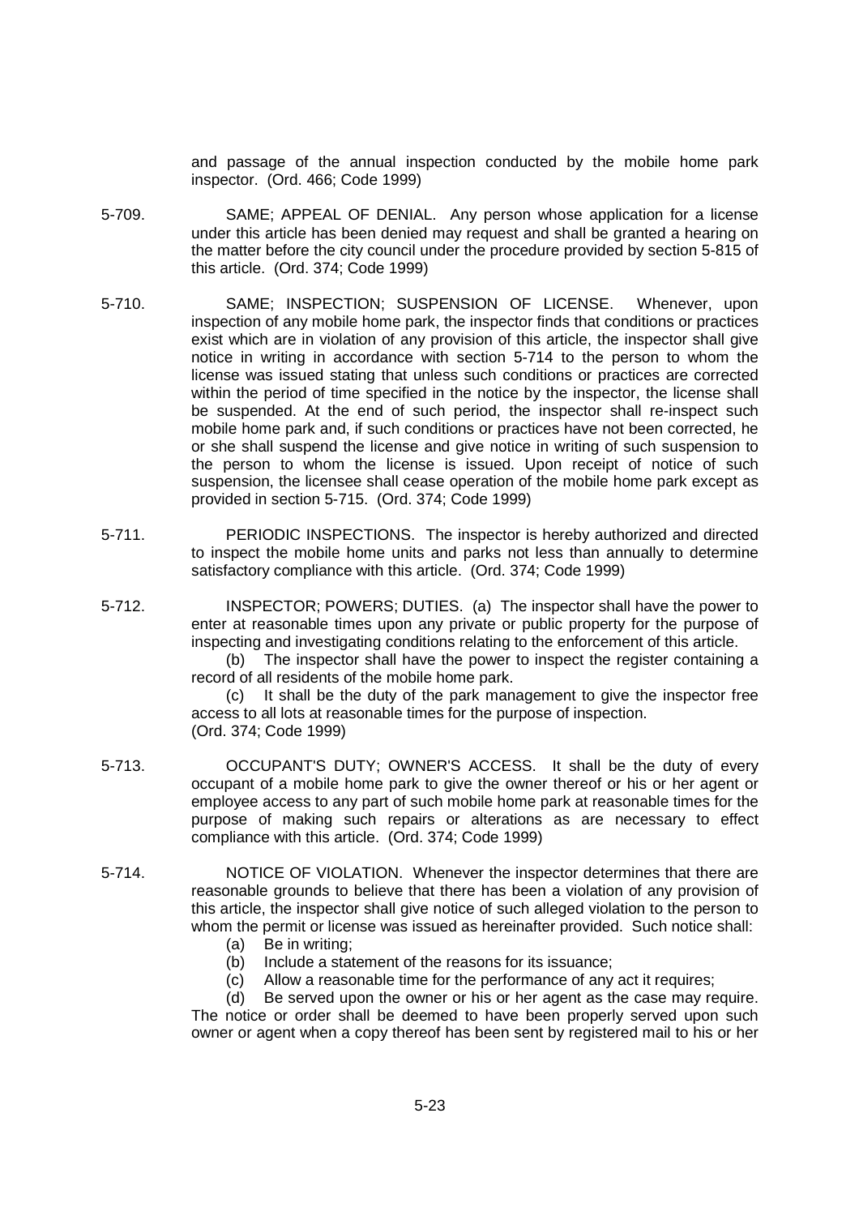and passage of the annual inspection conducted by the mobile home park inspector. (Ord. 466; Code 1999)

5-709. SAME; APPEAL OF DENIAL. Any person whose application for a license under this article has been denied may request and shall be granted a hearing on the matter before the city council under the procedure provided by section 5-815 of this article. (Ord. 374; Code 1999)

5-710. SAME; INSPECTION; SUSPENSION OF LICENSE. Whenever, upon inspection of any mobile home park, the inspector finds that conditions or practices exist which are in violation of any provision of this article, the inspector shall give notice in writing in accordance with section 5-714 to the person to whom the license was issued stating that unless such conditions or practices are corrected within the period of time specified in the notice by the inspector, the license shall be suspended. At the end of such period, the inspector shall re-inspect such mobile home park and, if such conditions or practices have not been corrected, he or she shall suspend the license and give notice in writing of such suspension to the person to whom the license is issued. Upon receipt of notice of such suspension, the licensee shall cease operation of the mobile home park except as provided in section 5-715. (Ord. 374; Code 1999)

5-711. PERIODIC INSPECTIONS. The inspector is hereby authorized and directed to inspect the mobile home units and parks not less than annually to determine satisfactory compliance with this article. (Ord. 374; Code 1999)

5-712. INSPECTOR; POWERS; DUTIES. (a) The inspector shall have the power to enter at reasonable times upon any private or public property for the purpose of inspecting and investigating conditions relating to the enforcement of this article.

(b) The inspector shall have the power to inspect the register containing a record of all residents of the mobile home park.

(c) It shall be the duty of the park management to give the inspector free access to all lots at reasonable times for the purpose of inspection.
(Ord. 374; Code 1999)

5-713. OCCUPANT'S DUTY; OWNER'S ACCESS. It shall be the duty of every occupant of a mobile home park to give the owner thereof or his or her agent or employee access to any part of such mobile home park at reasonable times for the purpose of making such repairs or alterations as are necessary to effect compliance with this article. (Ord. 374; Code 1999)

5-714. NOTICE OF VIOLATION. Whenever the inspector determines that there are reasonable grounds to believe that there has been a violation of any provision of this article, the inspector shall give notice of such alleged violation to the person to whom the permit or license was issued as hereinafter provided. Such notice shall:

(a) Be in writing;
(b) Include a statement of the reasons for its issuance;
(c) Allow a reasonable time for the performance of any act it requires;
(d) Be served upon the owner or his or her agent as the case may require.

The notice or order shall be deemed to have been properly served upon such owner or agent when a copy thereof has been sent by registered mail to his or her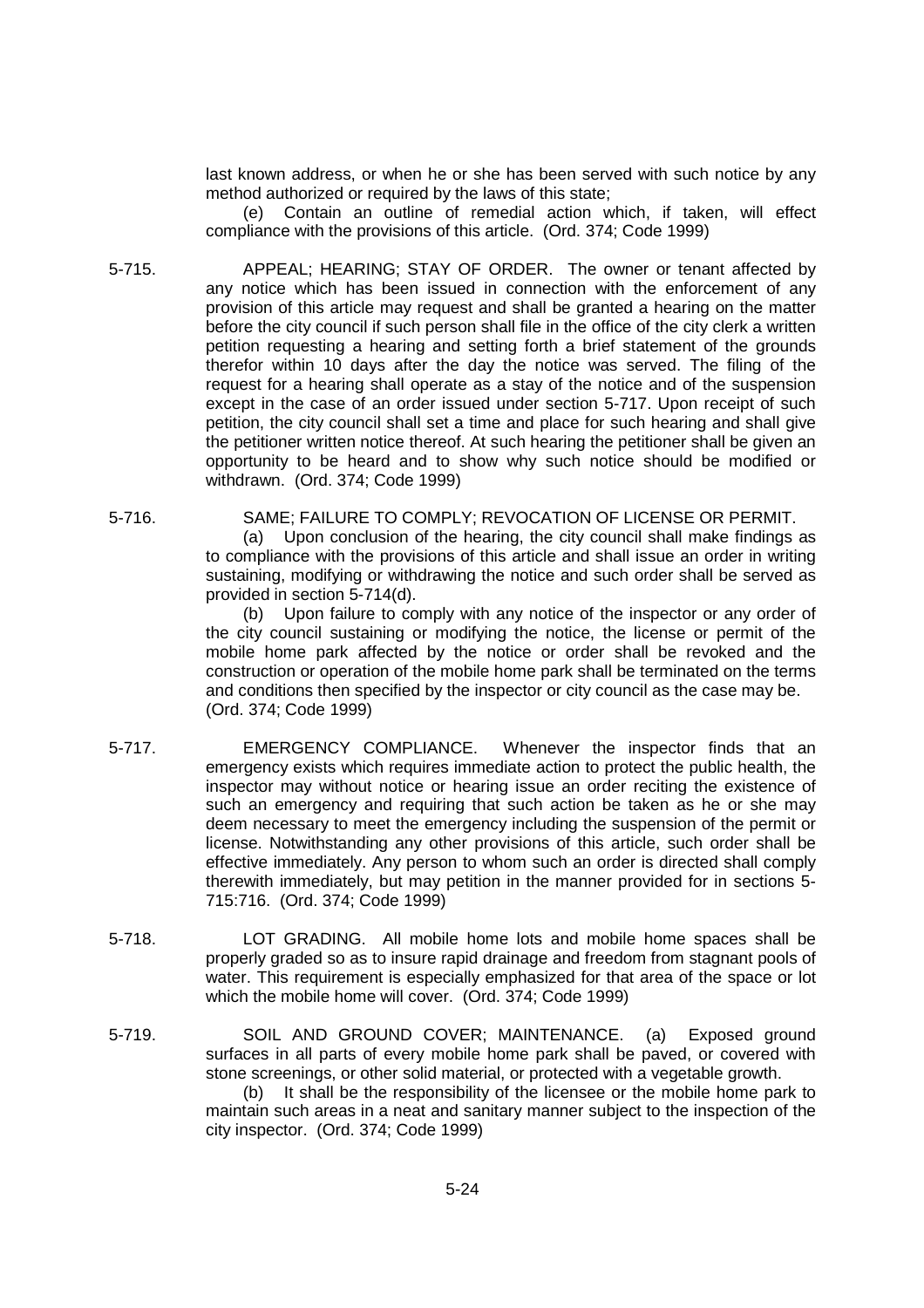last known address, or when he or she has been served with such notice by any method authorized or required by the laws of this state;

(e) Contain an outline of remedial action which, if taken, will effect compliance with the provisions of this article. (Ord. 374; Code 1999)

5-715. APPEAL; HEARING; STAY OF ORDER. The owner or tenant affected by any notice which has been issued in connection with the enforcement of any provision of this article may request and shall be granted a hearing on the matter before the city council if such person shall file in the office of the city clerk a written petition requesting a hearing and setting forth a brief statement of the grounds therefor within 10 days after the day the notice was served. The filing of the request for a hearing shall operate as a stay of the notice and of the suspension except in the case of an order issued under section 5-717. Upon receipt of such petition, the city council shall set a time and place for such hearing and shall give the petitioner written notice thereof. At such hearing the petitioner shall be given an opportunity to be heard and to show why such notice should be modified or withdrawn. (Ord. 374; Code 1999)

5-716. SAME; FAILURE TO COMPLY; REVOCATION OF LICENSE OR PERMIT.

(a) Upon conclusion of the hearing, the city council shall make findings as to compliance with the provisions of this article and shall issue an order in writing sustaining, modifying or withdrawing the notice and such order shall be served as provided in section 5-714(d).

(b) Upon failure to comply with any notice of the inspector or any order of the city council sustaining or modifying the notice, the license or permit of the mobile home park affected by the notice or order shall be revoked and the construction or operation of the mobile home park shall be terminated on the terms and conditions then specified by the inspector or city council as the case may be. (Ord. 374; Code 1999)

5-717. EMERGENCY COMPLIANCE. Whenever the inspector finds that an emergency exists which requires immediate action to protect the public health, the inspector may without notice or hearing issue an order reciting the existence of such an emergency and requiring that such action be taken as he or she may deem necessary to meet the emergency including the suspension of the permit or license. Notwithstanding any other provisions of this article, such order shall be effective immediately. Any person to whom such an order is directed shall comply therewith immediately, but may petition in the manner provided for in sections 5-715:716. (Ord. 374; Code 1999)

5-718. LOT GRADING. All mobile home lots and mobile home spaces shall be properly graded so as to insure rapid drainage and freedom from stagnant pools of water. This requirement is especially emphasized for that area of the space or lot which the mobile home will cover. (Ord. 374; Code 1999)

5-719. SOIL AND GROUND COVER; MAINTENANCE. (a) Exposed ground surfaces in all parts of every mobile home park shall be paved, or covered with stone screenings, or other solid material, or protected with a vegetable growth.

(b) It shall be the responsibility of the licensee or the mobile home park to maintain such areas in a neat and sanitary manner subject to the inspection of the city inspector. (Ord. 374; Code 1999)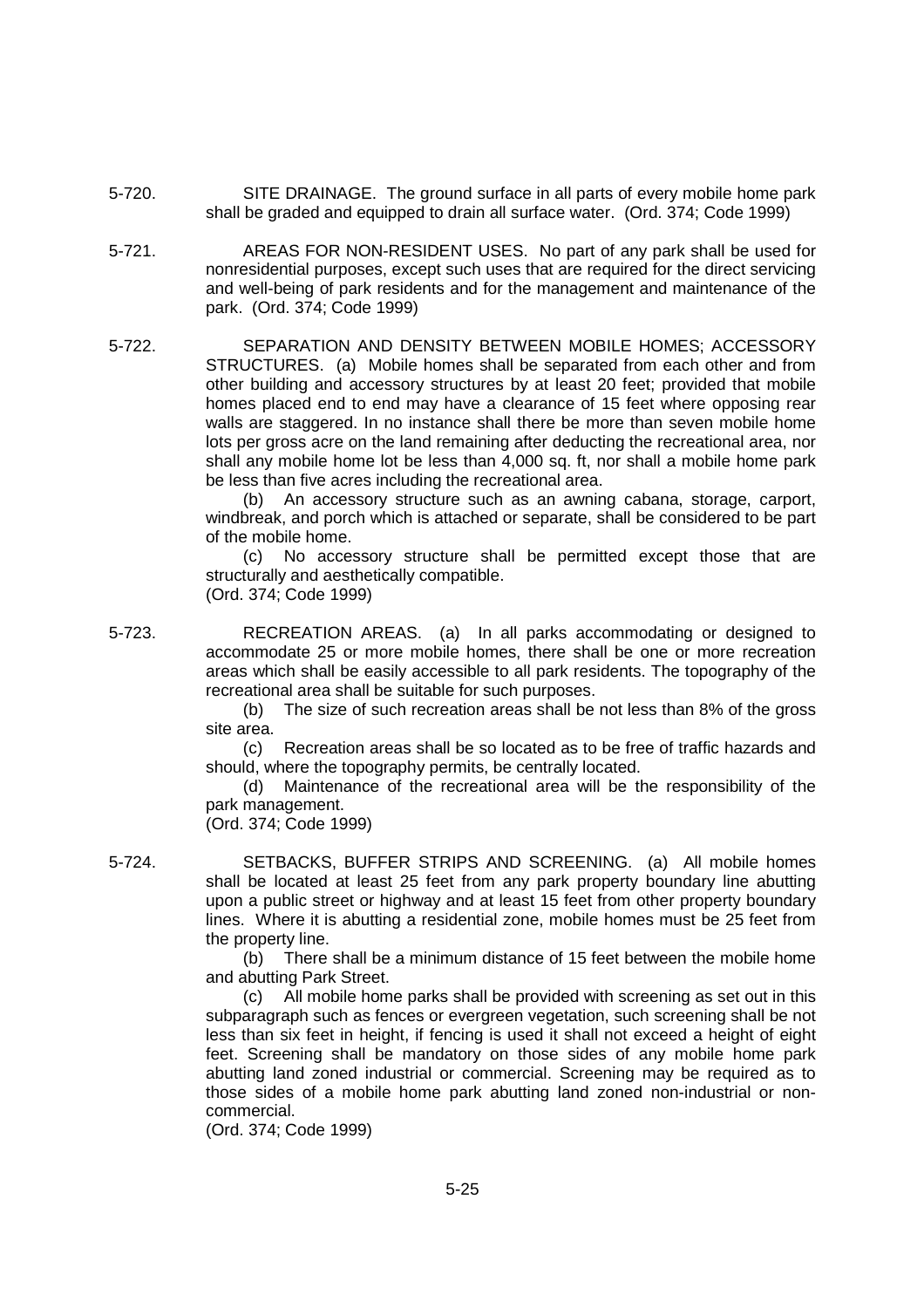5-720. SITE DRAINAGE. The ground surface in all parts of every mobile home park shall be graded and equipped to drain all surface water. (Ord. 374; Code 1999)

5-721. AREAS FOR NON-RESIDENT USES. No part of any park shall be used for nonresidential purposes, except such uses that are required for the direct servicing and well-being of park residents and for the management and maintenance of the park. (Ord. 374; Code 1999)

5-722. SEPARATION AND DENSITY BETWEEN MOBILE HOMES; ACCESSORY STRUCTURES. (a) Mobile homes shall be separated from each other and from other building and accessory structures by at least 20 feet; provided that mobile homes placed end to end may have a clearance of 15 feet where opposing rear walls are staggered. In no instance shall there be more than seven mobile home lots per gross acre on the land remaining after deducting the recreational area, nor shall any mobile home lot be less than 4,000 sq. ft, nor shall a mobile home park be less than five acres including the recreational area.

(b) An accessory structure such as an awning cabana, storage, carport, windbreak, and porch which is attached or separate, shall be considered to be part of the mobile home.

(c) No accessory structure shall be permitted except those that are structurally and aesthetically compatible.

(Ord. 374; Code 1999)

5-723. RECREATION AREAS. (a) In all parks accommodating or designed to accommodate 25 or more mobile homes, there shall be one or more recreation areas which shall be easily accessible to all park residents. The topography of the recreational area shall be suitable for such purposes.

(b) The size of such recreation areas shall be not less than 8% of the gross site area.

(c) Recreation areas shall be so located as to be free of traffic hazards and should, where the topography permits, be centrally located.

(d) Maintenance of the recreational area will be the responsibility of the park management.

(Ord. 374; Code 1999)

5-724. SETBACKS, BUFFER STRIPS AND SCREENING. (a) All mobile homes shall be located at least 25 feet from any park property boundary line abutting upon a public street or highway and at least 15 feet from other property boundary lines. Where it is abutting a residential zone, mobile homes must be 25 feet from the property line.

(b) There shall be a minimum distance of 15 feet between the mobile home and abutting Park Street.

(c) All mobile home parks shall be provided with screening as set out in this subparagraph such as fences or evergreen vegetation, such screening shall be not less than six feet in height, if fencing is used it shall not exceed a height of eight feet. Screening shall be mandatory on those sides of any mobile home park abutting land zoned industrial or commercial. Screening may be required as to those sides of a mobile home park abutting land zoned non-industrial or non-commercial.

(Ord. 374; Code 1999)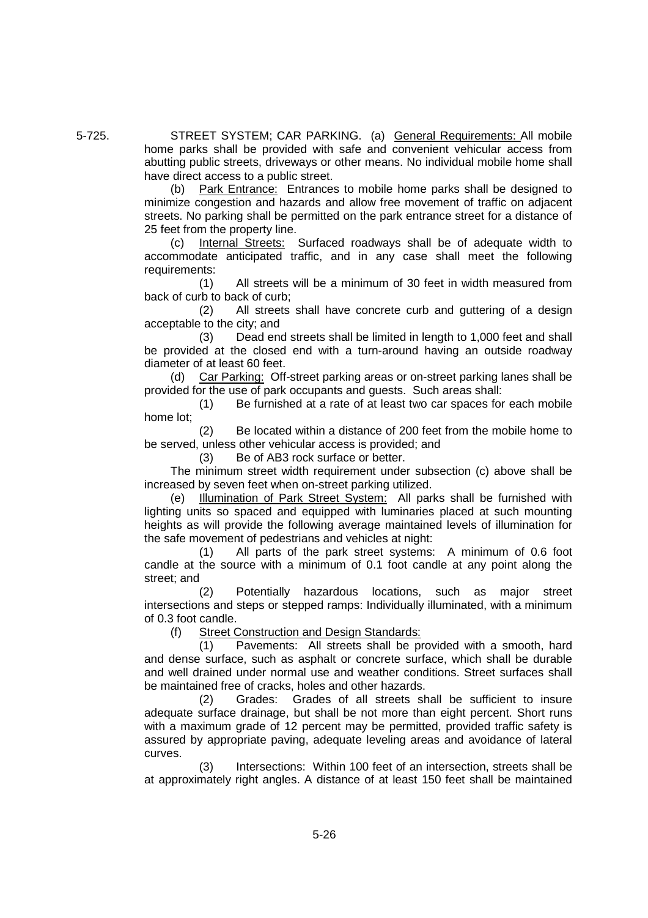5-725. STREET SYSTEM; CAR PARKING. (a) General Requirements: All mobile home parks shall be provided with safe and convenient vehicular access from abutting public streets, driveways or other means. No individual mobile home shall have direct access to a public street.

(b) Park Entrance: Entrances to mobile home parks shall be designed to minimize congestion and hazards and allow free movement of traffic on adjacent streets. No parking shall be permitted on the park entrance street for a distance of 25 feet from the property line.

(c) Internal Streets: Surfaced roadways shall be of adequate width to accommodate anticipated traffic, and in any case shall meet the following requirements:

(1) All streets will be a minimum of 30 feet in width measured from back of curb to back of curb;

(2) All streets shall have concrete curb and guttering of a design acceptable to the city; and

(3) Dead end streets shall be limited in length to 1,000 feet and shall be provided at the closed end with a turn-around having an outside roadway diameter of at least 60 feet.

(d) Car Parking: Off-street parking areas or on-street parking lanes shall be provided for the use of park occupants and guests. Such areas shall:

(1) Be furnished at a rate of at least two car spaces for each mobile home lot;

(2) Be located within a distance of 200 feet from the mobile home to be served, unless other vehicular access is provided; and

(3) Be of AB3 rock surface or better.

The minimum street width requirement under subsection (c) above shall be increased by seven feet when on-street parking utilized.

(e) Illumination of Park Street System: All parks shall be furnished with lighting units so spaced and equipped with luminaries placed at such mounting heights as will provide the following average maintained levels of illumination for the safe movement of pedestrians and vehicles at night:

(1) All parts of the park street systems: A minimum of 0.6 foot candle at the source with a minimum of 0.1 foot candle at any point along the street; and

(2) Potentially hazardous locations, such as major street intersections and steps or stepped ramps: Individually illuminated, with a minimum of 0.3 foot candle.

(f) Street Construction and Design Standards:

(1) Pavements: All streets shall be provided with a smooth, hard and dense surface, such as asphalt or concrete surface, which shall be durable and well drained under normal use and weather conditions. Street surfaces shall be maintained free of cracks, holes and other hazards.

(2) Grades: Grades of all streets shall be sufficient to insure adequate surface drainage, but shall be not more than eight percent. Short runs with a maximum grade of 12 percent may be permitted, provided traffic safety is assured by appropriate paving, adequate leveling areas and avoidance of lateral curves.

(3) Intersections: Within 100 feet of an intersection, streets shall be at approximately right angles. A distance of at least 150 feet shall be maintained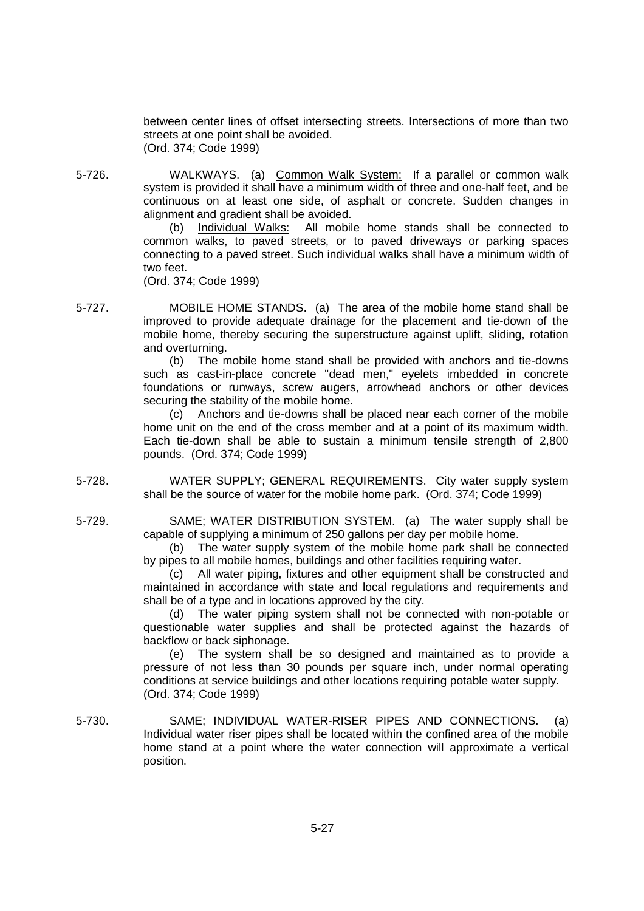between center lines of offset intersecting streets. Intersections of more than two streets at one point shall be avoided.
(Ord. 374; Code 1999)

5-726. WALKWAYS. (a) Common Walk System: If a parallel or common walk system is provided it shall have a minimum width of three and one-half feet, and be continuous on at least one side, of asphalt or concrete. Sudden changes in alignment and gradient shall be avoided.

(b) Individual Walks: All mobile home stands shall be connected to common walks, to paved streets, or to paved driveways or parking spaces connecting to a paved street. Such individual walks shall have a minimum width of two feet.
(Ord. 374; Code 1999)

5-727. MOBILE HOME STANDS. (a) The area of the mobile home stand shall be improved to provide adequate drainage for the placement and tie-down of the mobile home, thereby securing the superstructure against uplift, sliding, rotation and overturning.

(b) The mobile home stand shall be provided with anchors and tie-downs such as cast-in-place concrete "dead men," eyelets imbedded in concrete foundations or runways, screw augers, arrowhead anchors or other devices securing the stability of the mobile home.

(c) Anchors and tie-downs shall be placed near each corner of the mobile home unit on the end of the cross member and at a point of its maximum width. Each tie-down shall be able to sustain a minimum tensile strength of 2,800 pounds. (Ord. 374; Code 1999)

5-728. WATER SUPPLY; GENERAL REQUIREMENTS. City water supply system shall be the source of water for the mobile home park. (Ord. 374; Code 1999)

5-729. SAME; WATER DISTRIBUTION SYSTEM. (a) The water supply shall be capable of supplying a minimum of 250 gallons per day per mobile home.

(b) The water supply system of the mobile home park shall be connected by pipes to all mobile homes, buildings and other facilities requiring water.

(c) All water piping, fixtures and other equipment shall be constructed and maintained in accordance with state and local regulations and requirements and shall be of a type and in locations approved by the city.

(d) The water piping system shall not be connected with non-potable or questionable water supplies and shall be protected against the hazards of backflow or back siphonage.

(e) The system shall be so designed and maintained as to provide a pressure of not less than 30 pounds per square inch, under normal operating conditions at service buildings and other locations requiring potable water supply.
(Ord. 374; Code 1999)

5-730. SAME; INDIVIDUAL WATER-RISER PIPES AND CONNECTIONS. (a) Individual water riser pipes shall be located within the confined area of the mobile home stand at a point where the water connection will approximate a vertical position.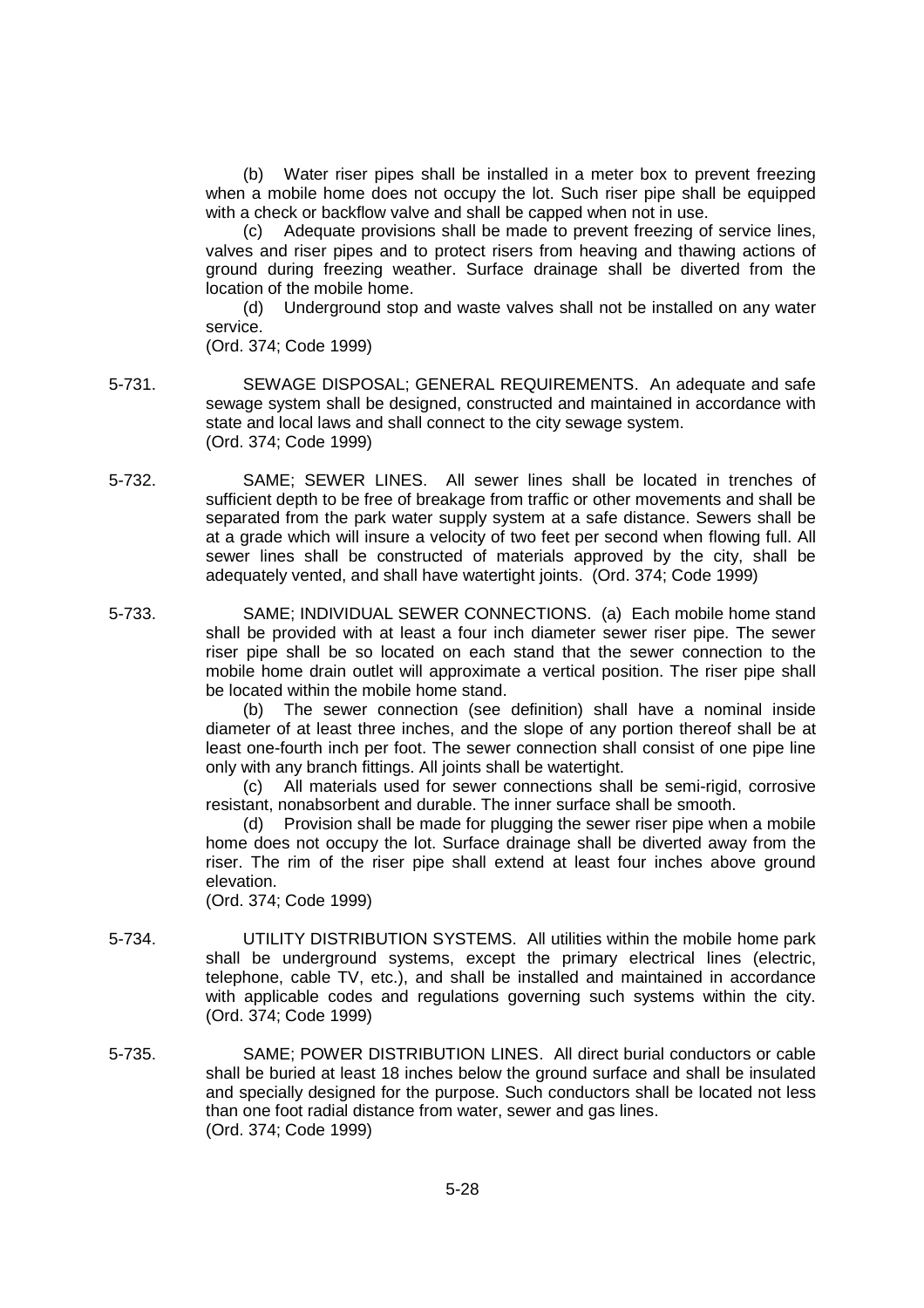(b) Water riser pipes shall be installed in a meter box to prevent freezing when a mobile home does not occupy the lot. Such riser pipe shall be equipped with a check or backflow valve and shall be capped when not in use.

(c) Adequate provisions shall be made to prevent freezing of service lines, valves and riser pipes and to protect risers from heaving and thawing actions of ground during freezing weather. Surface drainage shall be diverted from the location of the mobile home.

(d) Underground stop and waste valves shall not be installed on any water service.

(Ord. 374; Code 1999)

5-731. SEWAGE DISPOSAL; GENERAL REQUIREMENTS. An adequate and safe sewage system shall be designed, constructed and maintained in accordance with state and local laws and shall connect to the city sewage system.
(Ord. 374; Code 1999)

5-732. SAME; SEWER LINES. All sewer lines shall be located in trenches of sufficient depth to be free of breakage from traffic or other movements and shall be separated from the park water supply system at a safe distance. Sewers shall be at a grade which will insure a velocity of two feet per second when flowing full. All sewer lines shall be constructed of materials approved by the city, shall be adequately vented, and shall have watertight joints. (Ord. 374; Code 1999)

5-733. SAME; INDIVIDUAL SEWER CONNECTIONS. (a) Each mobile home stand shall be provided with at least a four inch diameter sewer riser pipe. The sewer riser pipe shall be so located on each stand that the sewer connection to the mobile home drain outlet will approximate a vertical position. The riser pipe shall be located within the mobile home stand.

(b) The sewer connection (see definition) shall have a nominal inside diameter of at least three inches, and the slope of any portion thereof shall be at least one-fourth inch per foot. The sewer connection shall consist of one pipe line only with any branch fittings. All joints shall be watertight.

(c) All materials used for sewer connections shall be semi-rigid, corrosive resistant, nonabsorbent and durable. The inner surface shall be smooth.

(d) Provision shall be made for plugging the sewer riser pipe when a mobile home does not occupy the lot. Surface drainage shall be diverted away from the riser. The rim of the riser pipe shall extend at least four inches above ground elevation.

(Ord. 374; Code 1999)

5-734. UTILITY DISTRIBUTION SYSTEMS. All utilities within the mobile home park shall be underground systems, except the primary electrical lines (electric, telephone, cable TV, etc.), and shall be installed and maintained in accordance with applicable codes and regulations governing such systems within the city.
(Ord. 374; Code 1999)

5-735. SAME; POWER DISTRIBUTION LINES. All direct burial conductors or cable shall be buried at least 18 inches below the ground surface and shall be insulated and specially designed for the purpose. Such conductors shall be located not less than one foot radial distance from water, sewer and gas lines.
(Ord. 374; Code 1999)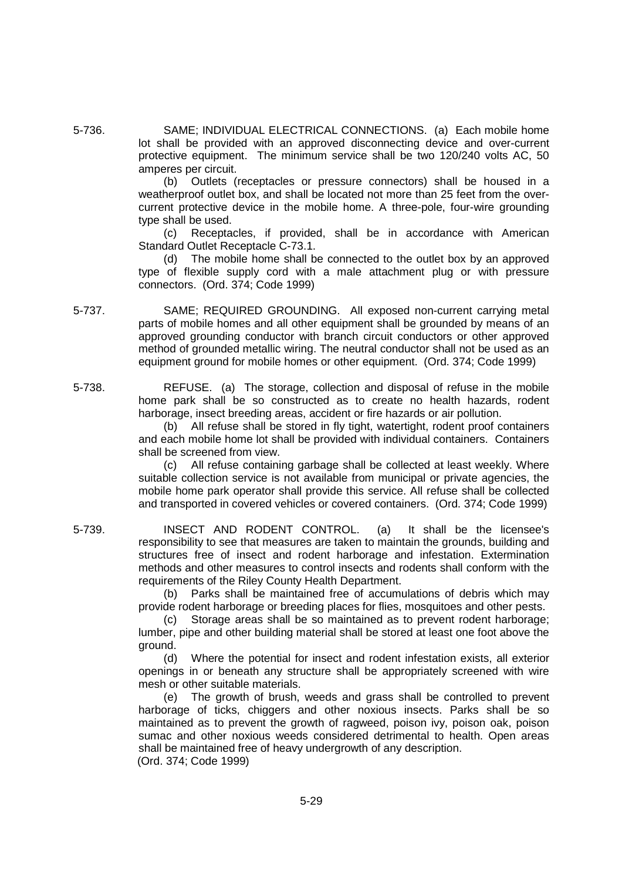5-736. SAME; INDIVIDUAL ELECTRICAL CONNECTIONS. (a) Each mobile home lot shall be provided with an approved disconnecting device and over-current protective equipment. The minimum service shall be two 120/240 volts AC, 50 amperes per circuit.

(b) Outlets (receptacles or pressure connectors) shall be housed in a weatherproof outlet box, and shall be located not more than 25 feet from the over-current protective device in the mobile home. A three-pole, four-wire grounding type shall be used.

(c) Receptacles, if provided, shall be in accordance with American Standard Outlet Receptacle C-73.1.

(d) The mobile home shall be connected to the outlet box by an approved type of flexible supply cord with a male attachment plug or with pressure connectors. (Ord. 374; Code 1999)

5-737. SAME; REQUIRED GROUNDING. All exposed non-current carrying metal parts of mobile homes and all other equipment shall be grounded by means of an approved grounding conductor with branch circuit conductors or other approved method of grounded metallic wiring. The neutral conductor shall not be used as an equipment ground for mobile homes or other equipment. (Ord. 374; Code 1999)

5-738. REFUSE. (a) The storage, collection and disposal of refuse in the mobile home park shall be so constructed as to create no health hazards, rodent harborage, insect breeding areas, accident or fire hazards or air pollution.

(b) All refuse shall be stored in fly tight, watertight, rodent proof containers and each mobile home lot shall be provided with individual containers. Containers shall be screened from view.

(c) All refuse containing garbage shall be collected at least weekly. Where suitable collection service is not available from municipal or private agencies, the mobile home park operator shall provide this service. All refuse shall be collected and transported in covered vehicles or covered containers. (Ord. 374; Code 1999)

5-739. INSECT AND RODENT CONTROL. (a) It shall be the licensee's responsibility to see that measures are taken to maintain the grounds, building and structures free of insect and rodent harborage and infestation. Extermination methods and other measures to control insects and rodents shall conform with the requirements of the Riley County Health Department.

(b) Parks shall be maintained free of accumulations of debris which may provide rodent harborage or breeding places for flies, mosquitoes and other pests.

(c) Storage areas shall be so maintained as to prevent rodent harborage; lumber, pipe and other building material shall be stored at least one foot above the ground.

(d) Where the potential for insect and rodent infestation exists, all exterior openings in or beneath any structure shall be appropriately screened with wire mesh or other suitable materials.

(e) The growth of brush, weeds and grass shall be controlled to prevent harborage of ticks, chiggers and other noxious insects. Parks shall be so maintained as to prevent the growth of ragweed, poison ivy, poison oak, poison sumac and other noxious weeds considered detrimental to health. Open areas shall be maintained free of heavy undergrowth of any description.

(Ord. 374; Code 1999)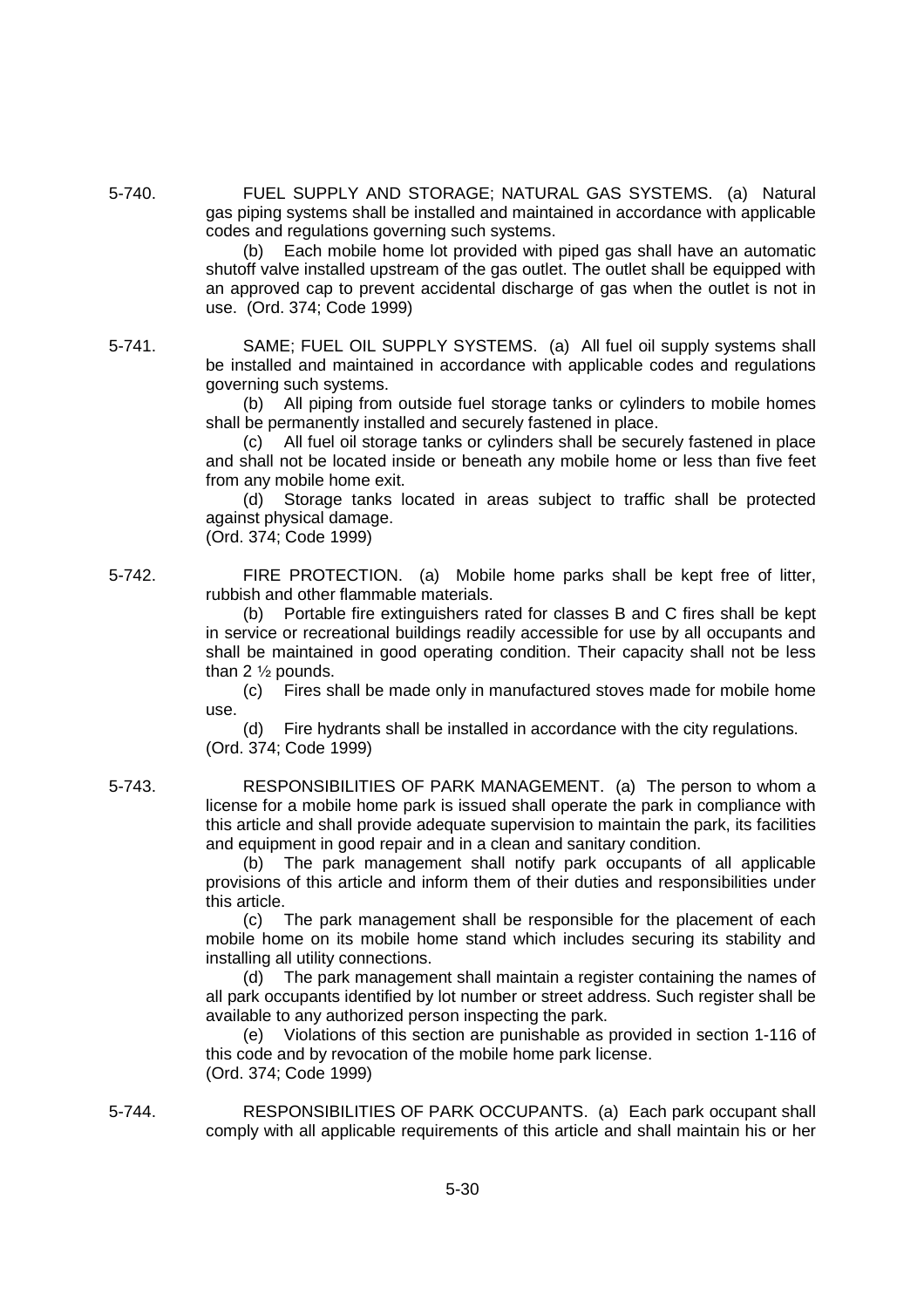5-740. FUEL SUPPLY AND STORAGE; NATURAL GAS SYSTEMS. (a) Natural gas piping systems shall be installed and maintained in accordance with applicable codes and regulations governing such systems.

(b) Each mobile home lot provided with piped gas shall have an automatic shutoff valve installed upstream of the gas outlet. The outlet shall be equipped with an approved cap to prevent accidental discharge of gas when the outlet is not in use. (Ord. 374; Code 1999)

5-741. SAME; FUEL OIL SUPPLY SYSTEMS. (a) All fuel oil supply systems shall be installed and maintained in accordance with applicable codes and regulations governing such systems.

(b) All piping from outside fuel storage tanks or cylinders to mobile homes shall be permanently installed and securely fastened in place.

(c) All fuel oil storage tanks or cylinders shall be securely fastened in place and shall not be located inside or beneath any mobile home or less than five feet from any mobile home exit.

(d) Storage tanks located in areas subject to traffic shall be protected against physical damage.
(Ord. 374; Code 1999)

5-742. FIRE PROTECTION. (a) Mobile home parks shall be kept free of litter, rubbish and other flammable materials.

(b) Portable fire extinguishers rated for classes B and C fires shall be kept in service or recreational buildings readily accessible for use by all occupants and shall be maintained in good operating condition. Their capacity shall not be less than 2 ½ pounds.

(c) Fires shall be made only in manufactured stoves made for mobile home use.

(d) Fire hydrants shall be installed in accordance with the city regulations.
(Ord. 374; Code 1999)

5-743. RESPONSIBILITIES OF PARK MANAGEMENT. (a) The person to whom a license for a mobile home park is issued shall operate the park in compliance with this article and shall provide adequate supervision to maintain the park, its facilities and equipment in good repair and in a clean and sanitary condition.

(b) The park management shall notify park occupants of all applicable provisions of this article and inform them of their duties and responsibilities under this article.

(c) The park management shall be responsible for the placement of each mobile home on its mobile home stand which includes securing its stability and installing all utility connections.

(d) The park management shall maintain a register containing the names of all park occupants identified by lot number or street address. Such register shall be available to any authorized person inspecting the park.

(e) Violations of this section are punishable as provided in section 1-116 of this code and by revocation of the mobile home park license.
(Ord. 374; Code 1999)

5-744. RESPONSIBILITIES OF PARK OCCUPANTS. (a) Each park occupant shall comply with all applicable requirements of this article and shall maintain his or her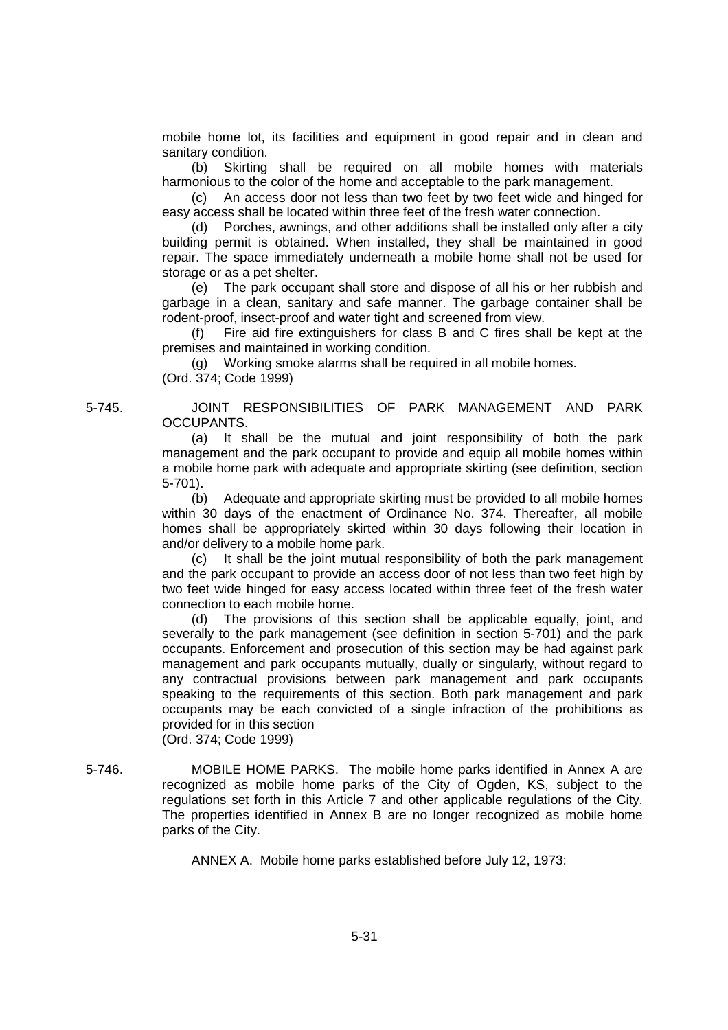mobile home lot, its facilities and equipment in good repair and in clean and sanitary condition.

(b) Skirting shall be required on all mobile homes with materials harmonious to the color of the home and acceptable to the park management.

(c) An access door not less than two feet by two feet wide and hinged for easy access shall be located within three feet of the fresh water connection.

(d) Porches, awnings, and other additions shall be installed only after a city building permit is obtained. When installed, they shall be maintained in good repair. The space immediately underneath a mobile home shall not be used for storage or as a pet shelter.

(e) The park occupant shall store and dispose of all his or her rubbish and garbage in a clean, sanitary and safe manner. The garbage container shall be rodent-proof, insect-proof and water tight and screened from view.

(f) Fire aid fire extinguishers for class B and C fires shall be kept at the premises and maintained in working condition.

(g) Working smoke alarms shall be required in all mobile homes.

(Ord. 374; Code 1999)

**5-745. JOINT RESPONSIBILITIES OF PARK MANAGEMENT AND PARK OCCUPANTS.**

(a) It shall be the mutual and joint responsibility of both the park management and the park occupant to provide and equip all mobile homes within a mobile home park with adequate and appropriate skirting (see definition, section 5-701).

(b) Adequate and appropriate skirting must be provided to all mobile homes within 30 days of the enactment of Ordinance No. 374. Thereafter, all mobile homes shall be appropriately skirted within 30 days following their location in and/or delivery to a mobile home park.

(c) It shall be the joint mutual responsibility of both the park management and the park occupant to provide an access door of not less than two feet high by two feet wide hinged for easy access located within three feet of the fresh water connection to each mobile home.

(d) The provisions of this section shall be applicable equally, joint, and severally to the park management (see definition in section 5-701) and the park occupants. Enforcement and prosecution of this section may be had against park management and park occupants mutually, dually or singularly, without regard to any contractual provisions between park management and park occupants speaking to the requirements of this section. Both park management and park occupants may be each convicted of a single infraction of the prohibitions as provided for in this section

(Ord. 374; Code 1999)

**5-746. MOBILE HOME PARKS.** The mobile home parks identified in Annex A are recognized as mobile home parks of the City of Ogden, KS, subject to the regulations set forth in this Article 7 and other applicable regulations of the City. The properties identified in Annex B are no longer recognized as mobile home parks of the City.

ANNEX A. Mobile home parks established before July 12, 1973: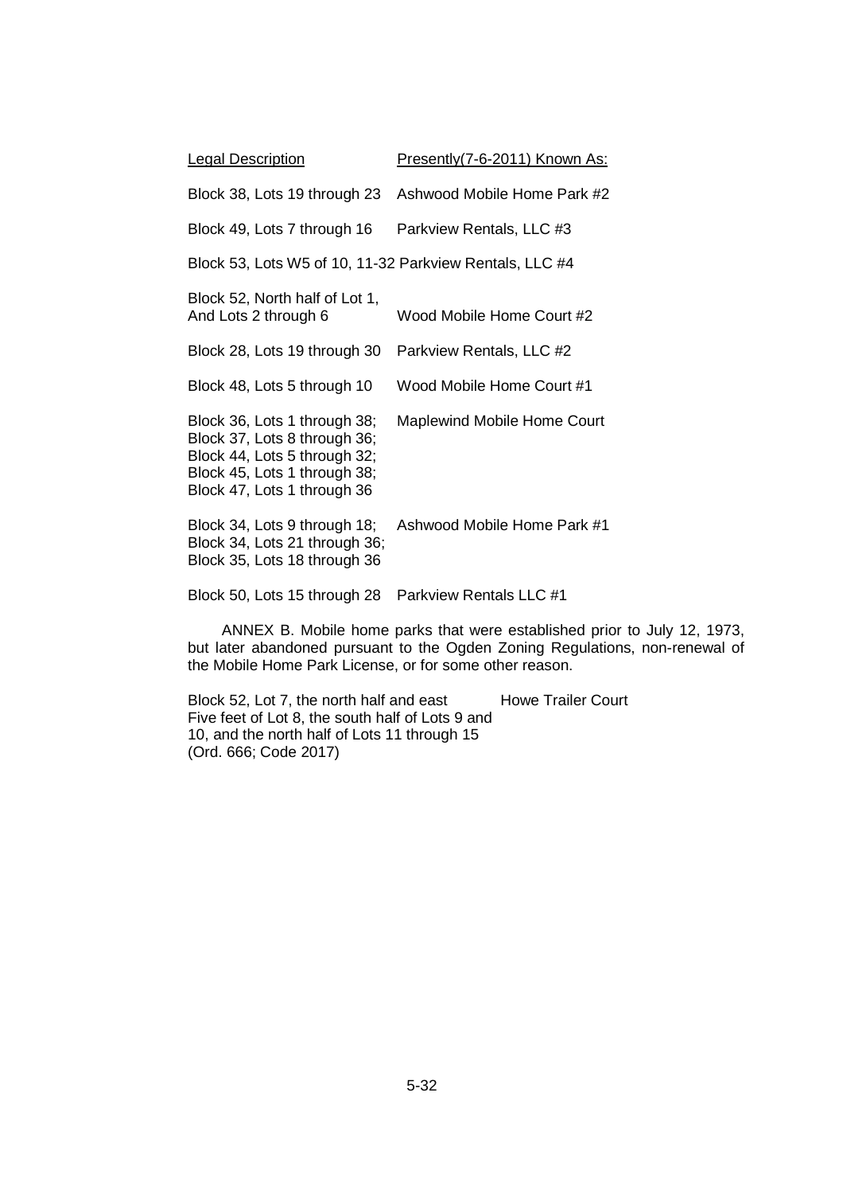| Legal Description | Presently(7-6-2011) Known As: |
|---|---|
| Block 38, Lots 19 through 23 | Ashwood Mobile Home Park #2 |
| Block 49, Lots 7 through 16 | Parkview Rentals, LLC #3 |
| Block 53, Lots W5 of 10, 11-32 | Parkview Rentals, LLC #4 |
| Block 52, North half of Lot 1, And Lots 2 through 6 | Wood Mobile Home Court #2 |
| Block 28, Lots 19 through 30 | Parkview Rentals, LLC #2 |
| Block 48, Lots 5 through 10 | Wood Mobile Home Court #1 |
| Block 36, Lots 1 through 38; Block 37, Lots 8 through 36; Block 44, Lots 5 through 32; Block 45, Lots 1 through 38; Block 47, Lots 1 through 36 | Maplewind Mobile Home Court |
| Block 34, Lots 9 through 18; Block 34, Lots 21 through 36; Block 35, Lots 18 through 36 | Ashwood Mobile Home Park #1 |
| Block 50, Lots 15 through 28 | Parkview Rentals LLC #1 |

ANNEX B. Mobile home parks that were established prior to July 12, 1973, but later abandoned pursuant to the Ogden Zoning Regulations, non-renewal of the Mobile Home Park License, or for some other reason.

| | |
|---|---|
| Block 52, Lot 7, the north half and east Five feet of Lot 8, the south half of Lots 9 and 10, and the north half of Lots 11 through 15 | Howe Trailer Court |

(Ord. 666; Code 2017)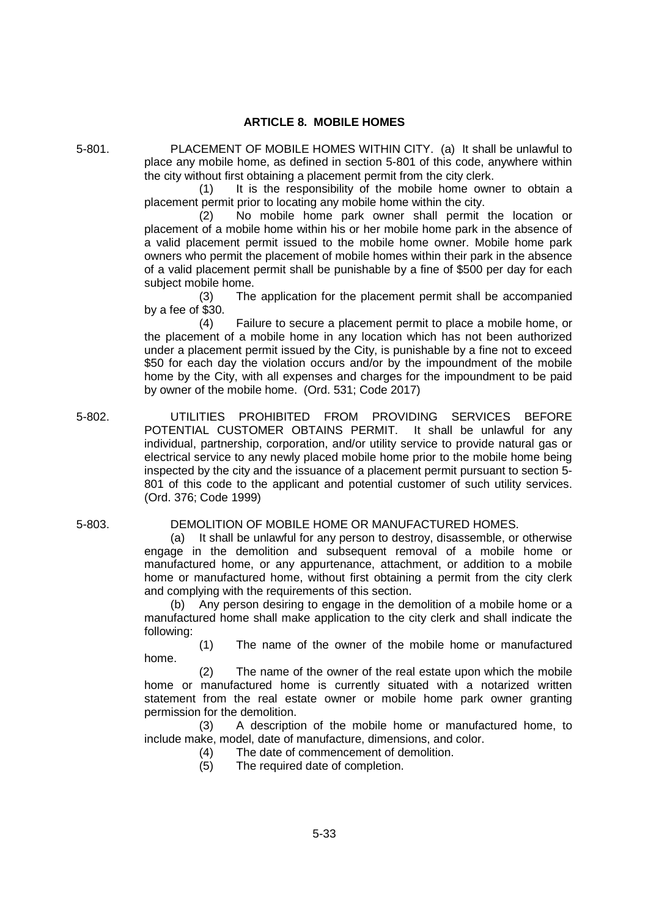## ARTICLE 8. MOBILE HOMES

**5-801.** PLACEMENT OF MOBILE HOMES WITHIN CITY. (a) It shall be unlawful to place any mobile home, as defined in section 5-801 of this code, anywhere within the city without first obtaining a placement permit from the city clerk.

(1) It is the responsibility of the mobile home owner to obtain a placement permit prior to locating any mobile home within the city.

(2) No mobile home park owner shall permit the location or placement of a mobile home within his or her mobile home park in the absence of a valid placement permit issued to the mobile home owner. Mobile home park owners who permit the placement of mobile homes within their park in the absence of a valid placement permit shall be punishable by a fine of $500 per day for each subject mobile home.

(3) The application for the placement permit shall be accompanied by a fee of $30.

(4) Failure to secure a placement permit to place a mobile home, or the placement of a mobile home in any location which has not been authorized under a placement permit issued by the City, is punishable by a fine not to exceed $50 for each day the violation occurs and/or by the impoundment of the mobile home by the City, with all expenses and charges for the impoundment to be paid by owner of the mobile home. (Ord. 531; Code 2017)

**5-802.** UTILITIES PROHIBITED FROM PROVIDING SERVICES BEFORE POTENTIAL CUSTOMER OBTAINS PERMIT. It shall be unlawful for any individual, partnership, corporation, and/or utility service to provide natural gas or electrical service to any newly placed mobile home prior to the mobile home being inspected by the city and the issuance of a placement permit pursuant to section 5-801 of this code to the applicant and potential customer of such utility services. (Ord. 376; Code 1999)

**5-803.** DEMOLITION OF MOBILE HOME OR MANUFACTURED HOMES.

(a) It shall be unlawful for any person to destroy, disassemble, or otherwise engage in the demolition and subsequent removal of a mobile home or manufactured home, or any appurtenance, attachment, or addition to a mobile home or manufactured home, without first obtaining a permit from the city clerk and complying with the requirements of this section.

(b) Any person desiring to engage in the demolition of a mobile home or a manufactured home shall make application to the city clerk and shall indicate the following:

(1) The name of the owner of the mobile home or manufactured home.

(2) The name of the owner of the real estate upon which the mobile home or manufactured home is currently situated with a notarized written statement from the real estate owner or mobile home park owner granting permission for the demolition.

(3) A description of the mobile home or manufactured home, to include make, model, date of manufacture, dimensions, and color.

(4) The date of commencement of demolition.

(5) The required date of completion.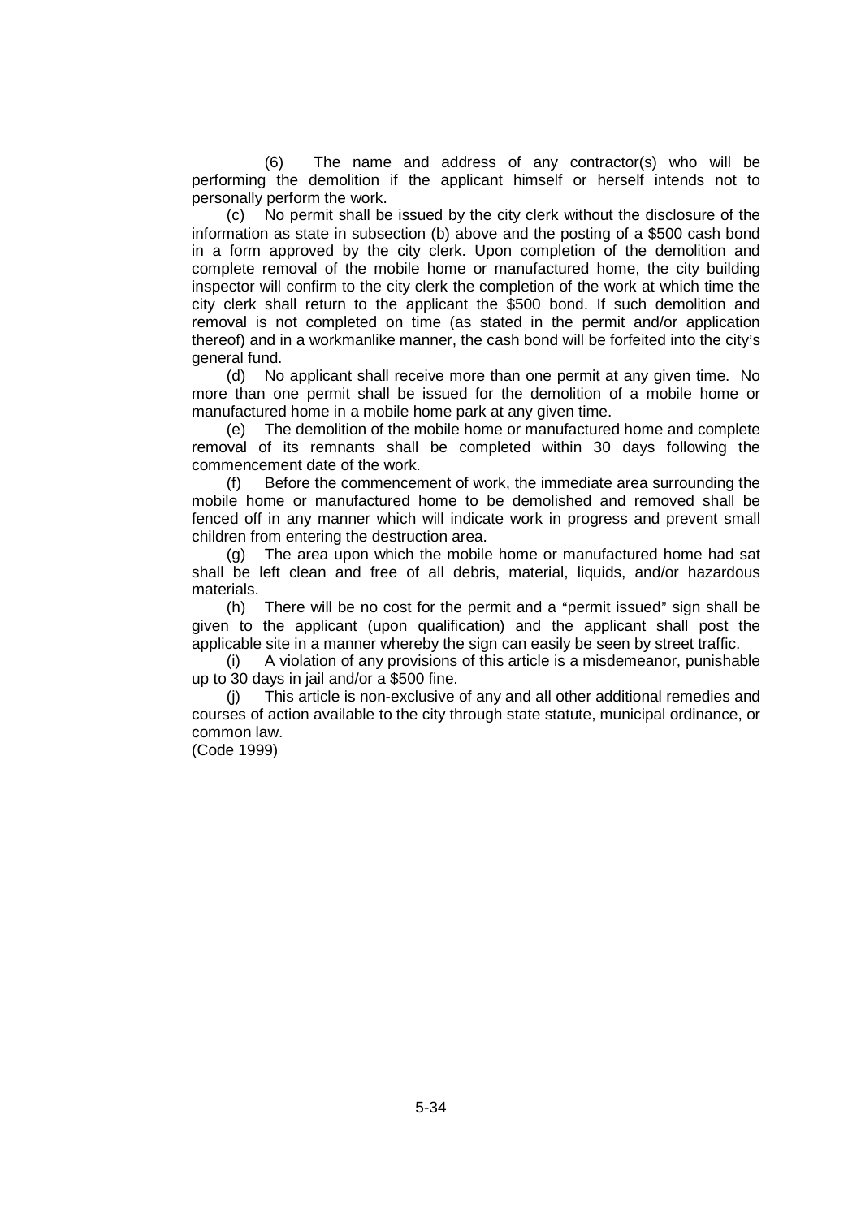(6) The name and address of any contractor(s) who will be performing the demolition if the applicant himself or herself intends not to personally perform the work.

(c) No permit shall be issued by the city clerk without the disclosure of the information as state in subsection (b) above and the posting of a $500 cash bond in a form approved by the city clerk. Upon completion of the demolition and complete removal of the mobile home or manufactured home, the city building inspector will confirm to the city clerk the completion of the work at which time the city clerk shall return to the applicant the $500 bond. If such demolition and removal is not completed on time (as stated in the permit and/or application thereof) and in a workmanlike manner, the cash bond will be forfeited into the city's general fund.

(d) No applicant shall receive more than one permit at any given time. No more than one permit shall be issued for the demolition of a mobile home or manufactured home in a mobile home park at any given time.

(e) The demolition of the mobile home or manufactured home and complete removal of its remnants shall be completed within 30 days following the commencement date of the work.

(f) Before the commencement of work, the immediate area surrounding the mobile home or manufactured home to be demolished and removed shall be fenced off in any manner which will indicate work in progress and prevent small children from entering the destruction area.

(g) The area upon which the mobile home or manufactured home had sat shall be left clean and free of all debris, material, liquids, and/or hazardous materials.

(h) There will be no cost for the permit and a "permit issued" sign shall be given to the applicant (upon qualification) and the applicant shall post the applicable site in a manner whereby the sign can easily be seen by street traffic.

(i) A violation of any provisions of this article is a misdemeanor, punishable up to 30 days in jail and/or a $500 fine.

(j) This article is non-exclusive of any and all other additional remedies and courses of action available to the city through state statute, municipal ordinance, or common law.

(Code 1999)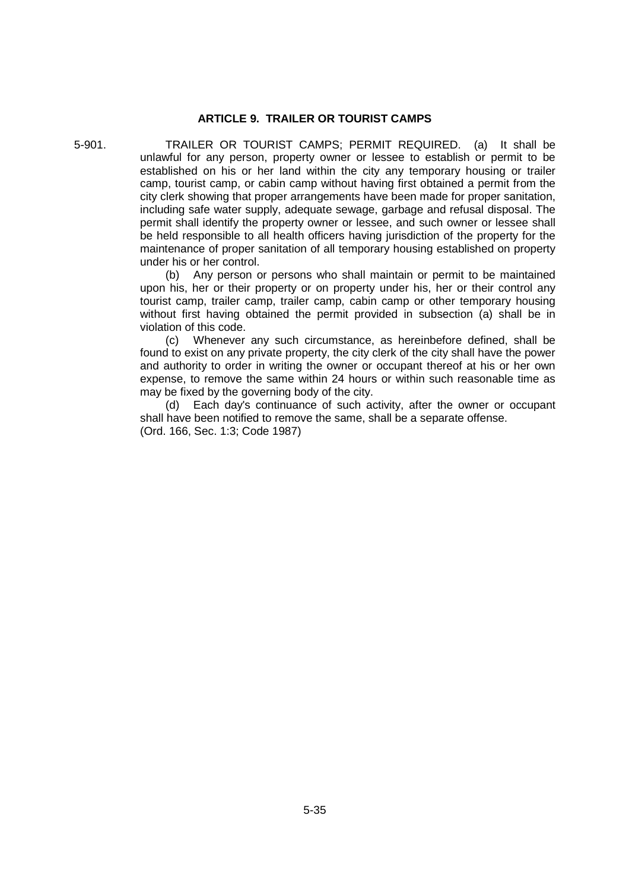## ARTICLE 9. TRAILER OR TOURIST CAMPS

5-901. TRAILER OR TOURIST CAMPS; PERMIT REQUIRED. (a) It shall be unlawful for any person, property owner or lessee to establish or permit to be established on his or her land within the city any temporary housing or trailer camp, tourist camp, or cabin camp without having first obtained a permit from the city clerk showing that proper arrangements have been made for proper sanitation, including safe water supply, adequate sewage, garbage and refusal disposal. The permit shall identify the property owner or lessee, and such owner or lessee shall be held responsible to all health officers having jurisdiction of the property for the maintenance of proper sanitation of all temporary housing established on property under his or her control.

(b) Any person or persons who shall maintain or permit to be maintained upon his, her or their property or on property under his, her or their control any tourist camp, trailer camp, trailer camp, cabin camp or other temporary housing without first having obtained the permit provided in subsection (a) shall be in violation of this code.

(c) Whenever any such circumstance, as hereinbefore defined, shall be found to exist on any private property, the city clerk of the city shall have the power and authority to order in writing the owner or occupant thereof at his or her own expense, to remove the same within 24 hours or within such reasonable time as may be fixed by the governing body of the city.

(d) Each day's continuance of such activity, after the owner or occupant shall have been notified to remove the same, shall be a separate offense.

(Ord. 166, Sec. 1:3; Code 1987)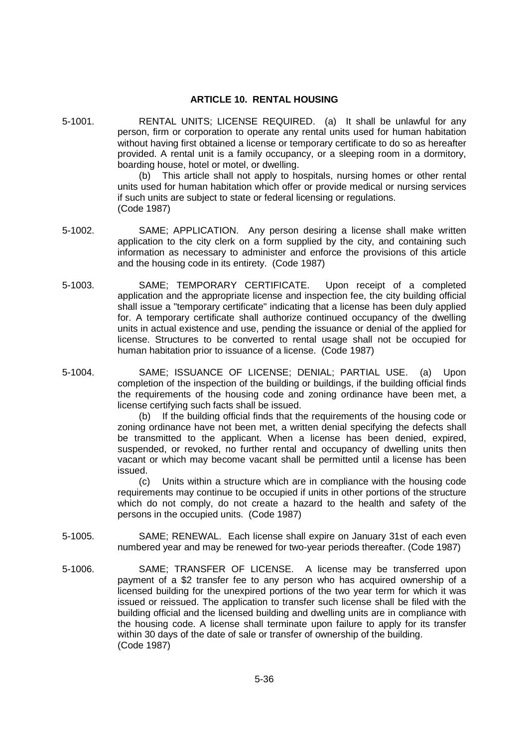## ARTICLE 10. RENTAL HOUSING

5-1001. RENTAL UNITS; LICENSE REQUIRED. (a) It shall be unlawful for any person, firm or corporation to operate any rental units used for human habitation without having first obtained a license or temporary certificate to do so as hereafter provided. A rental unit is a family occupancy, or a sleeping room in a dormitory, boarding house, hotel or motel, or dwelling.

(b) This article shall not apply to hospitals, nursing homes or other rental units used for human habitation which offer or provide medical or nursing services if such units are subject to state or federal licensing or regulations.
(Code 1987)

5-1002. SAME; APPLICATION. Any person desiring a license shall make written application to the city clerk on a form supplied by the city, and containing such information as necessary to administer and enforce the provisions of this article and the housing code in its entirety. (Code 1987)

5-1003. SAME; TEMPORARY CERTIFICATE. Upon receipt of a completed application and the appropriate license and inspection fee, the city building official shall issue a "temporary certificate" indicating that a license has been duly applied for. A temporary certificate shall authorize continued occupancy of the dwelling units in actual existence and use, pending the issuance or denial of the applied for license. Structures to be converted to rental usage shall not be occupied for human habitation prior to issuance of a license. (Code 1987)

5-1004. SAME; ISSUANCE OF LICENSE; DENIAL; PARTIAL USE. (a) Upon completion of the inspection of the building or buildings, if the building official finds the requirements of the housing code and zoning ordinance have been met, a license certifying such facts shall be issued.

(b) If the building official finds that the requirements of the housing code or zoning ordinance have not been met, a written denial specifying the defects shall be transmitted to the applicant. When a license has been denied, expired, suspended, or revoked, no further rental and occupancy of dwelling units then vacant or which may become vacant shall be permitted until a license has been issued.

(c) Units within a structure which are in compliance with the housing code requirements may continue to be occupied if units in other portions of the structure which do not comply, do not create a hazard to the health and safety of the persons in the occupied units. (Code 1987)

5-1005. SAME; RENEWAL. Each license shall expire on January 31st of each even numbered year and may be renewed for two-year periods thereafter. (Code 1987)

5-1006. SAME; TRANSFER OF LICENSE. A license may be transferred upon payment of a $2 transfer fee to any person who has acquired ownership of a licensed building for the unexpired portions of the two year term for which it was issued or reissued. The application to transfer such license shall be filed with the building official and the licensed building and dwelling units are in compliance with the housing code. A license shall terminate upon failure to apply for its transfer within 30 days of the date of sale or transfer of ownership of the building.
(Code 1987)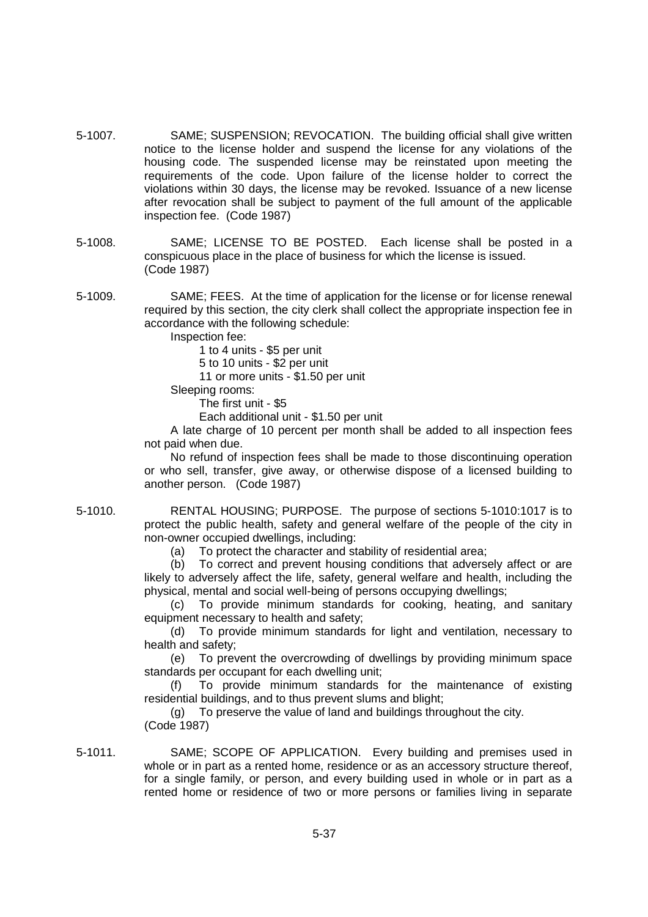5-1007. SAME; SUSPENSION; REVOCATION. The building official shall give written notice to the license holder and suspend the license for any violations of the housing code. The suspended license may be reinstated upon meeting the requirements of the code. Upon failure of the license holder to correct the violations within 30 days, the license may be revoked. Issuance of a new license after revocation shall be subject to payment of the full amount of the applicable inspection fee. (Code 1987)

5-1008. SAME; LICENSE TO BE POSTED. Each license shall be posted in a conspicuous place in the place of business for which the license is issued. (Code 1987)

5-1009. SAME; FEES. At the time of application for the license or for license renewal required by this section, the city clerk shall collect the appropriate inspection fee in accordance with the following schedule:

Inspection fee:

- 1 to 4 units - $5 per unit
- 5 to 10 units - $2 per unit
- 11 or more units - $1.50 per unit

Sleeping rooms:

- The first unit - $5
- Each additional unit - $1.50 per unit

A late charge of 10 percent per month shall be added to all inspection fees not paid when due.

No refund of inspection fees shall be made to those discontinuing operation or who sell, transfer, give away, or otherwise dispose of a licensed building to another person. (Code 1987)

5-1010. RENTAL HOUSING; PURPOSE. The purpose of sections 5-1010:1017 is to protect the public health, safety and general welfare of the people of the city in non-owner occupied dwellings, including:

(a) To protect the character and stability of residential area;

(b) To correct and prevent housing conditions that adversely affect or are likely to adversely affect the life, safety, general welfare and health, including the physical, mental and social well-being of persons occupying dwellings;

(c) To provide minimum standards for cooking, heating, and sanitary equipment necessary to health and safety;

(d) To provide minimum standards for light and ventilation, necessary to health and safety;

(e) To prevent the overcrowding of dwellings by providing minimum space standards per occupant for each dwelling unit;

(f) To provide minimum standards for the maintenance of existing residential buildings, and to thus prevent slums and blight;

(g) To preserve the value of land and buildings throughout the city.

(Code 1987)

5-1011. SAME; SCOPE OF APPLICATION. Every building and premises used in whole or in part as a rented home, residence or as an accessory structure thereof, for a single family, or person, and every building used in whole or in part as a rented home or residence of two or more persons or families living in separate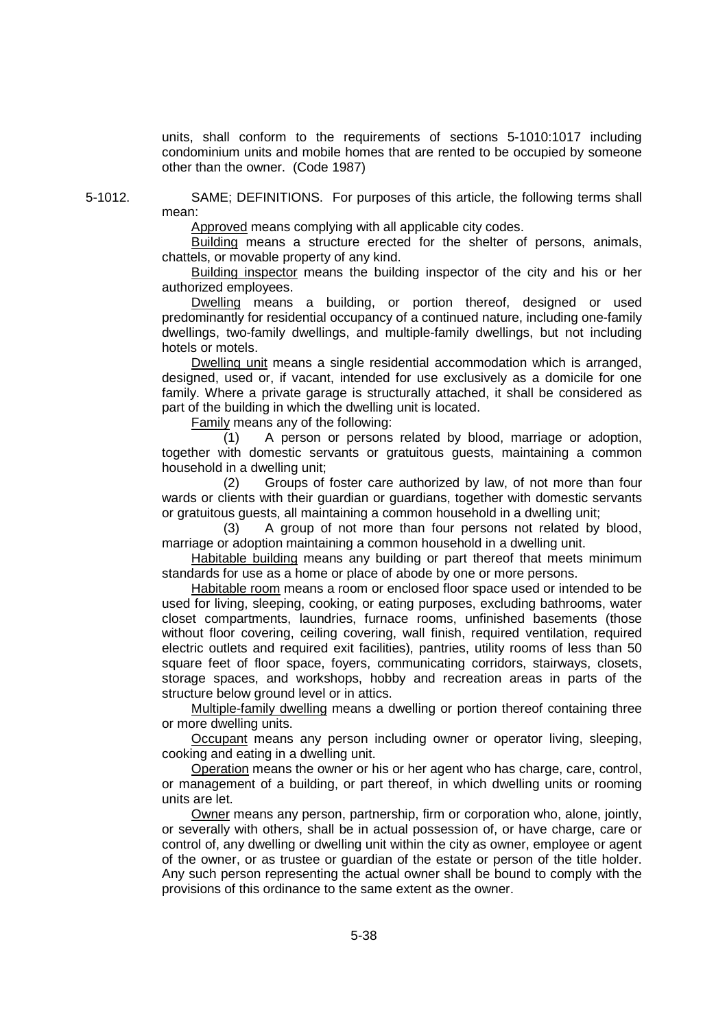units, shall conform to the requirements of sections 5-1010:1017 including condominium units and mobile homes that are rented to be occupied by someone other than the owner. (Code 1987)

5-1012. SAME; DEFINITIONS. For purposes of this article, the following terms shall mean:

Approved means complying with all applicable city codes.

Building means a structure erected for the shelter of persons, animals, chattels, or movable property of any kind.

Building inspector means the building inspector of the city and his or her authorized employees.

Dwelling means a building, or portion thereof, designed or used predominantly for residential occupancy of a continued nature, including one-family dwellings, two-family dwellings, and multiple-family dwellings, but not including hotels or motels.

Dwelling unit means a single residential accommodation which is arranged, designed, used or, if vacant, intended for use exclusively as a domicile for one family. Where a private garage is structurally attached, it shall be considered as part of the building in which the dwelling unit is located.

Family means any of the following:

(1) A person or persons related by blood, marriage or adoption, together with domestic servants or gratuitous guests, maintaining a common household in a dwelling unit;

(2) Groups of foster care authorized by law, of not more than four wards or clients with their guardian or guardians, together with domestic servants or gratuitous guests, all maintaining a common household in a dwelling unit;

(3) A group of not more than four persons not related by blood, marriage or adoption maintaining a common household in a dwelling unit.

Habitable building means any building or part thereof that meets minimum standards for use as a home or place of abode by one or more persons.

Habitable room means a room or enclosed floor space used or intended to be used for living, sleeping, cooking, or eating purposes, excluding bathrooms, water closet compartments, laundries, furnace rooms, unfinished basements (those without floor covering, ceiling covering, wall finish, required ventilation, required electric outlets and required exit facilities), pantries, utility rooms of less than 50 square feet of floor space, foyers, communicating corridors, stairways, closets, storage spaces, and workshops, hobby and recreation areas in parts of the structure below ground level or in attics.

Multiple-family dwelling means a dwelling or portion thereof containing three or more dwelling units.

Occupant means any person including owner or operator living, sleeping, cooking and eating in a dwelling unit.

Operation means the owner or his or her agent who has charge, care, control, or management of a building, or part thereof, in which dwelling units or rooming units are let.

Owner means any person, partnership, firm or corporation who, alone, jointly, or severally with others, shall be in actual possession of, or have charge, care or control of, any dwelling or dwelling unit within the city as owner, employee or agent of the owner, or as trustee or guardian of the estate or person of the title holder. Any such person representing the actual owner shall be bound to comply with the provisions of this ordinance to the same extent as the owner.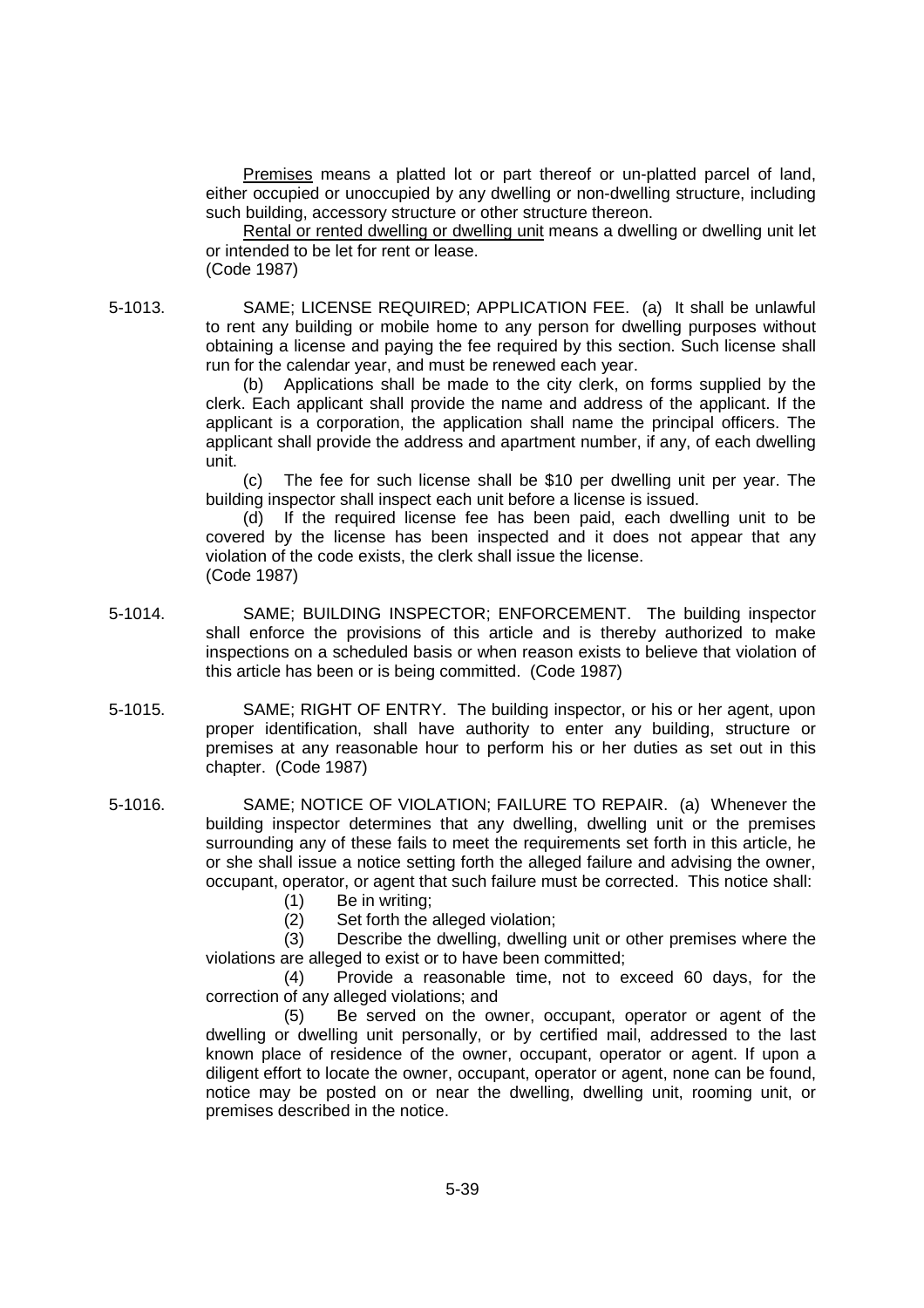Premises means a platted lot or part thereof or un-platted parcel of land, either occupied or unoccupied by any dwelling or non-dwelling structure, including such building, accessory structure or other structure thereon.

Rental or rented dwelling or dwelling unit means a dwelling or dwelling unit let or intended to be let for rent or lease.
(Code 1987)

5-1013. SAME; LICENSE REQUIRED; APPLICATION FEE. (a) It shall be unlawful to rent any building or mobile home to any person for dwelling purposes without obtaining a license and paying the fee required by this section. Such license shall run for the calendar year, and must be renewed each year.

(b) Applications shall be made to the city clerk, on forms supplied by the clerk. Each applicant shall provide the name and address of the applicant. If the applicant is a corporation, the application shall name the principal officers. The applicant shall provide the address and apartment number, if any, of each dwelling unit.

(c) The fee for such license shall be $10 per dwelling unit per year. The building inspector shall inspect each unit before a license is issued.

(d) If the required license fee has been paid, each dwelling unit to be covered by the license has been inspected and it does not appear that any violation of the code exists, the clerk shall issue the license.
(Code 1987)

5-1014. SAME; BUILDING INSPECTOR; ENFORCEMENT. The building inspector shall enforce the provisions of this article and is thereby authorized to make inspections on a scheduled basis or when reason exists to believe that violation of this article has been or is being committed. (Code 1987)

5-1015. SAME; RIGHT OF ENTRY. The building inspector, or his or her agent, upon proper identification, shall have authority to enter any building, structure or premises at any reasonable hour to perform his or her duties as set out in this chapter. (Code 1987)

5-1016. SAME; NOTICE OF VIOLATION; FAILURE TO REPAIR. (a) Whenever the building inspector determines that any dwelling, dwelling unit or the premises surrounding any of these fails to meet the requirements set forth in this article, he or she shall issue a notice setting forth the alleged failure and advising the owner, occupant, operator, or agent that such failure must be corrected. This notice shall:

(1) Be in writing;

(2) Set forth the alleged violation;

(3) Describe the dwelling, dwelling unit or other premises where the violations are alleged to exist or to have been committed;

(4) Provide a reasonable time, not to exceed 60 days, for the correction of any alleged violations; and

(5) Be served on the owner, occupant, operator or agent of the dwelling or dwelling unit personally, or by certified mail, addressed to the last known place of residence of the owner, occupant, operator or agent. If upon a diligent effort to locate the owner, occupant, operator or agent, none can be found, notice may be posted on or near the dwelling, dwelling unit, rooming unit, or premises described in the notice.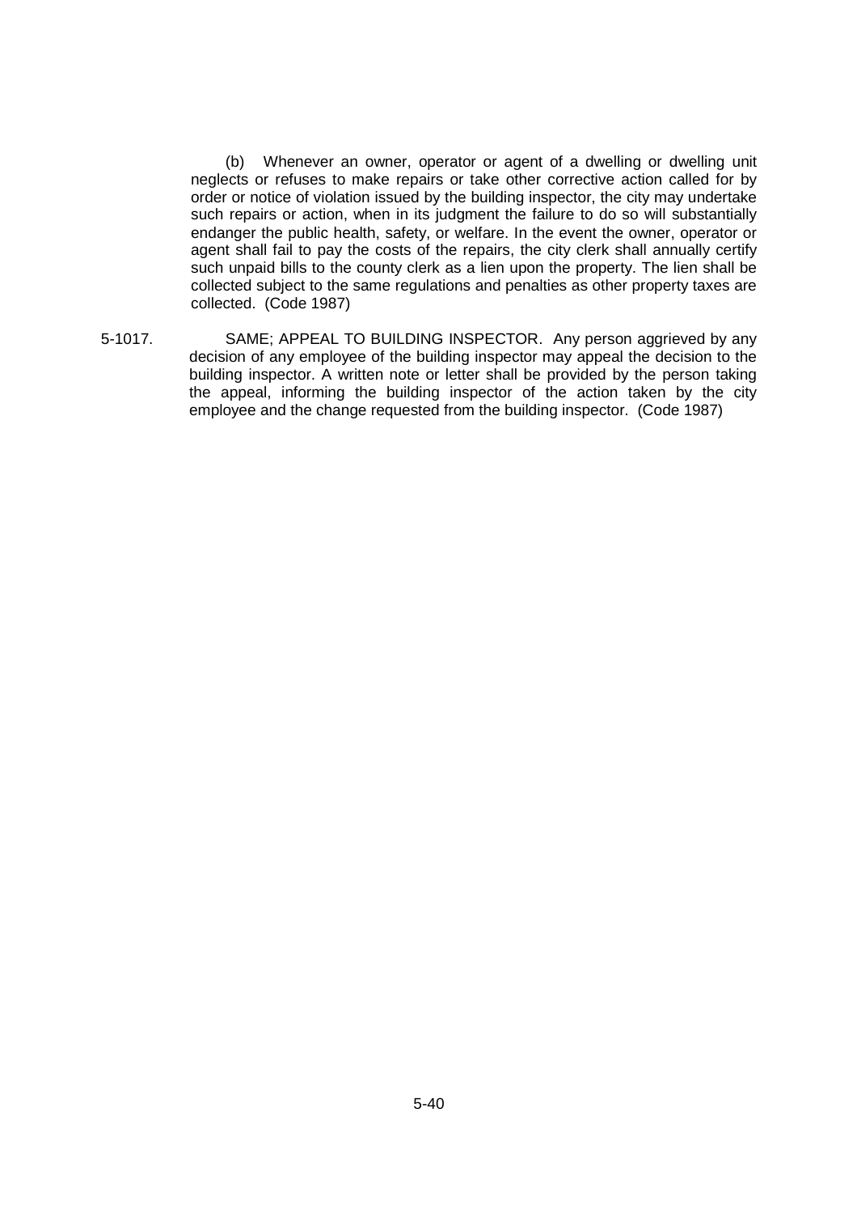(b) Whenever an owner, operator or agent of a dwelling or dwelling unit neglects or refuses to make repairs or take other corrective action called for by order or notice of violation issued by the building inspector, the city may undertake such repairs or action, when in its judgment the failure to do so will substantially endanger the public health, safety, or welfare. In the event the owner, operator or agent shall fail to pay the costs of the repairs, the city clerk shall annually certify such unpaid bills to the county clerk as a lien upon the property. The lien shall be collected subject to the same regulations and penalties as other property taxes are collected. (Code 1987)

5-1017. SAME; APPEAL TO BUILDING INSPECTOR. Any person aggrieved by any decision of any employee of the building inspector may appeal the decision to the building inspector. A written note or letter shall be provided by the person taking the appeal, informing the building inspector of the action taken by the city employee and the change requested from the building inspector. (Code 1987)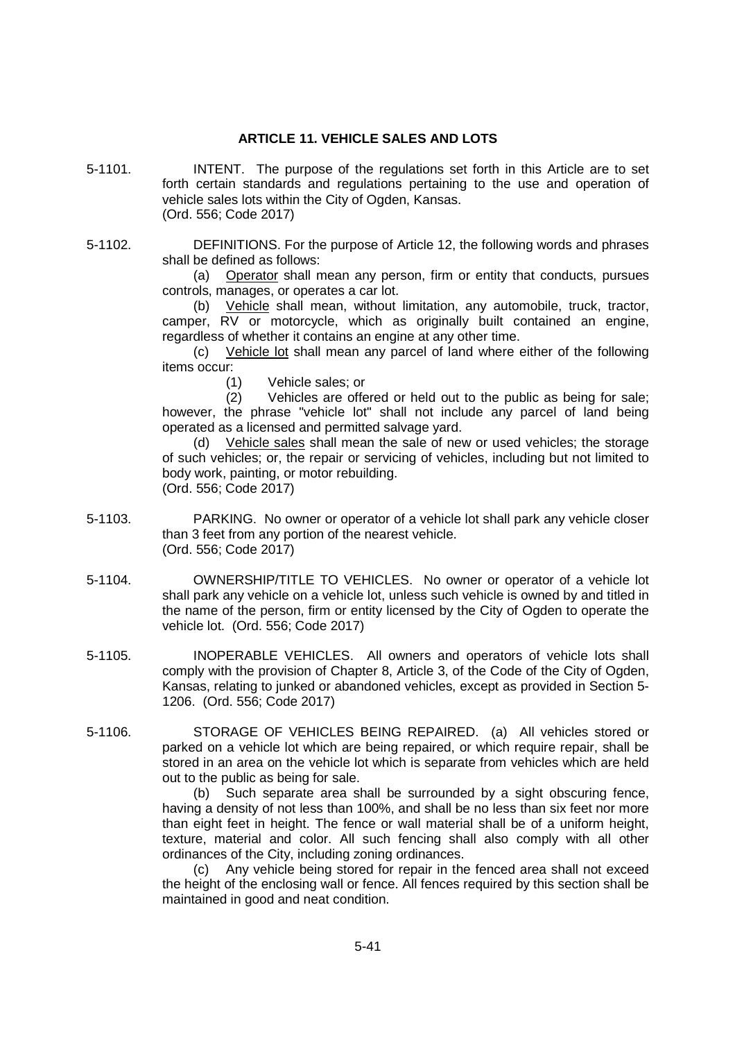## ARTICLE 11. VEHICLE SALES AND LOTS

5-1101. INTENT. The purpose of the regulations set forth in this Article are to set forth certain standards and regulations pertaining to the use and operation of vehicle sales lots within the City of Ogden, Kansas.
(Ord. 556; Code 2017)

5-1102. DEFINITIONS. For the purpose of Article 12, the following words and phrases shall be defined as follows:

(a) Operator shall mean any person, firm or entity that conducts, pursues controls, manages, or operates a car lot.

(b) Vehicle shall mean, without limitation, any automobile, truck, tractor, camper, RV or motorcycle, which as originally built contained an engine, regardless of whether it contains an engine at any other time.

(c) Vehicle lot shall mean any parcel of land where either of the following items occur:

(1) Vehicle sales; or

(2) Vehicles are offered or held out to the public as being for sale; however, the phrase "vehicle lot" shall not include any parcel of land being operated as a licensed and permitted salvage yard.

(d) Vehicle sales shall mean the sale of new or used vehicles; the storage of such vehicles; or, the repair or servicing of vehicles, including but not limited to body work, painting, or motor rebuilding.
(Ord. 556; Code 2017)

5-1103. PARKING. No owner or operator of a vehicle lot shall park any vehicle closer than 3 feet from any portion of the nearest vehicle.
(Ord. 556; Code 2017)

5-1104. OWNERSHIP/TITLE TO VEHICLES. No owner or operator of a vehicle lot shall park any vehicle on a vehicle lot, unless such vehicle is owned by and titled in the name of the person, firm or entity licensed by the City of Ogden to operate the vehicle lot. (Ord. 556; Code 2017)

5-1105. INOPERABLE VEHICLES. All owners and operators of vehicle lots shall comply with the provision of Chapter 8, Article 3, of the Code of the City of Ogden, Kansas, relating to junked or abandoned vehicles, except as provided in Section 5-1206. (Ord. 556; Code 2017)

5-1106. STORAGE OF VEHICLES BEING REPAIRED. (a) All vehicles stored or parked on a vehicle lot which are being repaired, or which require repair, shall be stored in an area on the vehicle lot which is separate from vehicles which are held out to the public as being for sale.

(b) Such separate area shall be surrounded by a sight obscuring fence, having a density of not less than 100%, and shall be no less than six feet nor more than eight feet in height. The fence or wall material shall be of a uniform height, texture, material and color. All such fencing shall also comply with all other ordinances of the City, including zoning ordinances.

(c) Any vehicle being stored for repair in the fenced area shall not exceed the height of the enclosing wall or fence. All fences required by this section shall be maintained in good and neat condition.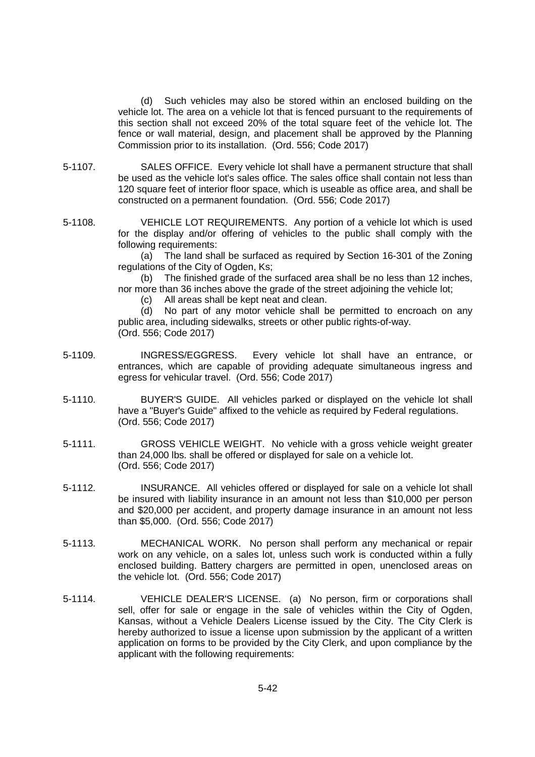(d) Such vehicles may also be stored within an enclosed building on the vehicle lot. The area on a vehicle lot that is fenced pursuant to the requirements of this section shall not exceed 20% of the total square feet of the vehicle lot. The fence or wall material, design, and placement shall be approved by the Planning Commission prior to its installation. (Ord. 556; Code 2017)

5-1107. SALES OFFICE. Every vehicle lot shall have a permanent structure that shall be used as the vehicle lot's sales office. The sales office shall contain not less than 120 square feet of interior floor space, which is useable as office area, and shall be constructed on a permanent foundation. (Ord. 556; Code 2017)

5-1108. VEHICLE LOT REQUIREMENTS. Any portion of a vehicle lot which is used for the display and/or offering of vehicles to the public shall comply with the following requirements:

(a) The land shall be surfaced as required by Section 16-301 of the Zoning regulations of the City of Ogden, Ks;

(b) The finished grade of the surfaced area shall be no less than 12 inches, nor more than 36 inches above the grade of the street adjoining the vehicle lot;

(c) All areas shall be kept neat and clean.

(d) No part of any motor vehicle shall be permitted to encroach on any public area, including sidewalks, streets or other public rights-of-way.
(Ord. 556; Code 2017)

5-1109. INGRESS/EGGRESS. Every vehicle lot shall have an entrance, or entrances, which are capable of providing adequate simultaneous ingress and egress for vehicular travel. (Ord. 556; Code 2017)

5-1110. BUYER'S GUIDE. All vehicles parked or displayed on the vehicle lot shall have a "Buyer's Guide" affixed to the vehicle as required by Federal regulations. (Ord. 556; Code 2017)

5-1111. GROSS VEHICLE WEIGHT. No vehicle with a gross vehicle weight greater than 24,000 lbs. shall be offered or displayed for sale on a vehicle lot. (Ord. 556; Code 2017)

5-1112. INSURANCE. All vehicles offered or displayed for sale on a vehicle lot shall be insured with liability insurance in an amount not less than $10,000 per person and $20,000 per accident, and property damage insurance in an amount not less than $5,000. (Ord. 556; Code 2017)

5-1113. MECHANICAL WORK. No person shall perform any mechanical or repair work on any vehicle, on a sales lot, unless such work is conducted within a fully enclosed building. Battery chargers are permitted in open, unenclosed areas on the vehicle lot. (Ord. 556; Code 2017)

5-1114. VEHICLE DEALER'S LICENSE. (a) No person, firm or corporations shall sell, offer for sale or engage in the sale of vehicles within the City of Ogden, Kansas, without a Vehicle Dealers License issued by the City. The City Clerk is hereby authorized to issue a license upon submission by the applicant of a written application on forms to be provided by the City Clerk, and upon compliance by the applicant with the following requirements: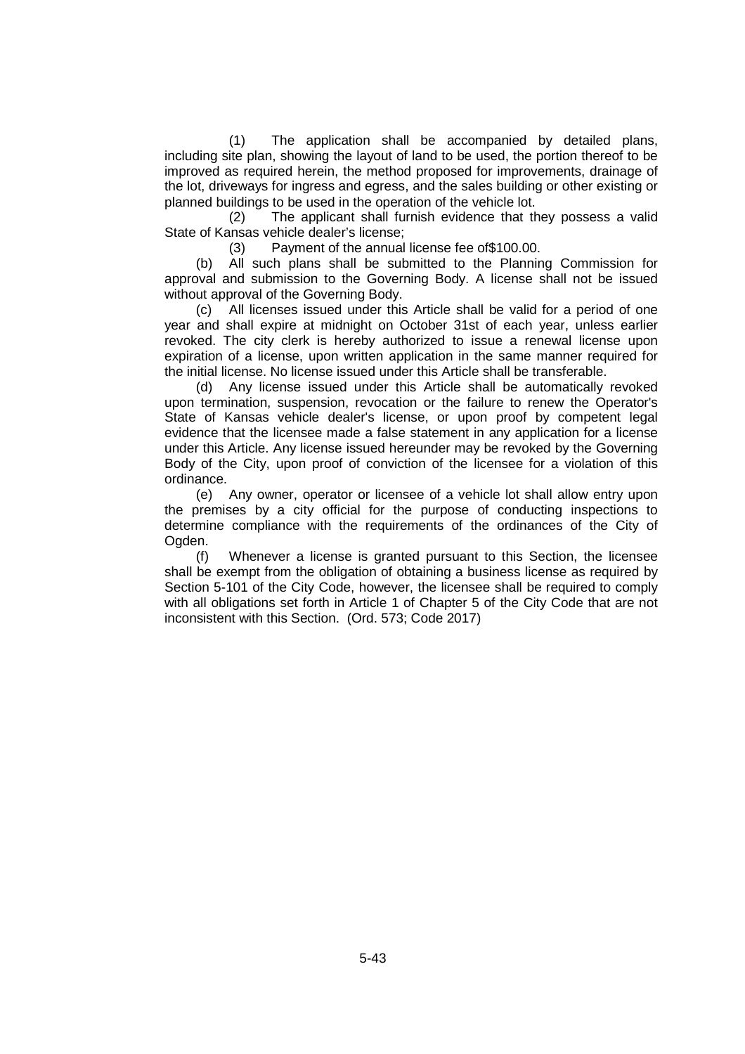(1) The application shall be accompanied by detailed plans, including site plan, showing the layout of land to be used, the portion thereof to be improved as required herein, the method proposed for improvements, drainage of the lot, driveways for ingress and egress, and the sales building or other existing or planned buildings to be used in the operation of the vehicle lot.

(2) The applicant shall furnish evidence that they possess a valid State of Kansas vehicle dealer's license;

(3) Payment of the annual license fee of$100.00.

(b) All such plans shall be submitted to the Planning Commission for approval and submission to the Governing Body. A license shall not be issued without approval of the Governing Body.

(c) All licenses issued under this Article shall be valid for a period of one year and shall expire at midnight on October 31st of each year, unless earlier revoked. The city clerk is hereby authorized to issue a renewal license upon expiration of a license, upon written application in the same manner required for the initial license. No license issued under this Article shall be transferable.

(d) Any license issued under this Article shall be automatically revoked upon termination, suspension, revocation or the failure to renew the Operator's State of Kansas vehicle dealer's license, or upon proof by competent legal evidence that the licensee made a false statement in any application for a license under this Article. Any license issued hereunder may be revoked by the Governing Body of the City, upon proof of conviction of the licensee for a violation of this ordinance.

(e) Any owner, operator or licensee of a vehicle lot shall allow entry upon the premises by a city official for the purpose of conducting inspections to determine compliance with the requirements of the ordinances of the City of Ogden.

(f) Whenever a license is granted pursuant to this Section, the licensee shall be exempt from the obligation of obtaining a business license as required by Section 5-101 of the City Code, however, the licensee shall be required to comply with all obligations set forth in Article 1 of Chapter 5 of the City Code that are not inconsistent with this Section. (Ord. 573; Code 2017)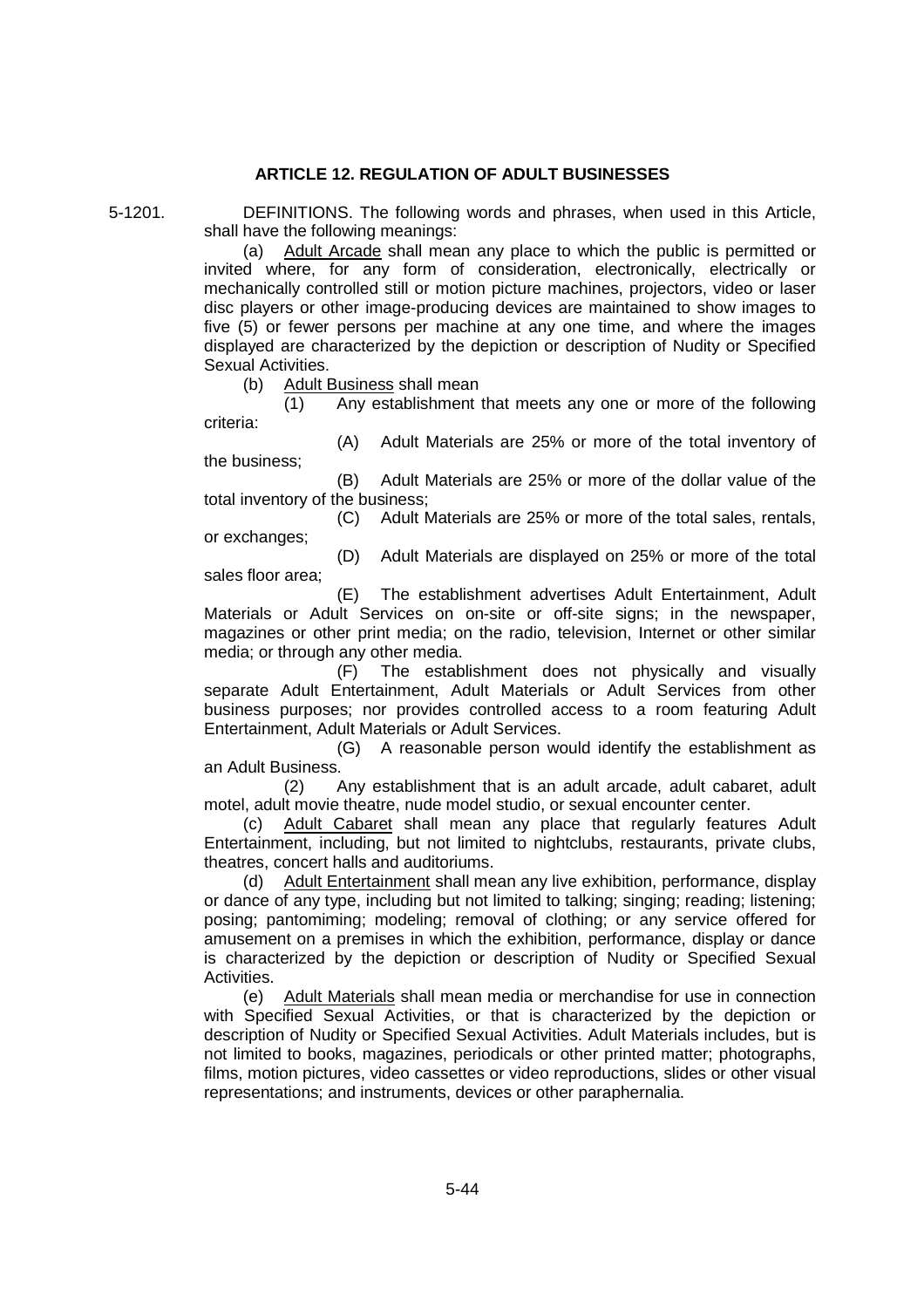## ARTICLE 12. REGULATION OF ADULT BUSINESSES

5-1201. DEFINITIONS. The following words and phrases, when used in this Article, shall have the following meanings:

(a) Adult Arcade shall mean any place to which the public is permitted or invited where, for any form of consideration, electronically, electrically or mechanically controlled still or motion picture machines, projectors, video or laser disc players or other image-producing devices are maintained to show images to five (5) or fewer persons per machine at any one time, and where the images displayed are characterized by the depiction or description of Nudity or Specified Sexual Activities.

(b) Adult Business shall mean

(1) Any establishment that meets any one or more of the following criteria:

(A) Adult Materials are 25% or more of the total inventory of the business;

(B) Adult Materials are 25% or more of the dollar value of the total inventory of the business;

(C) Adult Materials are 25% or more of the total sales, rentals, or exchanges;

(D) Adult Materials are displayed on 25% or more of the total sales floor area;

(E) The establishment advertises Adult Entertainment, Adult Materials or Adult Services on on-site or off-site signs; in the newspaper, magazines or other print media; on the radio, television, Internet or other similar media; or through any other media.

(F) The establishment does not physically and visually separate Adult Entertainment, Adult Materials or Adult Services from other business purposes; nor provides controlled access to a room featuring Adult Entertainment, Adult Materials or Adult Services.

(G) A reasonable person would identify the establishment as an Adult Business.

(2) Any establishment that is an adult arcade, adult cabaret, adult motel, adult movie theatre, nude model studio, or sexual encounter center.

(c) Adult Cabaret shall mean any place that regularly features Adult Entertainment, including, but not limited to nightclubs, restaurants, private clubs, theatres, concert halls and auditoriums.

(d) Adult Entertainment shall mean any live exhibition, performance, display or dance of any type, including but not limited to talking; singing; reading; listening; posing; pantomiming; modeling; removal of clothing; or any service offered for amusement on a premises in which the exhibition, performance, display or dance is characterized by the depiction or description of Nudity or Specified Sexual Activities.

(e) Adult Materials shall mean media or merchandise for use in connection with Specified Sexual Activities, or that is characterized by the depiction or description of Nudity or Specified Sexual Activities. Adult Materials includes, but is not limited to books, magazines, periodicals or other printed matter; photographs, films, motion pictures, video cassettes or video reproductions, slides or other visual representations; and instruments, devices or other paraphernalia.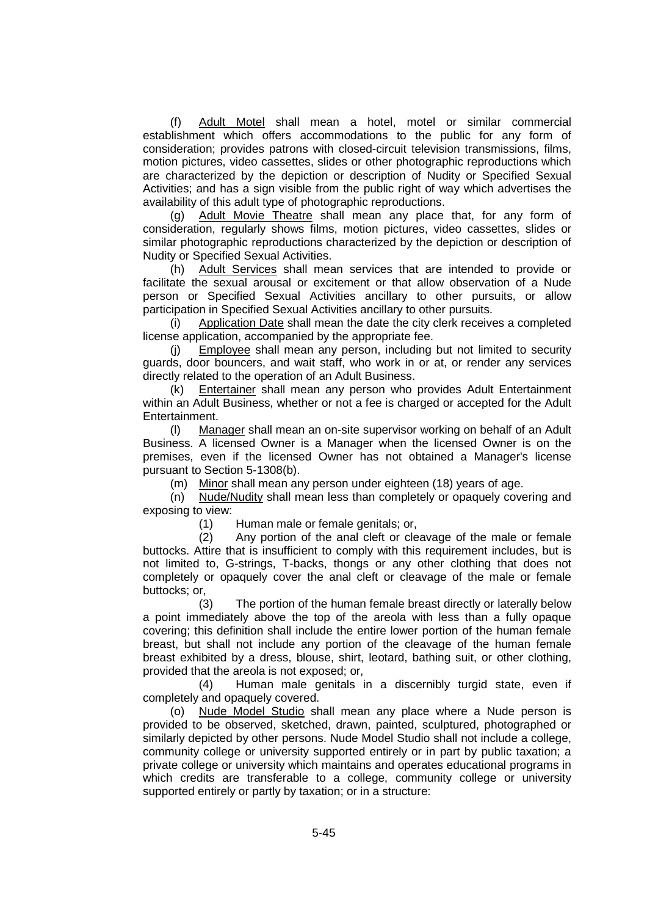(f) Adult Motel shall mean a hotel, motel or similar commercial establishment which offers accommodations to the public for any form of consideration; provides patrons with closed-circuit television transmissions, films, motion pictures, video cassettes, slides or other photographic reproductions which are characterized by the depiction or description of Nudity or Specified Sexual Activities; and has a sign visible from the public right of way which advertises the availability of this adult type of photographic reproductions.

(g) Adult Movie Theatre shall mean any place that, for any form of consideration, regularly shows films, motion pictures, video cassettes, slides or similar photographic reproductions characterized by the depiction or description of Nudity or Specified Sexual Activities.

(h) Adult Services shall mean services that are intended to provide or facilitate the sexual arousal or excitement or that allow observation of a Nude person or Specified Sexual Activities ancillary to other pursuits, or allow participation in Specified Sexual Activities ancillary to other pursuits.

(i) Application Date shall mean the date the city clerk receives a completed license application, accompanied by the appropriate fee.

(j) Employee shall mean any person, including but not limited to security guards, door bouncers, and wait staff, who work in or at, or render any services directly related to the operation of an Adult Business.

(k) Entertainer shall mean any person who provides Adult Entertainment within an Adult Business, whether or not a fee is charged or accepted for the Adult Entertainment.

(l) Manager shall mean an on-site supervisor working on behalf of an Adult Business. A licensed Owner is a Manager when the licensed Owner is on the premises, even if the licensed Owner has not obtained a Manager's license pursuant to Section 5-1308(b).

(m) Minor shall mean any person under eighteen (18) years of age.

(n) Nude/Nudity shall mean less than completely or opaquely covering and exposing to view:

(1) Human male or female genitals; or,

(2) Any portion of the anal cleft or cleavage of the male or female buttocks. Attire that is insufficient to comply with this requirement includes, but is not limited to, G-strings, T-backs, thongs or any other clothing that does not completely or opaquely cover the anal cleft or cleavage of the male or female buttocks; or,

(3) The portion of the human female breast directly or laterally below a point immediately above the top of the areola with less than a fully opaque covering; this definition shall include the entire lower portion of the human female breast, but shall not include any portion of the cleavage of the human female breast exhibited by a dress, blouse, shirt, leotard, bathing suit, or other clothing, provided that the areola is not exposed; or,

(4) Human male genitals in a discernibly turgid state, even if completely and opaquely covered.

(o) Nude Model Studio shall mean any place where a Nude person is provided to be observed, sketched, drawn, painted, sculptured, photographed or similarly depicted by other persons. Nude Model Studio shall not include a college, community college or university supported entirely or in part by public taxation; a private college or university which maintains and operates educational programs in which credits are transferable to a college, community college or university supported entirely or partly by taxation; or in a structure: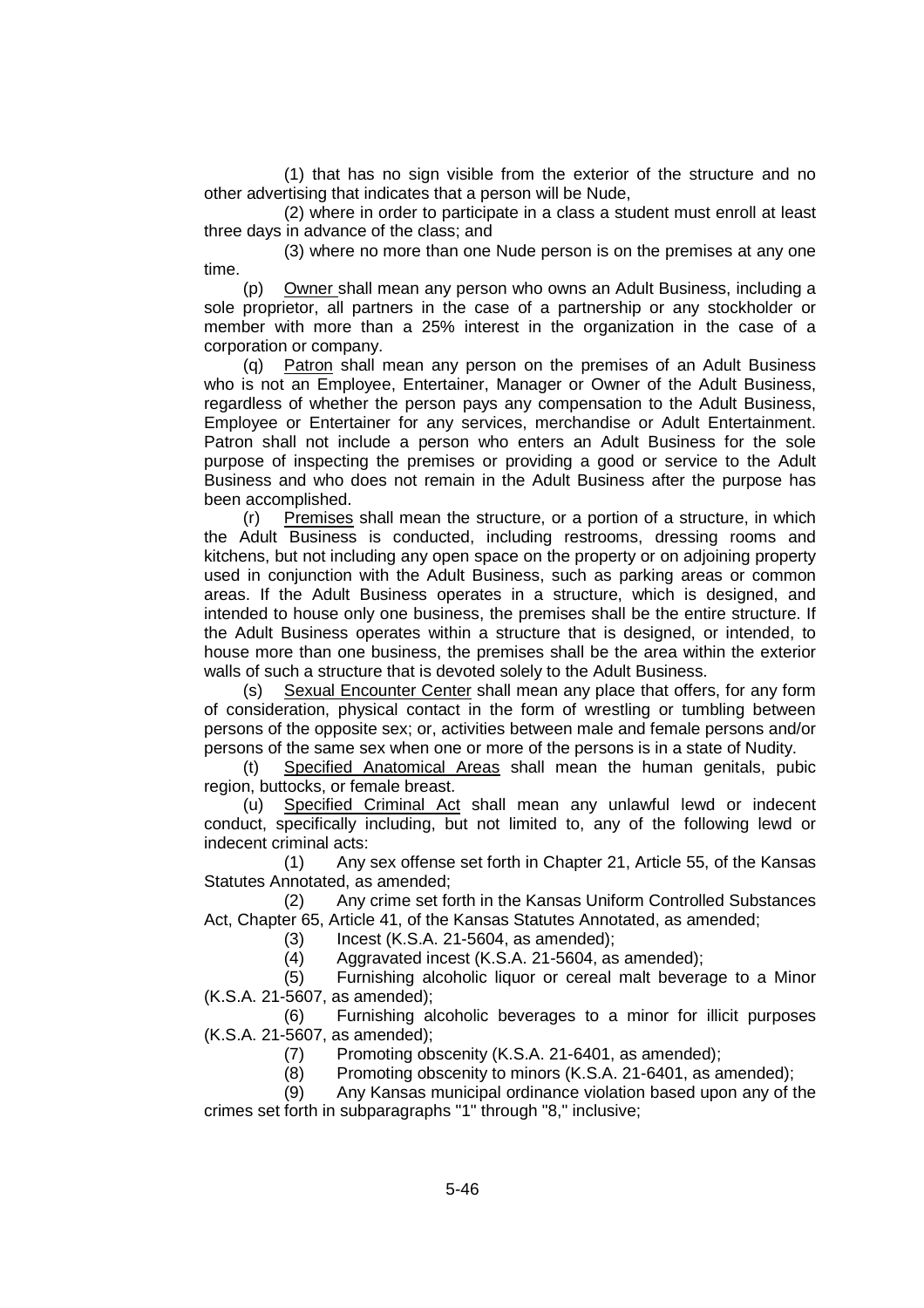(1) that has no sign visible from the exterior of the structure and no other advertising that indicates that a person will be Nude,

(2) where in order to participate in a class a student must enroll at least three days in advance of the class; and

(3) where no more than one Nude person is on the premises at any one time.

(p) Owner shall mean any person who owns an Adult Business, including a sole proprietor, all partners in the case of a partnership or any stockholder or member with more than a 25% interest in the organization in the case of a corporation or company.

(q) Patron shall mean any person on the premises of an Adult Business who is not an Employee, Entertainer, Manager or Owner of the Adult Business, regardless of whether the person pays any compensation to the Adult Business, Employee or Entertainer for any services, merchandise or Adult Entertainment. Patron shall not include a person who enters an Adult Business for the sole purpose of inspecting the premises or providing a good or service to the Adult Business and who does not remain in the Adult Business after the purpose has been accomplished.

(r) Premises shall mean the structure, or a portion of a structure, in which the Adult Business is conducted, including restrooms, dressing rooms and kitchens, but not including any open space on the property or on adjoining property used in conjunction with the Adult Business, such as parking areas or common areas. If the Adult Business operates in a structure, which is designed, and intended to house only one business, the premises shall be the entire structure. If the Adult Business operates within a structure that is designed, or intended, to house more than one business, the premises shall be the area within the exterior walls of such a structure that is devoted solely to the Adult Business.

(s) Sexual Encounter Center shall mean any place that offers, for any form of consideration, physical contact in the form of wrestling or tumbling between persons of the opposite sex; or, activities between male and female persons and/or persons of the same sex when one or more of the persons is in a state of Nudity.

(t) Specified Anatomical Areas shall mean the human genitals, pubic region, buttocks, or female breast.

(u) Specified Criminal Act shall mean any unlawful lewd or indecent conduct, specifically including, but not limited to, any of the following lewd or indecent criminal acts:

(1) Any sex offense set forth in Chapter 21, Article 55, of the Kansas Statutes Annotated, as amended;

(2) Any crime set forth in the Kansas Uniform Controlled Substances Act, Chapter 65, Article 41, of the Kansas Statutes Annotated, as amended;

(3) Incest (K.S.A. 21-5604, as amended);

(4) Aggravated incest (K.S.A. 21-5604, as amended);

(5) Furnishing alcoholic liquor or cereal malt beverage to a Minor (K.S.A. 21-5607, as amended);

(6) Furnishing alcoholic beverages to a minor for illicit purposes (K.S.A. 21-5607, as amended);

(7) Promoting obscenity (K.S.A. 21-6401, as amended);

(8) Promoting obscenity to minors (K.S.A. 21-6401, as amended);

(9) Any Kansas municipal ordinance violation based upon any of the crimes set forth in subparagraphs "1" through "8," inclusive;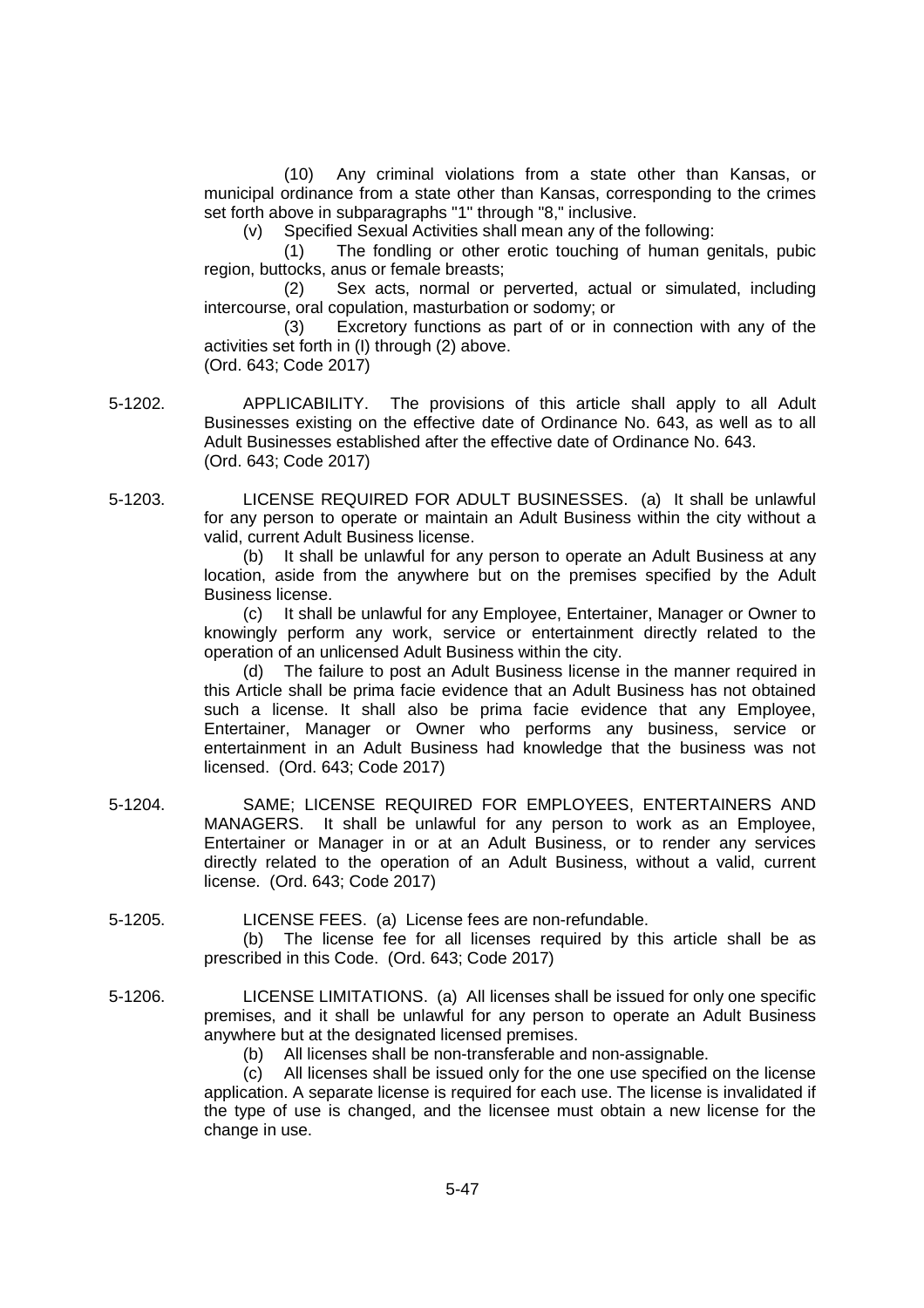(10) Any criminal violations from a state other than Kansas, or municipal ordinance from a state other than Kansas, corresponding to the crimes set forth above in subparagraphs "1" through "8," inclusive.

(v) Specified Sexual Activities shall mean any of the following:

(1) The fondling or other erotic touching of human genitals, pubic region, buttocks, anus or female breasts;

(2) Sex acts, normal or perverted, actual or simulated, including intercourse, oral copulation, masturbation or sodomy; or

(3) Excretory functions as part of or in connection with any of the activities set forth in (I) through (2) above.

(Ord. 643; Code 2017)

5-1202. APPLICABILITY. The provisions of this article shall apply to all Adult Businesses existing on the effective date of Ordinance No. 643, as well as to all Adult Businesses established after the effective date of Ordinance No. 643.
(Ord. 643; Code 2017)

5-1203. LICENSE REQUIRED FOR ADULT BUSINESSES. (a) It shall be unlawful for any person to operate or maintain an Adult Business within the city without a valid, current Adult Business license.

(b) It shall be unlawful for any person to operate an Adult Business at any location, aside from the anywhere but on the premises specified by the Adult Business license.

(c) It shall be unlawful for any Employee, Entertainer, Manager or Owner to knowingly perform any work, service or entertainment directly related to the operation of an unlicensed Adult Business within the city.

(d) The failure to post an Adult Business license in the manner required in this Article shall be prima facie evidence that an Adult Business has not obtained such a license. It shall also be prima facie evidence that any Employee, Entertainer, Manager or Owner who performs any business, service or entertainment in an Adult Business had knowledge that the business was not licensed. (Ord. 643; Code 2017)

5-1204. SAME; LICENSE REQUIRED FOR EMPLOYEES, ENTERTAINERS AND MANAGERS. It shall be unlawful for any person to work as an Employee, Entertainer or Manager in or at an Adult Business, or to render any services directly related to the operation of an Adult Business, without a valid, current license. (Ord. 643; Code 2017)

5-1205. LICENSE FEES. (a) License fees are non-refundable.

(b) The license fee for all licenses required by this article shall be as prescribed in this Code. (Ord. 643; Code 2017)

5-1206. LICENSE LIMITATIONS. (a) All licenses shall be issued for only one specific premises, and it shall be unlawful for any person to operate an Adult Business anywhere but at the designated licensed premises.

(b) All licenses shall be non-transferable and non-assignable.

(c) All licenses shall be issued only for the one use specified on the license application. A separate license is required for each use. The license is invalidated if the type of use is changed, and the licensee must obtain a new license for the change in use.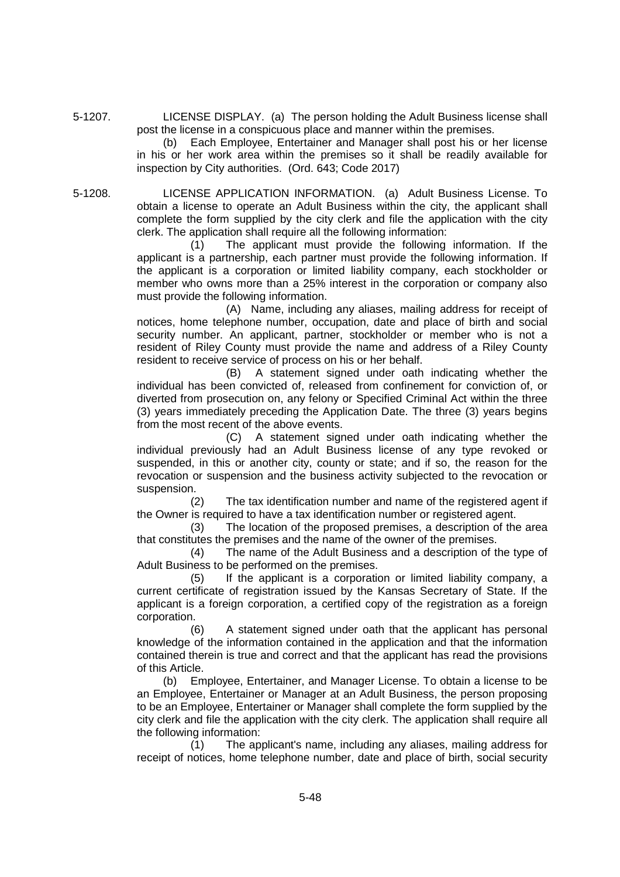5-1207. LICENSE DISPLAY. (a) The person holding the Adult Business license shall post the license in a conspicuous place and manner within the premises.

(b) Each Employee, Entertainer and Manager shall post his or her license in his or her work area within the premises so it shall be readily available for inspection by City authorities. (Ord. 643; Code 2017)

5-1208. LICENSE APPLICATION INFORMATION. (a) Adult Business License. To obtain a license to operate an Adult Business within the city, the applicant shall complete the form supplied by the city clerk and file the application with the city clerk. The application shall require all the following information:

(1) The applicant must provide the following information. If the applicant is a partnership, each partner must provide the following information. If the applicant is a corporation or limited liability company, each stockholder or member who owns more than a 25% interest in the corporation or company also must provide the following information.

(A) Name, including any aliases, mailing address for receipt of notices, home telephone number, occupation, date and place of birth and social security number. An applicant, partner, stockholder or member who is not a resident of Riley County must provide the name and address of a Riley County resident to receive service of process on his or her behalf.

(B) A statement signed under oath indicating whether the individual has been convicted of, released from confinement for conviction of, or diverted from prosecution on, any felony or Specified Criminal Act within the three (3) years immediately preceding the Application Date. The three (3) years begins from the most recent of the above events.

(C) A statement signed under oath indicating whether the individual previously had an Adult Business license of any type revoked or suspended, in this or another city, county or state; and if so, the reason for the revocation or suspension and the business activity subjected to the revocation or suspension.

(2) The tax identification number and name of the registered agent if the Owner is required to have a tax identification number or registered agent.

(3) The location of the proposed premises, a description of the area that constitutes the premises and the name of the owner of the premises.

(4) The name of the Adult Business and a description of the type of Adult Business to be performed on the premises.

(5) If the applicant is a corporation or limited liability company, a current certificate of registration issued by the Kansas Secretary of State. If the applicant is a foreign corporation, a certified copy of the registration as a foreign corporation.

(6) A statement signed under oath that the applicant has personal knowledge of the information contained in the application and that the information contained therein is true and correct and that the applicant has read the provisions of this Article.

(b) Employee, Entertainer, and Manager License. To obtain a license to be an Employee, Entertainer or Manager at an Adult Business, the person proposing to be an Employee, Entertainer or Manager shall complete the form supplied by the city clerk and file the application with the city clerk. The application shall require all the following information:

(1) The applicant's name, including any aliases, mailing address for receipt of notices, home telephone number, date and place of birth, social security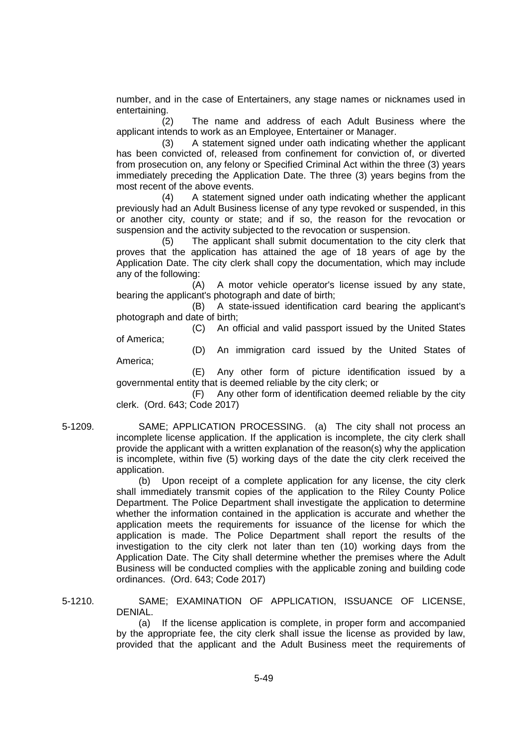number, and in the case of Entertainers, any stage names or nicknames used in entertaining.

(2) The name and address of each Adult Business where the applicant intends to work as an Employee, Entertainer or Manager.

(3) A statement signed under oath indicating whether the applicant has been convicted of, released from confinement for conviction of, or diverted from prosecution on, any felony or Specified Criminal Act within the three (3) years immediately preceding the Application Date. The three (3) years begins from the most recent of the above events.

(4) A statement signed under oath indicating whether the applicant previously had an Adult Business license of any type revoked or suspended, in this or another city, county or state; and if so, the reason for the revocation or suspension and the activity subjected to the revocation or suspension.

(5) The applicant shall submit documentation to the city clerk that proves that the application has attained the age of 18 years of age by the Application Date. The city clerk shall copy the documentation, which may include any of the following:

(A) A motor vehicle operator's license issued by any state, bearing the applicant's photograph and date of birth;

(B) A state-issued identification card bearing the applicant's photograph and date of birth;

(C) An official and valid passport issued by the United States of America;

(D) An immigration card issued by the United States of America;

(E) Any other form of picture identification issued by a governmental entity that is deemed reliable by the city clerk; or

(F) Any other form of identification deemed reliable by the city clerk. (Ord. 643; Code 2017)

5-1209. SAME; APPLICATION PROCESSING. (a) The city shall not process an incomplete license application. If the application is incomplete, the city clerk shall provide the applicant with a written explanation of the reason(s) why the application is incomplete, within five (5) working days of the date the city clerk received the application.

(b) Upon receipt of a complete application for any license, the city clerk shall immediately transmit copies of the application to the Riley County Police Department. The Police Department shall investigate the application to determine whether the information contained in the application is accurate and whether the application meets the requirements for issuance of the license for which the application is made. The Police Department shall report the results of the investigation to the city clerk not later than ten (10) working days from the Application Date. The City shall determine whether the premises where the Adult Business will be conducted complies with the applicable zoning and building code ordinances. (Ord. 643; Code 2017)

5-1210. SAME; EXAMINATION OF APPLICATION, ISSUANCE OF LICENSE, DENIAL.

(a) If the license application is complete, in proper form and accompanied by the appropriate fee, the city clerk shall issue the license as provided by law, provided that the applicant and the Adult Business meet the requirements of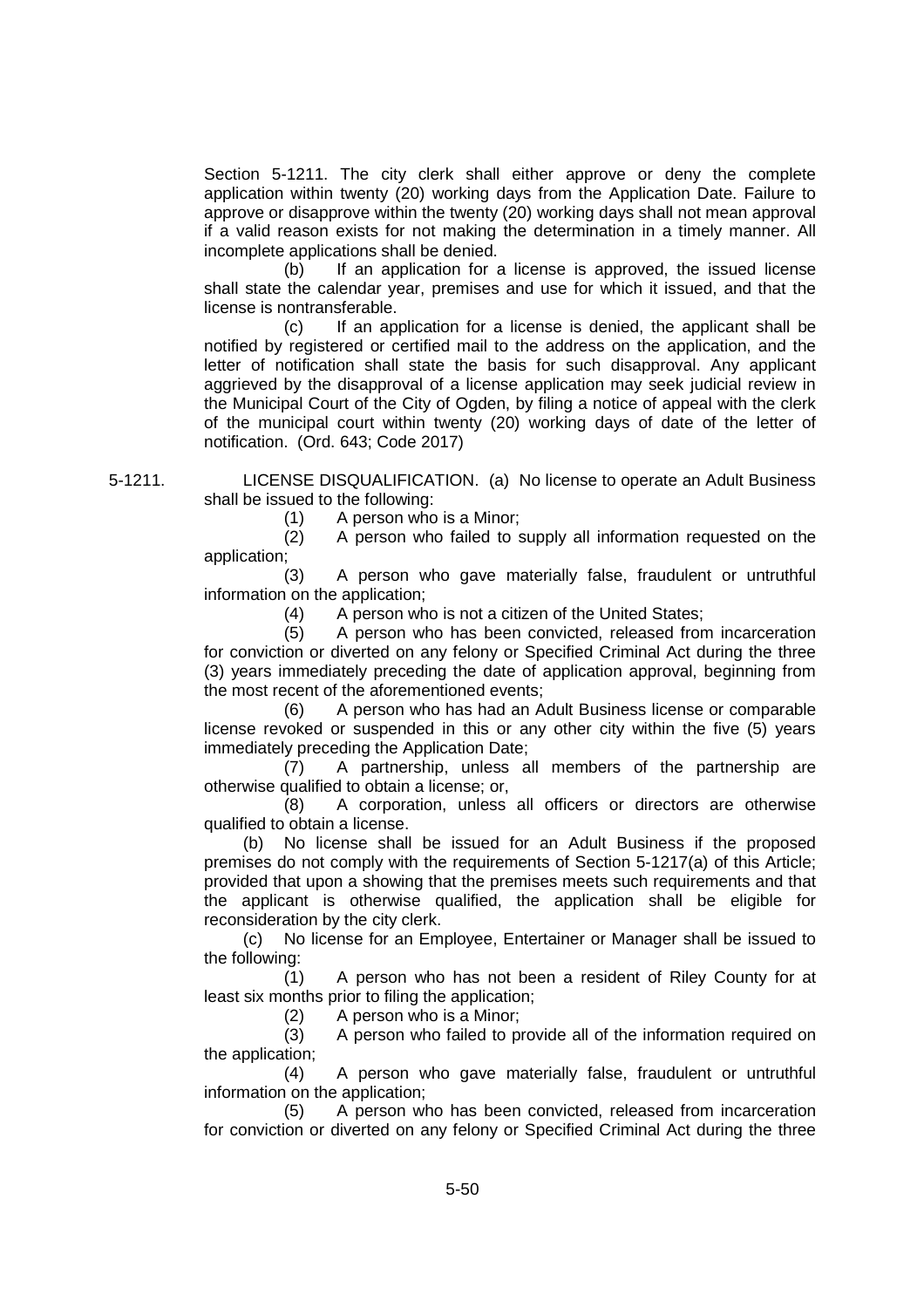Section 5-1211. The city clerk shall either approve or deny the complete application within twenty (20) working days from the Application Date. Failure to approve or disapprove within the twenty (20) working days shall not mean approval if a valid reason exists for not making the determination in a timely manner. All incomplete applications shall be denied.

(b) If an application for a license is approved, the issued license shall state the calendar year, premises and use for which it issued, and that the license is nontransferable.

(c) If an application for a license is denied, the applicant shall be notified by registered or certified mail to the address on the application, and the letter of notification shall state the basis for such disapproval. Any applicant aggrieved by the disapproval of a license application may seek judicial review in the Municipal Court of the City of Ogden, by filing a notice of appeal with the clerk of the municipal court within twenty (20) working days of date of the letter of notification. (Ord. 643; Code 2017)

5-1211. LICENSE DISQUALIFICATION. (a) No license to operate an Adult Business shall be issued to the following:

(1) A person who is a Minor;

(2) A person who failed to supply all information requested on the application;

(3) A person who gave materially false, fraudulent or untruthful information on the application;

(4) A person who is not a citizen of the United States;

(5) A person who has been convicted, released from incarceration for conviction or diverted on any felony or Specified Criminal Act during the three (3) years immediately preceding the date of application approval, beginning from the most recent of the aforementioned events;

(6) A person who has had an Adult Business license or comparable license revoked or suspended in this or any other city within the five (5) years immediately preceding the Application Date;

(7) A partnership, unless all members of the partnership are otherwise qualified to obtain a license; or,

(8) A corporation, unless all officers or directors are otherwise qualified to obtain a license.

(b) No license shall be issued for an Adult Business if the proposed premises do not comply with the requirements of Section 5-1217(a) of this Article; provided that upon a showing that the premises meets such requirements and that the applicant is otherwise qualified, the application shall be eligible for reconsideration by the city clerk.

(c) No license for an Employee, Entertainer or Manager shall be issued to the following:

(1) A person who has not been a resident of Riley County for at least six months prior to filing the application;

(2) A person who is a Minor;

(3) A person who failed to provide all of the information required on the application;

(4) A person who gave materially false, fraudulent or untruthful information on the application;

(5) A person who has been convicted, released from incarceration for conviction or diverted on any felony or Specified Criminal Act during the three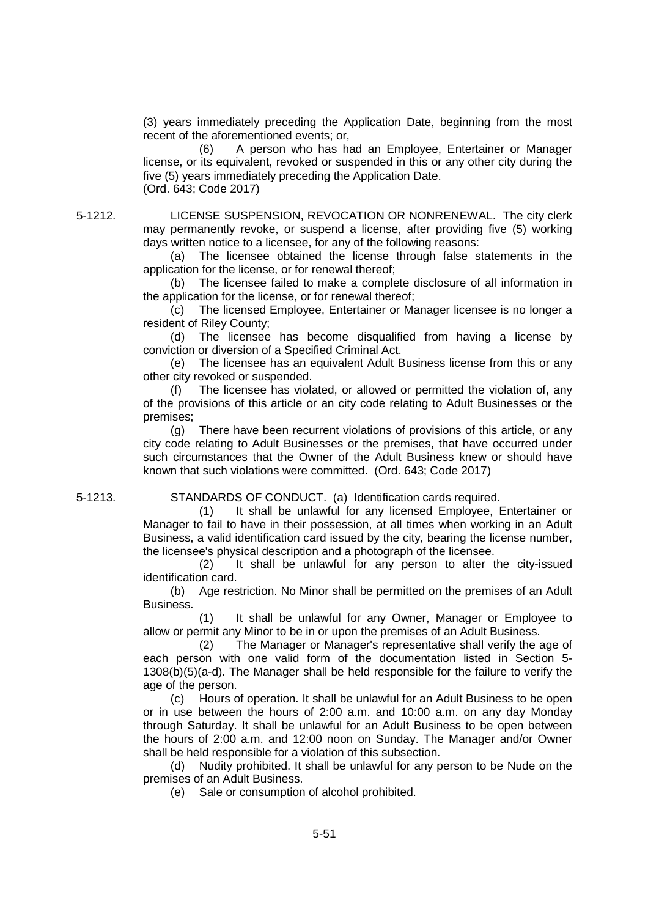(3) years immediately preceding the Application Date, beginning from the most recent of the aforementioned events; or,

(6) A person who has had an Employee, Entertainer or Manager license, or its equivalent, revoked or suspended in this or any other city during the five (5) years immediately preceding the Application Date.
(Ord. 643; Code 2017)

5-1212. LICENSE SUSPENSION, REVOCATION OR NONRENEWAL. The city clerk may permanently revoke, or suspend a license, after providing five (5) working days written notice to a licensee, for any of the following reasons:

(a) The licensee obtained the license through false statements in the application for the license, or for renewal thereof;

(b) The licensee failed to make a complete disclosure of all information in the application for the license, or for renewal thereof;

(c) The licensed Employee, Entertainer or Manager licensee is no longer a resident of Riley County;

(d) The licensee has become disqualified from having a license by conviction or diversion of a Specified Criminal Act.

(e) The licensee has an equivalent Adult Business license from this or any other city revoked or suspended.

(f) The licensee has violated, or allowed or permitted the violation of, any of the provisions of this article or an city code relating to Adult Businesses or the premises;

(g) There have been recurrent violations of provisions of this article, or any city code relating to Adult Businesses or the premises, that have occurred under such circumstances that the Owner of the Adult Business knew or should have known that such violations were committed. (Ord. 643; Code 2017)

5-1213. STANDARDS OF CONDUCT. (a) Identification cards required.

(1) It shall be unlawful for any licensed Employee, Entertainer or Manager to fail to have in their possession, at all times when working in an Adult Business, a valid identification card issued by the city, bearing the license number, the licensee's physical description and a photograph of the licensee.

(2) It shall be unlawful for any person to alter the city-issued identification card.

(b) Age restriction. No Minor shall be permitted on the premises of an Adult Business.

(1) It shall be unlawful for any Owner, Manager or Employee to allow or permit any Minor to be in or upon the premises of an Adult Business.

(2) The Manager or Manager's representative shall verify the age of each person with one valid form of the documentation listed in Section 5-1308(b)(5)(a-d). The Manager shall be held responsible for the failure to verify the age of the person.

(c) Hours of operation. It shall be unlawful for an Adult Business to be open or in use between the hours of 2:00 a.m. and 10:00 a.m. on any day Monday through Saturday. It shall be unlawful for an Adult Business to be open between the hours of 2:00 a.m. and 12:00 noon on Sunday. The Manager and/or Owner shall be held responsible for a violation of this subsection.

(d) Nudity prohibited. It shall be unlawful for any person to be Nude on the premises of an Adult Business.

(e) Sale or consumption of alcohol prohibited.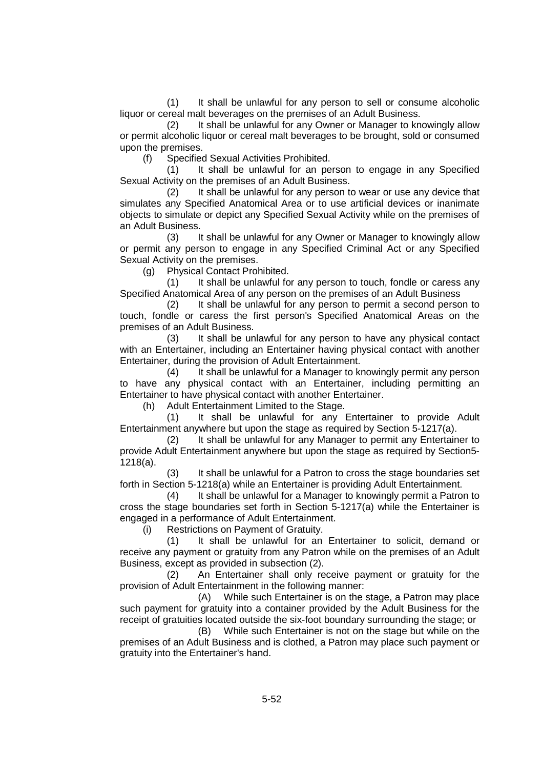(1) It shall be unlawful for any person to sell or consume alcoholic liquor or cereal malt beverages on the premises of an Adult Business.

(2) It shall be unlawful for any Owner or Manager to knowingly allow or permit alcoholic liquor or cereal malt beverages to be brought, sold or consumed upon the premises.

(f) Specified Sexual Activities Prohibited.

(1) It shall be unlawful for an person to engage in any Specified Sexual Activity on the premises of an Adult Business.

(2) It shall be unlawful for any person to wear or use any device that simulates any Specified Anatomical Area or to use artificial devices or inanimate objects to simulate or depict any Specified Sexual Activity while on the premises of an Adult Business.

(3) It shall be unlawful for any Owner or Manager to knowingly allow or permit any person to engage in any Specified Criminal Act or any Specified Sexual Activity on the premises.

(g) Physical Contact Prohibited.

(1) It shall be unlawful for any person to touch, fondle or caress any Specified Anatomical Area of any person on the premises of an Adult Business

(2) It shall be unlawful for any person to permit a second person to touch, fondle or caress the first person's Specified Anatomical Areas on the premises of an Adult Business.

(3) It shall be unlawful for any person to have any physical contact with an Entertainer, including an Entertainer having physical contact with another Entertainer, during the provision of Adult Entertainment.

(4) It shall be unlawful for a Manager to knowingly permit any person to have any physical contact with an Entertainer, including permitting an Entertainer to have physical contact with another Entertainer.

(h) Adult Entertainment Limited to the Stage.

(1) It shall be unlawful for any Entertainer to provide Adult Entertainment anywhere but upon the stage as required by Section 5-1217(a).

(2) It shall be unlawful for any Manager to permit any Entertainer to provide Adult Entertainment anywhere but upon the stage as required by Section5-1218(a).

(3) It shall be unlawful for a Patron to cross the stage boundaries set forth in Section 5-1218(a) while an Entertainer is providing Adult Entertainment.

(4) It shall be unlawful for a Manager to knowingly permit a Patron to cross the stage boundaries set forth in Section 5-1217(a) while the Entertainer is engaged in a performance of Adult Entertainment.

(i) Restrictions on Payment of Gratuity.

(1) It shall be unlawful for an Entertainer to solicit, demand or receive any payment or gratuity from any Patron while on the premises of an Adult Business, except as provided in subsection (2).

(2) An Entertainer shall only receive payment or gratuity for the provision of Adult Entertainment in the following manner:

(A) While such Entertainer is on the stage, a Patron may place such payment for gratuity into a container provided by the Adult Business for the receipt of gratuities located outside the six-foot boundary surrounding the stage; or

(B) While such Entertainer is not on the stage but while on the premises of an Adult Business and is clothed, a Patron may place such payment or gratuity into the Entertainer's hand.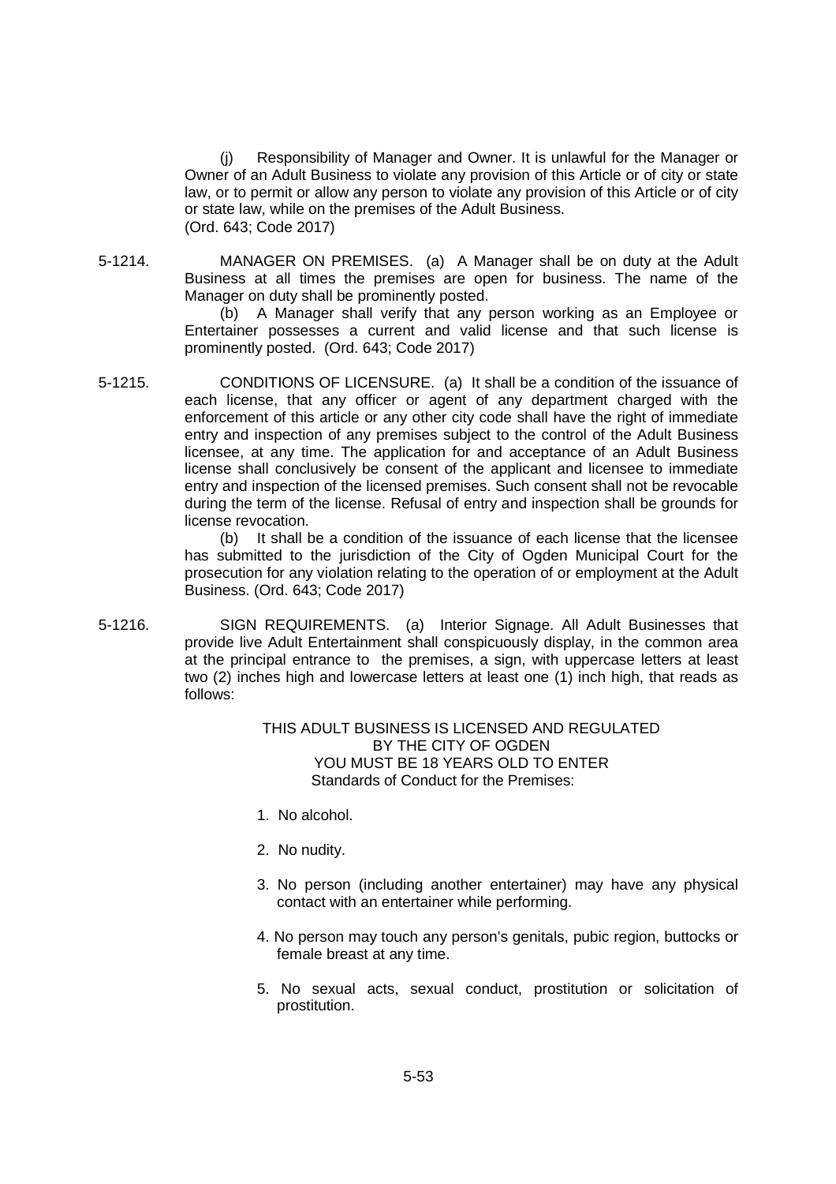(j) Responsibility of Manager and Owner. It is unlawful for the Manager or Owner of an Adult Business to violate any provision of this Article or of city or state law, or to permit or allow any person to violate any provision of this Article or of city or state law, while on the premises of the Adult Business.
(Ord. 643; Code 2017)

5-1214. MANAGER ON PREMISES. (a) A Manager shall be on duty at the Adult Business at all times the premises are open for business. The name of the Manager on duty shall be prominently posted.

(b) A Manager shall verify that any person working as an Employee or Entertainer possesses a current and valid license and that such license is prominently posted. (Ord. 643; Code 2017)

5-1215. CONDITIONS OF LICENSURE. (a) It shall be a condition of the issuance of each license, that any officer or agent of any department charged with the enforcement of this article or any other city code shall have the right of immediate entry and inspection of any premises subject to the control of the Adult Business licensee, at any time. The application for and acceptance of an Adult Business license shall conclusively be consent of the applicant and licensee to immediate entry and inspection of the licensed premises. Such consent shall not be revocable during the term of the license. Refusal of entry and inspection shall be grounds for license revocation.

(b) It shall be a condition of the issuance of each license that the licensee has submitted to the jurisdiction of the City of Ogden Municipal Court for the prosecution for any violation relating to the operation of or employment at the Adult Business. (Ord. 643; Code 2017)

5-1216. SIGN REQUIREMENTS. (a) Interior Signage. All Adult Businesses that provide live Adult Entertainment shall conspicuously display, in the common area at the principal entrance to the premises, a sign, with uppercase letters at least two (2) inches high and lowercase letters at least one (1) inch high, that reads as follows:

THIS ADULT BUSINESS IS LICENSED AND REGULATED
BY THE CITY OF OGDEN
YOU MUST BE 18 YEARS OLD TO ENTER
Standards of Conduct for the Premises:

1. No alcohol.

2. No nudity.

3. No person (including another entertainer) may have any physical contact with an entertainer while performing.

4. No person may touch any person's genitals, pubic region, buttocks or female breast at any time.

5. No sexual acts, sexual conduct, prostitution or solicitation of prostitution.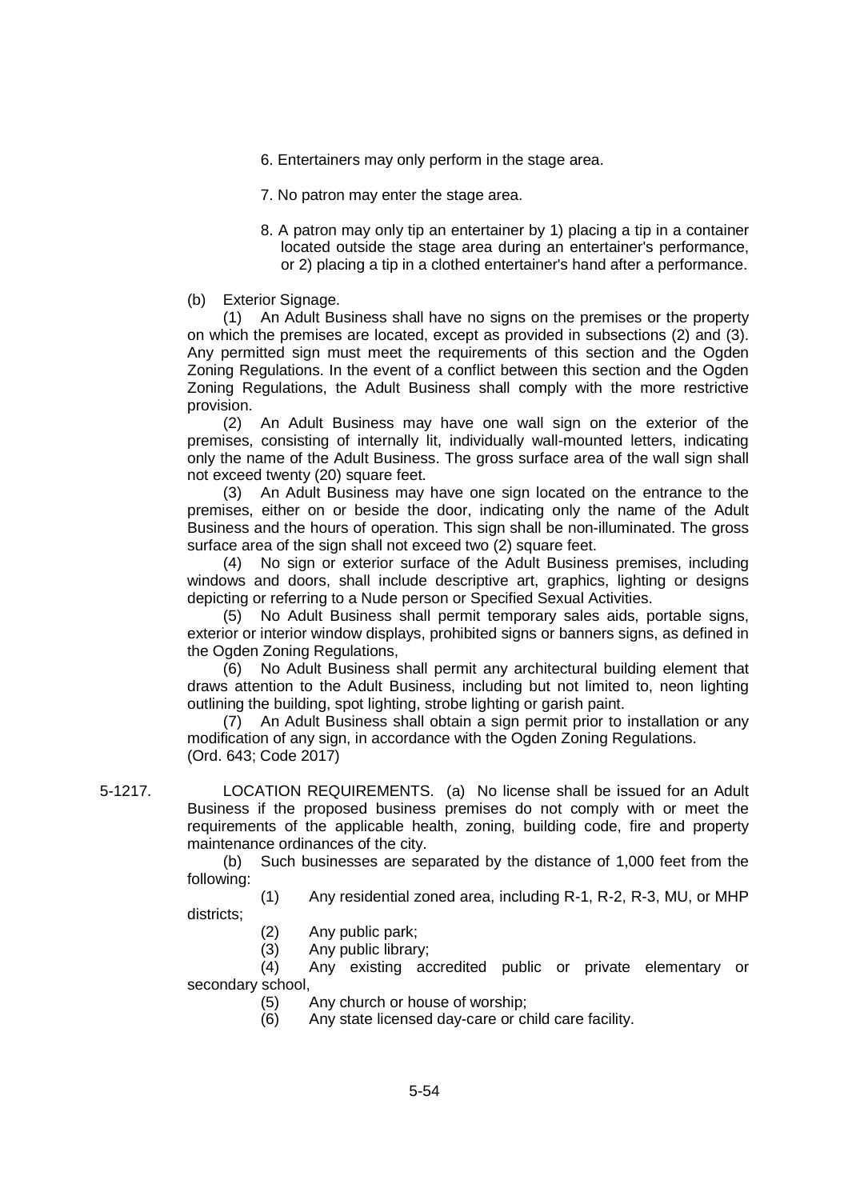6. Entertainers may only perform in the stage area.

7. No patron may enter the stage area.

8. A patron may only tip an entertainer by 1) placing a tip in a container located outside the stage area during an entertainer's performance, or 2) placing a tip in a clothed entertainer's hand after a performance.

(b) Exterior Signage.

(1) An Adult Business shall have no signs on the premises or the property on which the premises are located, except as provided in subsections (2) and (3). Any permitted sign must meet the requirements of this section and the Ogden Zoning Regulations. In the event of a conflict between this section and the Ogden Zoning Regulations, the Adult Business shall comply with the more restrictive provision.

(2) An Adult Business may have one wall sign on the exterior of the premises, consisting of internally lit, individually wall-mounted letters, indicating only the name of the Adult Business. The gross surface area of the wall sign shall not exceed twenty (20) square feet.

(3) An Adult Business may have one sign located on the entrance to the premises, either on or beside the door, indicating only the name of the Adult Business and the hours of operation. This sign shall be non-illuminated. The gross surface area of the sign shall not exceed two (2) square feet.

(4) No sign or exterior surface of the Adult Business premises, including windows and doors, shall include descriptive art, graphics, lighting or designs depicting or referring to a Nude person or Specified Sexual Activities.

(5) No Adult Business shall permit temporary sales aids, portable signs, exterior or interior window displays, prohibited signs or banners signs, as defined in the Ogden Zoning Regulations,

(6) No Adult Business shall permit any architectural building element that draws attention to the Adult Business, including but not limited to, neon lighting outlining the building, spot lighting, strobe lighting or garish paint.

(7) An Adult Business shall obtain a sign permit prior to installation or any modification of any sign, in accordance with the Ogden Zoning Regulations.
(Ord. 643; Code 2017)

5-1217. LOCATION REQUIREMENTS. (a) No license shall be issued for an Adult Business if the proposed business premises do not comply with or meet the requirements of the applicable health, zoning, building code, fire and property maintenance ordinances of the city.

(b) Such businesses are separated by the distance of 1,000 feet from the following:

(1) Any residential zoned area, including R-1, R-2, R-3, MU, or MHP districts;

(2) Any public park;

(3) Any public library;

(4) Any existing accredited public or private elementary or secondary school,

(5) Any church or house of worship;

(6) Any state licensed day-care or child care facility.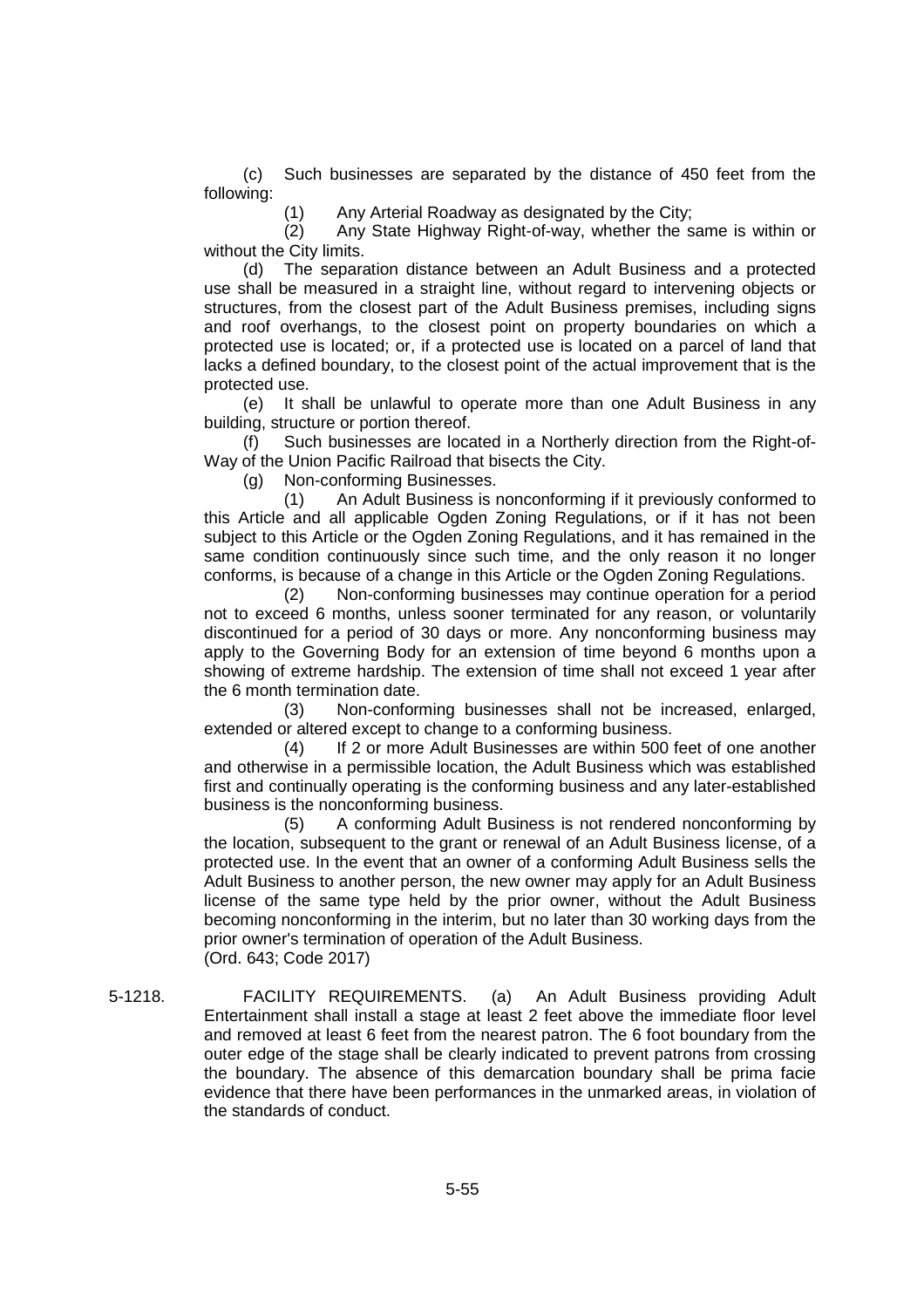(c) Such businesses are separated by the distance of 450 feet from the following:

(1) Any Arterial Roadway as designated by the City;

(2) Any State Highway Right-of-way, whether the same is within or without the City limits.

(d) The separation distance between an Adult Business and a protected use shall be measured in a straight line, without regard to intervening objects or structures, from the closest part of the Adult Business premises, including signs and roof overhangs, to the closest point on property boundaries on which a protected use is located; or, if a protected use is located on a parcel of land that lacks a defined boundary, to the closest point of the actual improvement that is the protected use.

(e) It shall be unlawful to operate more than one Adult Business in any building, structure or portion thereof.

(f) Such businesses are located in a Northerly direction from the Right-of-Way of the Union Pacific Railroad that bisects the City.

(g) Non-conforming Businesses.

(1) An Adult Business is nonconforming if it previously conformed to this Article and all applicable Ogden Zoning Regulations, or if it has not been subject to this Article or the Ogden Zoning Regulations, and it has remained in the same condition continuously since such time, and the only reason it no longer conforms, is because of a change in this Article or the Ogden Zoning Regulations.

(2) Non-conforming businesses may continue operation for a period not to exceed 6 months, unless sooner terminated for any reason, or voluntarily discontinued for a period of 30 days or more. Any nonconforming business may apply to the Governing Body for an extension of time beyond 6 months upon a showing of extreme hardship. The extension of time shall not exceed 1 year after the 6 month termination date.

(3) Non-conforming businesses shall not be increased, enlarged, extended or altered except to change to a conforming business.

(4) If 2 or more Adult Businesses are within 500 feet of one another and otherwise in a permissible location, the Adult Business which was established first and continually operating is the conforming business and any later-established business is the nonconforming business.

(5) A conforming Adult Business is not rendered nonconforming by the location, subsequent to the grant or renewal of an Adult Business license, of a protected use. In the event that an owner of a conforming Adult Business sells the Adult Business to another person, the new owner may apply for an Adult Business license of the same type held by the prior owner, without the Adult Business becoming nonconforming in the interim, but no later than 30 working days from the prior owner's termination of operation of the Adult Business.

(Ord. 643; Code 2017)

5-1218. FACILITY REQUIREMENTS. (a) An Adult Business providing Adult Entertainment shall install a stage at least 2 feet above the immediate floor level and removed at least 6 feet from the nearest patron. The 6 foot boundary from the outer edge of the stage shall be clearly indicated to prevent patrons from crossing the boundary. The absence of this demarcation boundary shall be prima facie evidence that there have been performances in the unmarked areas, in violation of the standards of conduct.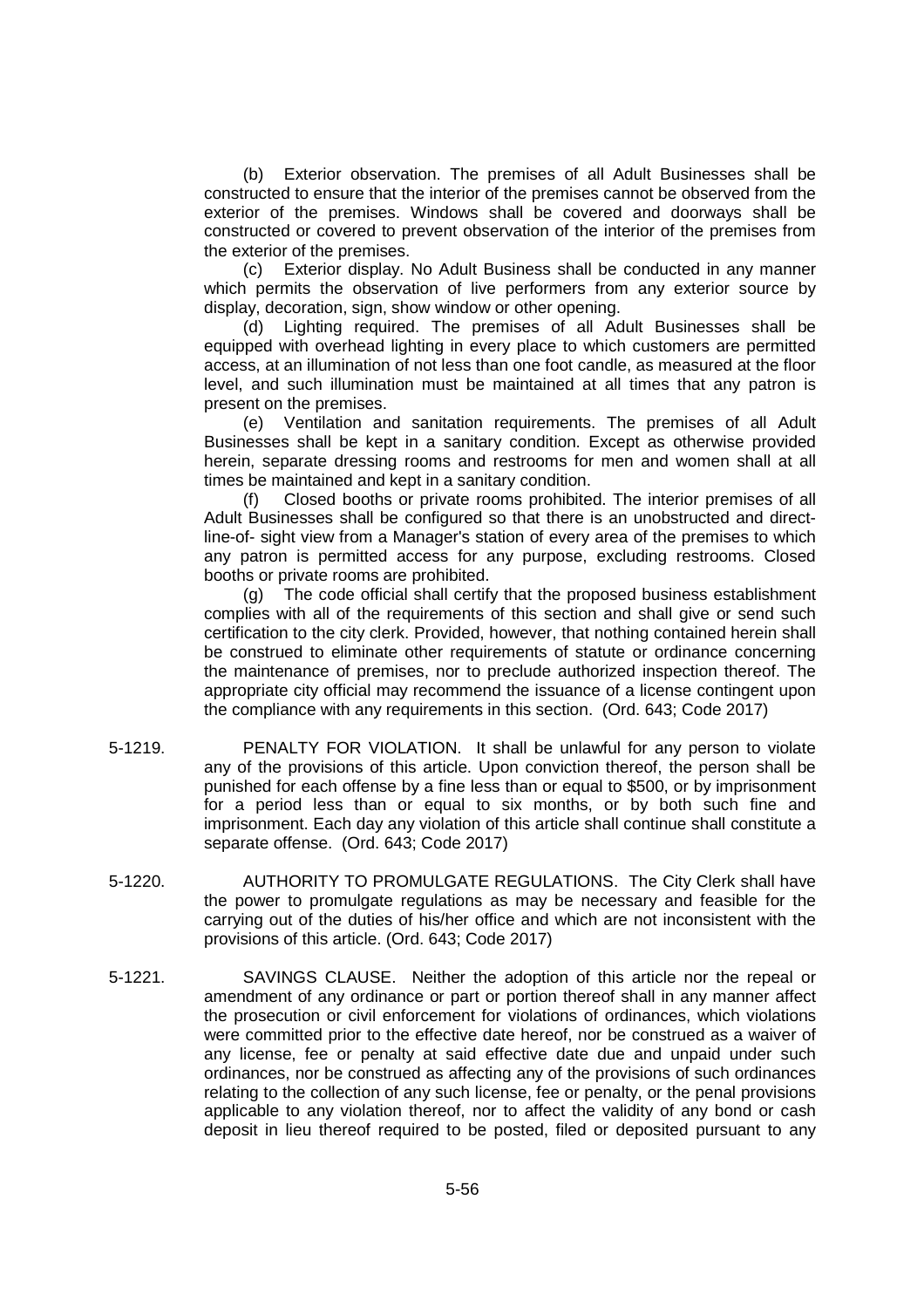(b) Exterior observation. The premises of all Adult Businesses shall be constructed to ensure that the interior of the premises cannot be observed from the exterior of the premises. Windows shall be covered and doorways shall be constructed or covered to prevent observation of the interior of the premises from the exterior of the premises.

(c) Exterior display. No Adult Business shall be conducted in any manner which permits the observation of live performers from any exterior source by display, decoration, sign, show window or other opening.

(d) Lighting required. The premises of all Adult Businesses shall be equipped with overhead lighting in every place to which customers are permitted access, at an illumination of not less than one foot candle, as measured at the floor level, and such illumination must be maintained at all times that any patron is present on the premises.

(e) Ventilation and sanitation requirements. The premises of all Adult Businesses shall be kept in a sanitary condition. Except as otherwise provided herein, separate dressing rooms and restrooms for men and women shall at all times be maintained and kept in a sanitary condition.

(f) Closed booths or private rooms prohibited. The interior premises of all Adult Businesses shall be configured so that there is an unobstructed and direct-line-of- sight view from a Manager's station of every area of the premises to which any patron is permitted access for any purpose, excluding restrooms. Closed booths or private rooms are prohibited.

(g) The code official shall certify that the proposed business establishment complies with all of the requirements of this section and shall give or send such certification to the city clerk. Provided, however, that nothing contained herein shall be construed to eliminate other requirements of statute or ordinance concerning the maintenance of premises, nor to preclude authorized inspection thereof. The appropriate city official may recommend the issuance of a license contingent upon the compliance with any requirements in this section. (Ord. 643; Code 2017)

5-1219. PENALTY FOR VIOLATION. It shall be unlawful for any person to violate any of the provisions of this article. Upon conviction thereof, the person shall be punished for each offense by a fine less than or equal to $500, or by imprisonment for a period less than or equal to six months, or by both such fine and imprisonment. Each day any violation of this article shall continue shall constitute a separate offense. (Ord. 643; Code 2017)

5-1220. AUTHORITY TO PROMULGATE REGULATIONS. The City Clerk shall have the power to promulgate regulations as may be necessary and feasible for the carrying out of the duties of his/her office and which are not inconsistent with the provisions of this article. (Ord. 643; Code 2017)

5-1221. SAVINGS CLAUSE. Neither the adoption of this article nor the repeal or amendment of any ordinance or part or portion thereof shall in any manner affect the prosecution or civil enforcement for violations of ordinances, which violations were committed prior to the effective date hereof, nor be construed as a waiver of any license, fee or penalty at said effective date due and unpaid under such ordinances, nor be construed as affecting any of the provisions of such ordinances relating to the collection of any such license, fee or penalty, or the penal provisions applicable to any violation thereof, nor to affect the validity of any bond or cash deposit in lieu thereof required to be posted, filed or deposited pursuant to any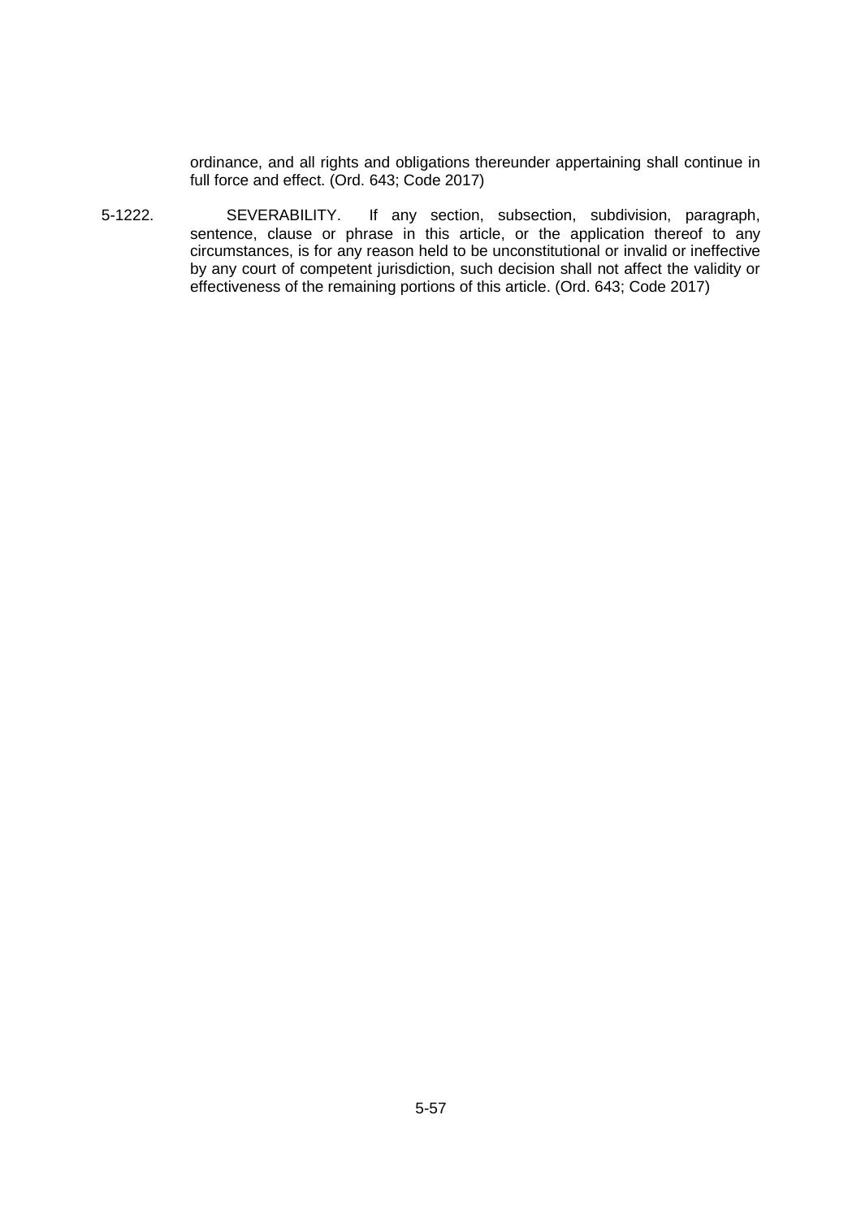ordinance, and all rights and obligations thereunder appertaining shall continue in full force and effect. (Ord. 643; Code 2017)

5-1222. SEVERABILITY. If any section, subsection, subdivision, paragraph, sentence, clause or phrase in this article, or the application thereof to any circumstances, is for any reason held to be unconstitutional or invalid or ineffective by any court of competent jurisdiction, such decision shall not affect the validity or effectiveness of the remaining portions of this article. (Ord. 643; Code 2017)